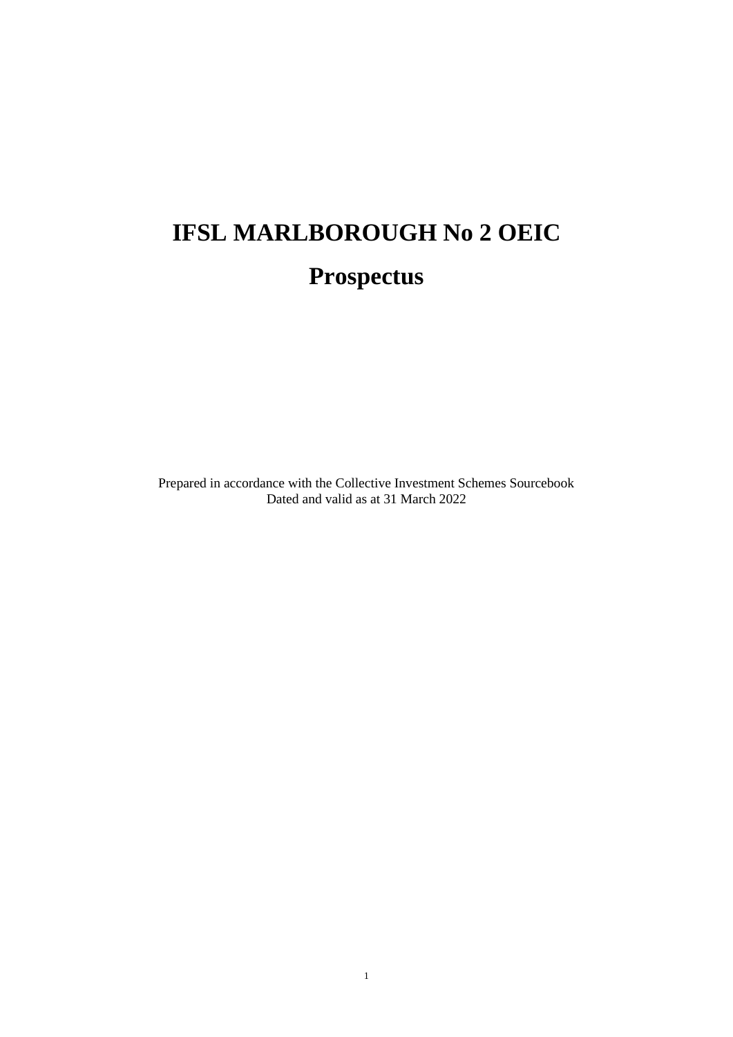# IFSL MARLBOROUGH No 2 OEIC

# Prospectus

Prepared in accordance with the Collective Investment Schemes Sourcebook
Dated and valid as at 31 March 2022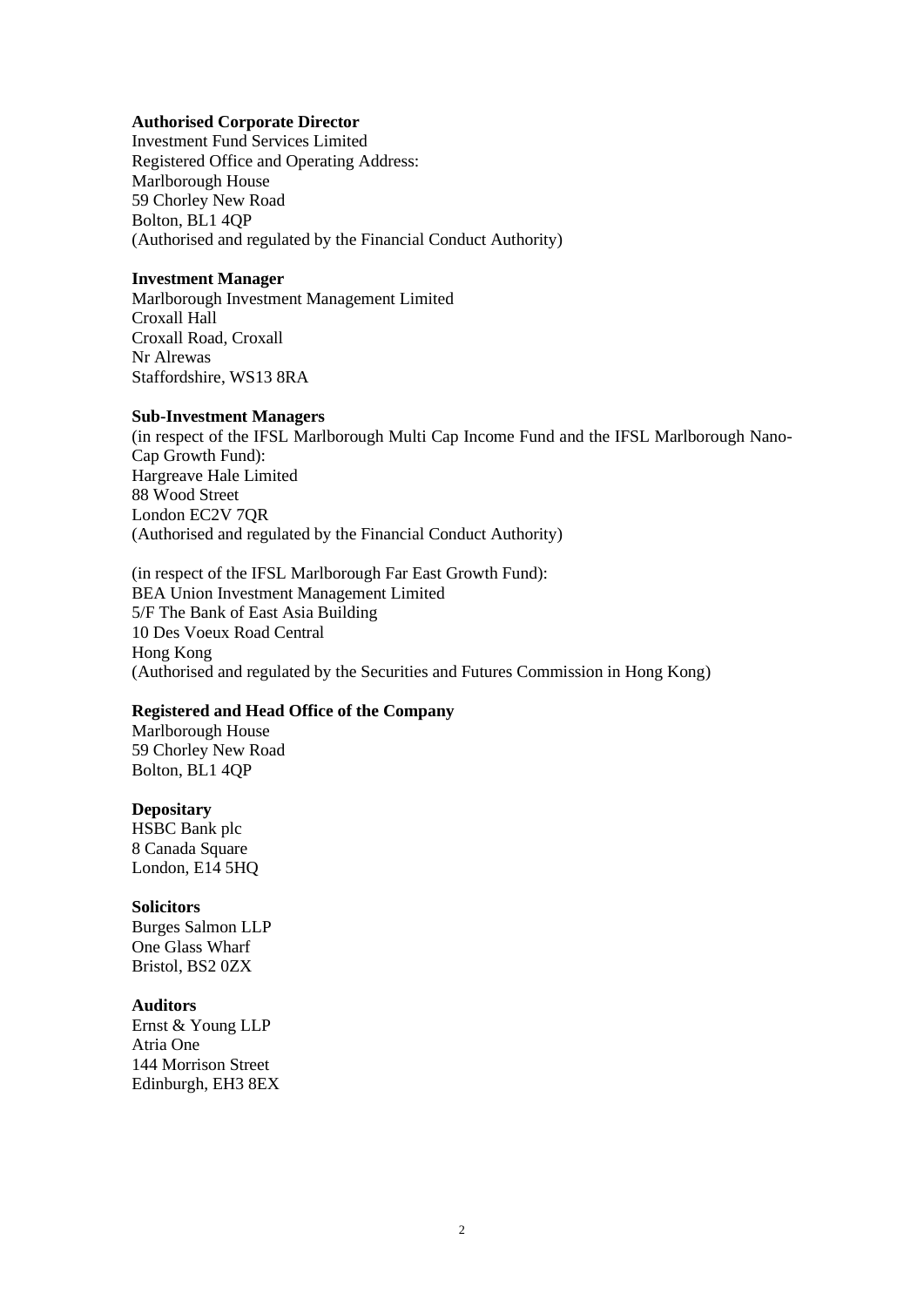**Authorised Corporate Director**
Investment Fund Services Limited
Registered Office and Operating Address:
Marlborough House
59 Chorley New Road
Bolton, BL1 4QP
(Authorised and regulated by the Financial Conduct Authority)

**Investment Manager**
Marlborough Investment Management Limited
Croxall Hall
Croxall Road, Croxall
Nr Alrewas
Staffordshire, WS13 8RA

**Sub-Investment Managers**
(in respect of the IFSL Marlborough Multi Cap Income Fund and the IFSL Marlborough Nano-Cap Growth Fund):
Hargreave Hale Limited
88 Wood Street
London EC2V 7QR
(Authorised and regulated by the Financial Conduct Authority)

(in respect of the IFSL Marlborough Far East Growth Fund):
BEA Union Investment Management Limited
5/F The Bank of East Asia Building
10 Des Voeux Road Central
Hong Kong
(Authorised and regulated by the Securities and Futures Commission in Hong Kong)

**Registered and Head Office of the Company**
Marlborough House
59 Chorley New Road
Bolton, BL1 4QP

**Depositary**
HSBC Bank plc
8 Canada Square
London, E14 5HQ

**Solicitors**
Burges Salmon LLP
One Glass Wharf
Bristol, BS2 0ZX

**Auditors**
Ernst & Young LLP
Atria One
144 Morrison Street
Edinburgh, EH3 8EX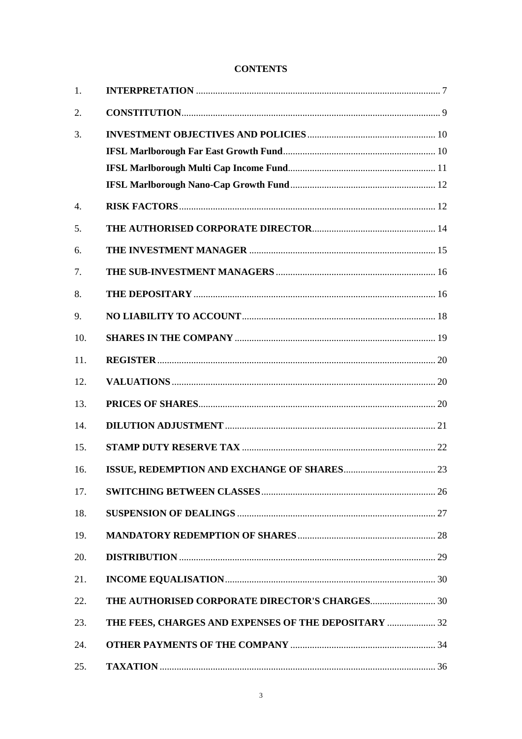**CONTENTS**

| | | |
|---|---|---|
| 1. | **INTERPRETATION** | 7 |
| 2. | **CONSTITUTION** | 9 |
| 3. | **INVESTMENT OBJECTIVES AND POLICIES** | 10 |
| | **IFSL Marlborough Far East Growth Fund** | 10 |
| | **IFSL Marlborough Multi Cap Income Fund** | 11 |
| | **IFSL Marlborough Nano-Cap Growth Fund** | 12 |
| 4. | **RISK FACTORS** | 12 |
| 5. | **THE AUTHORISED CORPORATE DIRECTOR** | 14 |
| 6. | **THE INVESTMENT MANAGER** | 15 |
| 7. | **THE SUB-INVESTMENT MANAGERS** | 16 |
| 8. | **THE DEPOSITARY** | 16 |
| 9. | **NO LIABILITY TO ACCOUNT** | 18 |
| 10. | **SHARES IN THE COMPANY** | 19 |
| 11. | **REGISTER** | 20 |
| 12. | **VALUATIONS** | 20 |
| 13. | **PRICES OF SHARES** | 20 |
| 14. | **DILUTION ADJUSTMENT** | 21 |
| 15. | **STAMP DUTY RESERVE TAX** | 22 |
| 16. | **ISSUE, REDEMPTION AND EXCHANGE OF SHARES** | 23 |
| 17. | **SWITCHING BETWEEN CLASSES** | 26 |
| 18. | **SUSPENSION OF DEALINGS** | 27 |
| 19. | **MANDATORY REDEMPTION OF SHARES** | 28 |
| 20. | **DISTRIBUTION** | 29 |
| 21. | **INCOME EQUALISATION** | 30 |
| 22. | **THE AUTHORISED CORPORATE DIRECTOR'S CHARGES** | 30 |
| 23. | **THE FEES, CHARGES AND EXPENSES OF THE DEPOSITARY** | 32 |
| 24. | **OTHER PAYMENTS OF THE COMPANY** | 34 |
| 25. | **TAXATION** | 36 |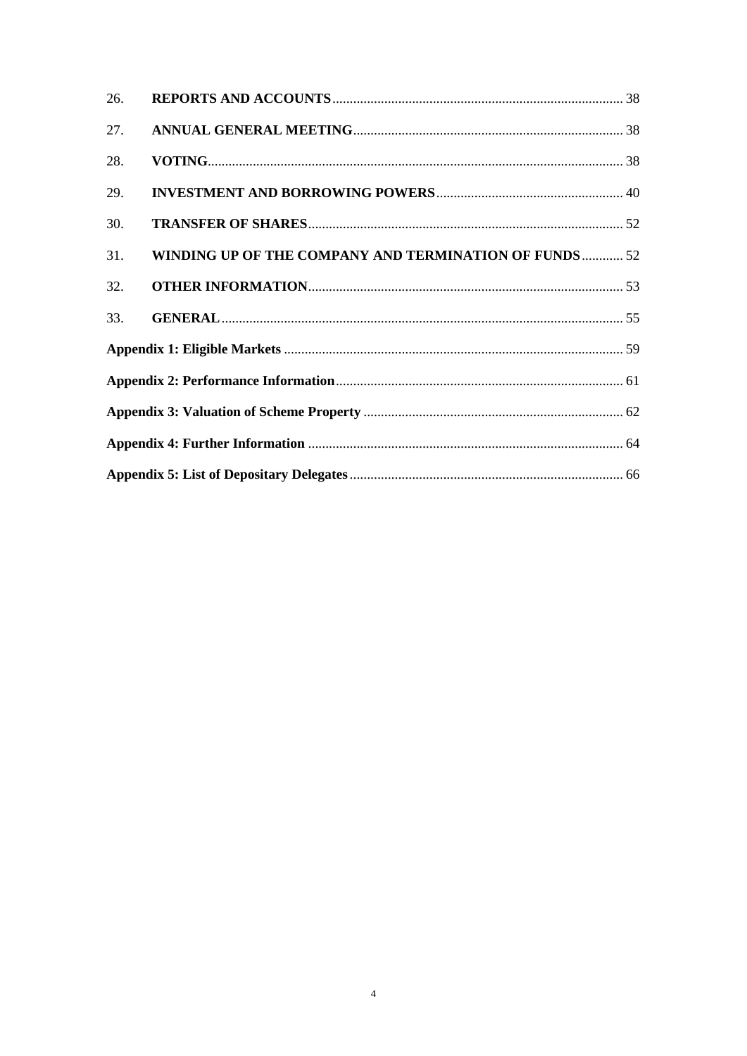| | | |
|---|---|---|
| 26. | **REPORTS AND ACCOUNTS** | 38 |
| 27. | **ANNUAL GENERAL MEETING** | 38 |
| 28. | **VOTING** | 38 |
| 29. | **INVESTMENT AND BORROWING POWERS** | 40 |
| 30. | **TRANSFER OF SHARES** | 52 |
| 31. | **WINDING UP OF THE COMPANY AND TERMINATION OF FUNDS** | 52 |
| 32. | **OTHER INFORMATION** | 53 |
| 33. | **GENERAL** | 55 |
| **Appendix 1: Eligible Markets** | | 59 |
| **Appendix 2: Performance Information** | | 61 |
| **Appendix 3: Valuation of Scheme Property** | | 62 |
| **Appendix 4: Further Information** | | 64 |
| **Appendix 5: List of Depositary Delegates** | | 66 |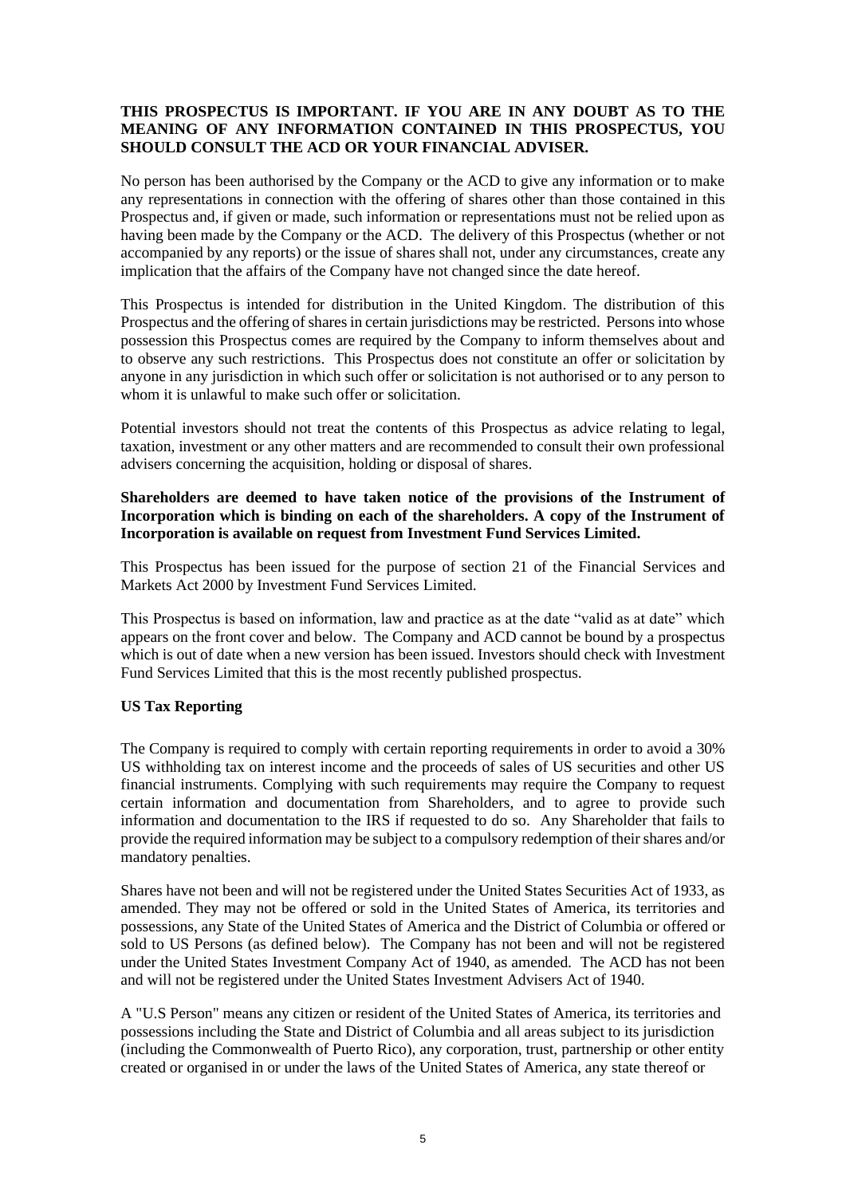**THIS PROSPECTUS IS IMPORTANT. IF YOU ARE IN ANY DOUBT AS TO THE MEANING OF ANY INFORMATION CONTAINED IN THIS PROSPECTUS, YOU SHOULD CONSULT THE ACD OR YOUR FINANCIAL ADVISER.**

No person has been authorised by the Company or the ACD to give any information or to make any representations in connection with the offering of shares other than those contained in this Prospectus and, if given or made, such information or representations must not be relied upon as having been made by the Company or the ACD. The delivery of this Prospectus (whether or not accompanied by any reports) or the issue of shares shall not, under any circumstances, create any implication that the affairs of the Company have not changed since the date hereof.

This Prospectus is intended for distribution in the United Kingdom. The distribution of this Prospectus and the offering of shares in certain jurisdictions may be restricted. Persons into whose possession this Prospectus comes are required by the Company to inform themselves about and to observe any such restrictions. This Prospectus does not constitute an offer or solicitation by anyone in any jurisdiction in which such offer or solicitation is not authorised or to any person to whom it is unlawful to make such offer or solicitation.

Potential investors should not treat the contents of this Prospectus as advice relating to legal, taxation, investment or any other matters and are recommended to consult their own professional advisers concerning the acquisition, holding or disposal of shares.

**Shareholders are deemed to have taken notice of the provisions of the Instrument of Incorporation which is binding on each of the shareholders. A copy of the Instrument of Incorporation is available on request from Investment Fund Services Limited.**

This Prospectus has been issued for the purpose of section 21 of the Financial Services and Markets Act 2000 by Investment Fund Services Limited.

This Prospectus is based on information, law and practice as at the date "valid as at date" which appears on the front cover and below. The Company and ACD cannot be bound by a prospectus which is out of date when a new version has been issued. Investors should check with Investment Fund Services Limited that this is the most recently published prospectus.

**US Tax Reporting**

The Company is required to comply with certain reporting requirements in order to avoid a 30% US withholding tax on interest income and the proceeds of sales of US securities and other US financial instruments. Complying with such requirements may require the Company to request certain information and documentation from Shareholders, and to agree to provide such information and documentation to the IRS if requested to do so. Any Shareholder that fails to provide the required information may be subject to a compulsory redemption of their shares and/or mandatory penalties.

Shares have not been and will not be registered under the United States Securities Act of 1933, as amended. They may not be offered or sold in the United States of America, its territories and possessions, any State of the United States of America and the District of Columbia or offered or sold to US Persons (as defined below). The Company has not been and will not be registered under the United States Investment Company Act of 1940, as amended. The ACD has not been and will not be registered under the United States Investment Advisers Act of 1940.

A "U.S Person" means any citizen or resident of the United States of America, its territories and possessions including the State and District of Columbia and all areas subject to its jurisdiction (including the Commonwealth of Puerto Rico), any corporation, trust, partnership or other entity created or organised in or under the laws of the United States of America, any state thereof or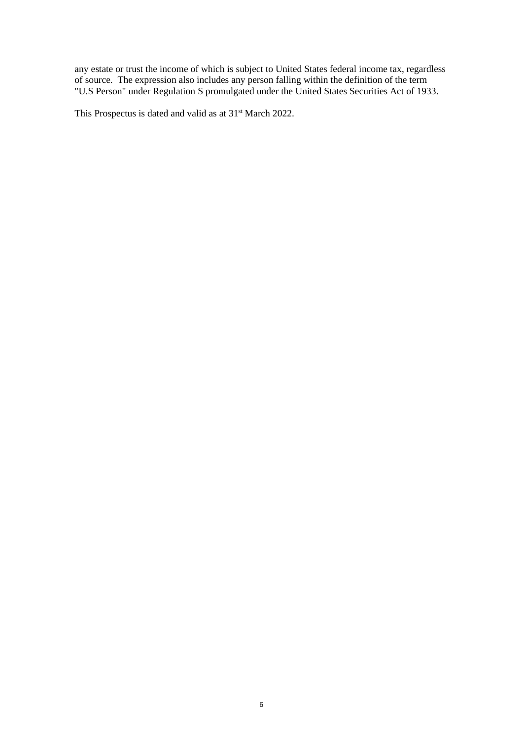any estate or trust the income of which is subject to United States federal income tax, regardless of source. The expression also includes any person falling within the definition of the term "U.S Person" under Regulation S promulgated under the United States Securities Act of 1933.

This Prospectus is dated and valid as at 31st March 2022.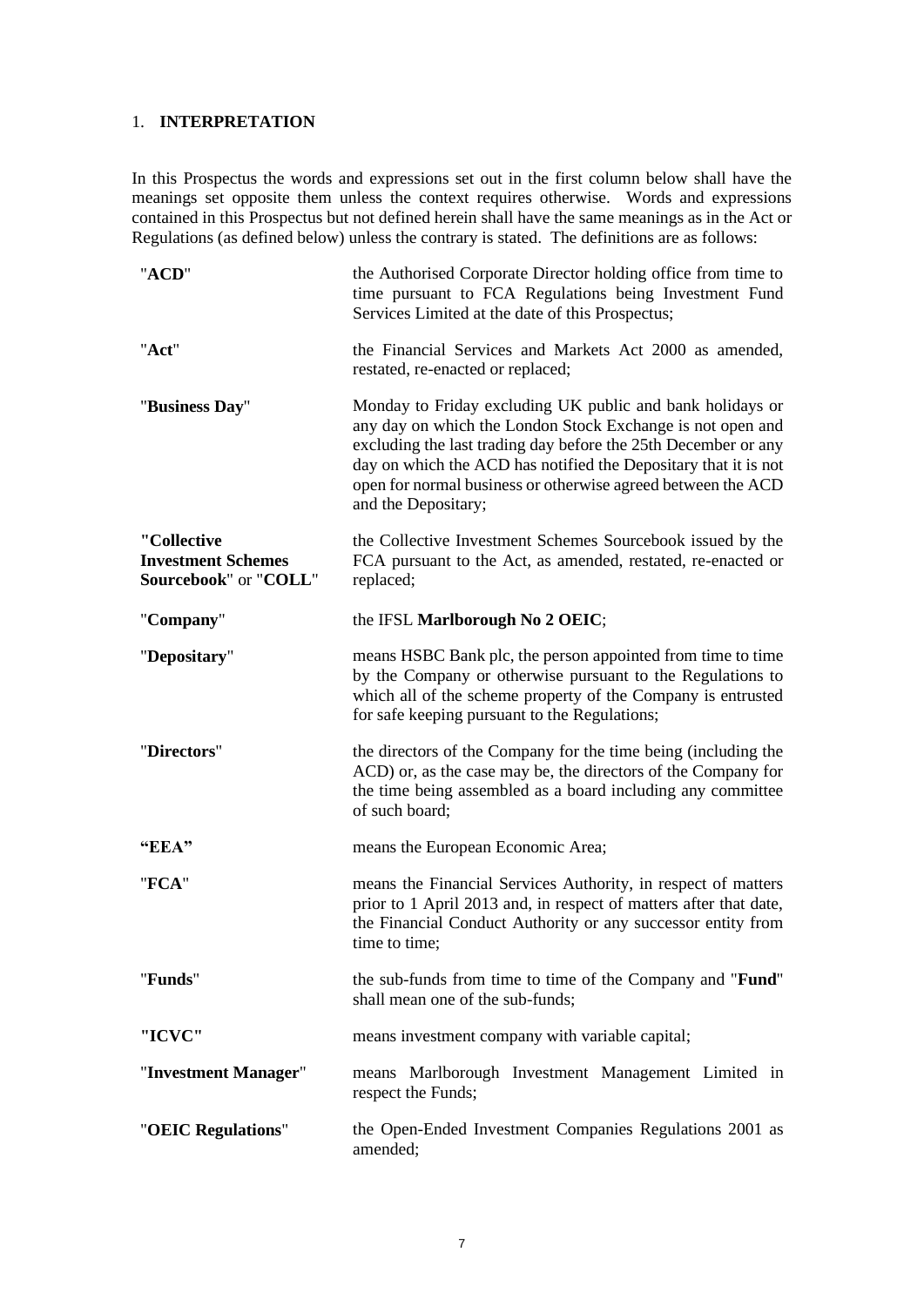## 1. INTERPRETATION

In this Prospectus the words and expressions set out in the first column below shall have the meanings set opposite them unless the context requires otherwise. Words and expressions contained in this Prospectus but not defined herein shall have the same meanings as in the Act or Regulations (as defined below) unless the contrary is stated. The definitions are as follows:

| | |
|---|---|
| "**ACD**" | the Authorised Corporate Director holding office from time to time pursuant to FCA Regulations being Investment Fund Services Limited at the date of this Prospectus; |
| "**Act**" | the Financial Services and Markets Act 2000 as amended, restated, re-enacted or replaced; |
| "**Business Day**" | Monday to Friday excluding UK public and bank holidays or any day on which the London Stock Exchange is not open and excluding the last trading day before the 25th December or any day on which the ACD has notified the Depositary that it is not open for normal business or otherwise agreed between the ACD and the Depositary; |
| "**Collective Investment Schemes Sourcebook**" or "**COLL**" | the Collective Investment Schemes Sourcebook issued by the FCA pursuant to the Act, as amended, restated, re-enacted or replaced; |
| "**Company**" | the IFSL **Marlborough No 2 OEIC**; |
| "**Depositary**" | means HSBC Bank plc, the person appointed from time to time by the Company or otherwise pursuant to the Regulations to which all of the scheme property of the Company is entrusted for safe keeping pursuant to the Regulations; |
| "**Directors**" | the directors of the Company for the time being (including the ACD) or, as the case may be, the directors of the Company for the time being assembled as a board including any committee of such board; |
| **"EEA"** | means the European Economic Area; |
| "**FCA**" | means the Financial Services Authority, in respect of matters prior to 1 April 2013 and, in respect of matters after that date, the Financial Conduct Authority or any successor entity from time to time; |
| "**Funds**" | the sub-funds from time to time of the Company and "**Fund**" shall mean one of the sub-funds; |
| **"ICVC"** | means investment company with variable capital; |
| "**Investment Manager**" | means Marlborough Investment Management Limited in respect the Funds; |
| "**OEIC Regulations**" | the Open-Ended Investment Companies Regulations 2001 as amended; |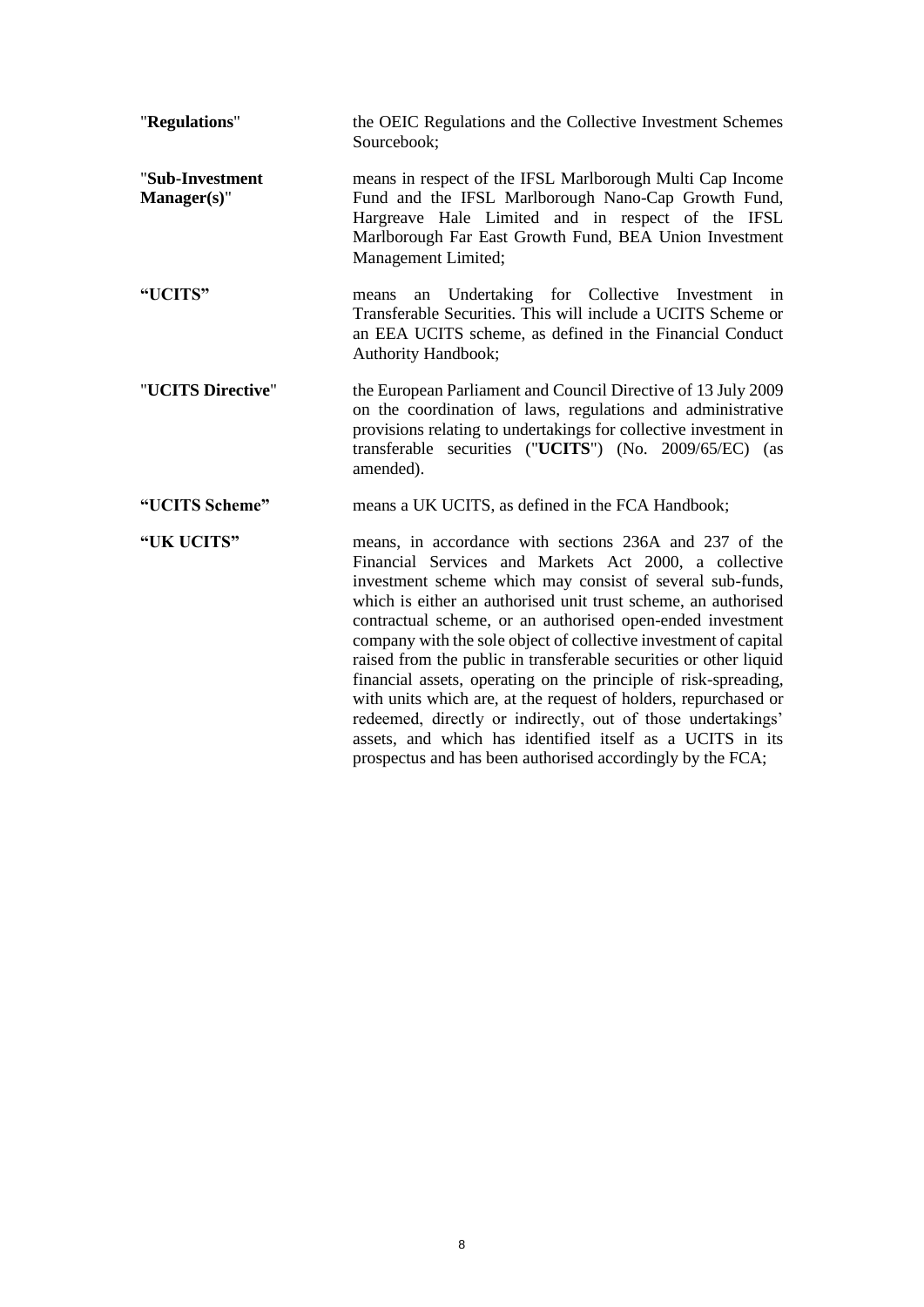| | |
|---|---|
| "**Regulations**" | the OEIC Regulations and the Collective Investment Schemes Sourcebook; |
| "**Sub-Investment Manager(s)**" | means in respect of the IFSL Marlborough Multi Cap Income Fund and the IFSL Marlborough Nano-Cap Growth Fund, Hargreave Hale Limited and in respect of the IFSL Marlborough Far East Growth Fund, BEA Union Investment Management Limited; |
| **"UCITS"** | means an Undertaking for Collective Investment in Transferable Securities. This will include a UCITS Scheme or an EEA UCITS scheme, as defined in the Financial Conduct Authority Handbook; |
| "**UCITS Directive**" | the European Parliament and Council Directive of 13 July 2009 on the coordination of laws, regulations and administrative provisions relating to undertakings for collective investment in transferable securities ("**UCITS**") (No. 2009/65/EC) (as amended). |
| **"UCITS Scheme"** | means a UK UCITS, as defined in the FCA Handbook; |
| **"UK UCITS"** | means, in accordance with sections 236A and 237 of the Financial Services and Markets Act 2000, a collective investment scheme which may consist of several sub-funds, which is either an authorised unit trust scheme, an authorised contractual scheme, or an authorised open-ended investment company with the sole object of collective investment of capital raised from the public in transferable securities or other liquid financial assets, operating on the principle of risk-spreading, with units which are, at the request of holders, repurchased or redeemed, directly or indirectly, out of those undertakings' assets, and which has identified itself as a UCITS in its prospectus and has been authorised accordingly by the FCA; |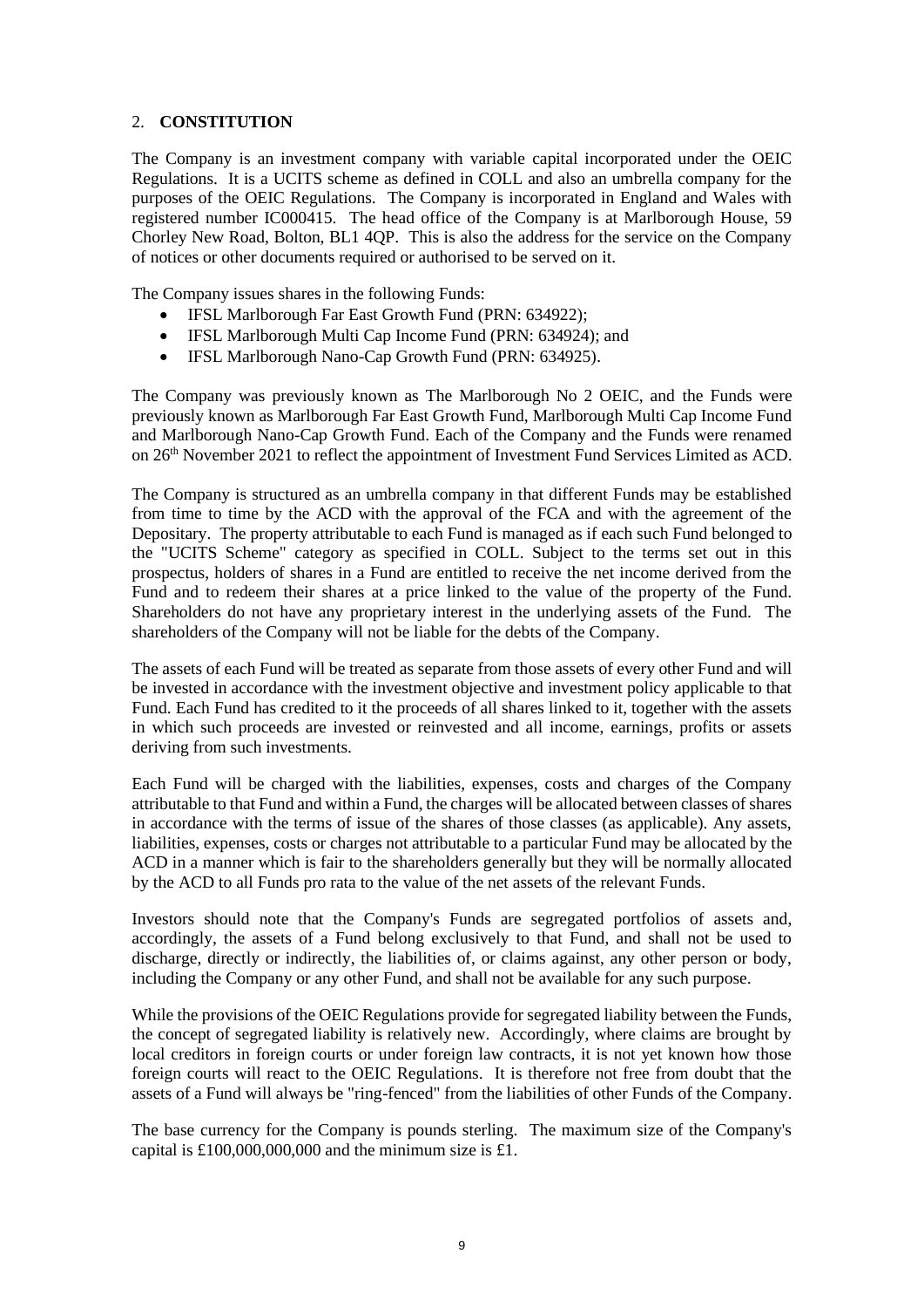## 2. CONSTITUTION

The Company is an investment company with variable capital incorporated under the OEIC Regulations. It is a UCITS scheme as defined in COLL and also an umbrella company for the purposes of the OEIC Regulations. The Company is incorporated in England and Wales with registered number IC000415. The head office of the Company is at Marlborough House, 59 Chorley New Road, Bolton, BL1 4QP. This is also the address for the service on the Company of notices or other documents required or authorised to be served on it.

The Company issues shares in the following Funds:

- IFSL Marlborough Far East Growth Fund (PRN: 634922);
- IFSL Marlborough Multi Cap Income Fund (PRN: 634924); and
- IFSL Marlborough Nano-Cap Growth Fund (PRN: 634925).

The Company was previously known as The Marlborough No 2 OEIC, and the Funds were previously known as Marlborough Far East Growth Fund, Marlborough Multi Cap Income Fund and Marlborough Nano-Cap Growth Fund. Each of the Company and the Funds were renamed on 26th November 2021 to reflect the appointment of Investment Fund Services Limited as ACD.

The Company is structured as an umbrella company in that different Funds may be established from time to time by the ACD with the approval of the FCA and with the agreement of the Depositary. The property attributable to each Fund is managed as if each such Fund belonged to the "UCITS Scheme" category as specified in COLL. Subject to the terms set out in this prospectus, holders of shares in a Fund are entitled to receive the net income derived from the Fund and to redeem their shares at a price linked to the value of the property of the Fund. Shareholders do not have any proprietary interest in the underlying assets of the Fund. The shareholders of the Company will not be liable for the debts of the Company.

The assets of each Fund will be treated as separate from those assets of every other Fund and will be invested in accordance with the investment objective and investment policy applicable to that Fund. Each Fund has credited to it the proceeds of all shares linked to it, together with the assets in which such proceeds are invested or reinvested and all income, earnings, profits or assets deriving from such investments.

Each Fund will be charged with the liabilities, expenses, costs and charges of the Company attributable to that Fund and within a Fund, the charges will be allocated between classes of shares in accordance with the terms of issue of the shares of those classes (as applicable). Any assets, liabilities, expenses, costs or charges not attributable to a particular Fund may be allocated by the ACD in a manner which is fair to the shareholders generally but they will be normally allocated by the ACD to all Funds pro rata to the value of the net assets of the relevant Funds.

Investors should note that the Company's Funds are segregated portfolios of assets and, accordingly, the assets of a Fund belong exclusively to that Fund, and shall not be used to discharge, directly or indirectly, the liabilities of, or claims against, any other person or body, including the Company or any other Fund, and shall not be available for any such purpose.

While the provisions of the OEIC Regulations provide for segregated liability between the Funds, the concept of segregated liability is relatively new. Accordingly, where claims are brought by local creditors in foreign courts or under foreign law contracts, it is not yet known how those foreign courts will react to the OEIC Regulations. It is therefore not free from doubt that the assets of a Fund will always be "ring-fenced" from the liabilities of other Funds of the Company.

The base currency for the Company is pounds sterling. The maximum size of the Company's capital is £100,000,000,000 and the minimum size is £1.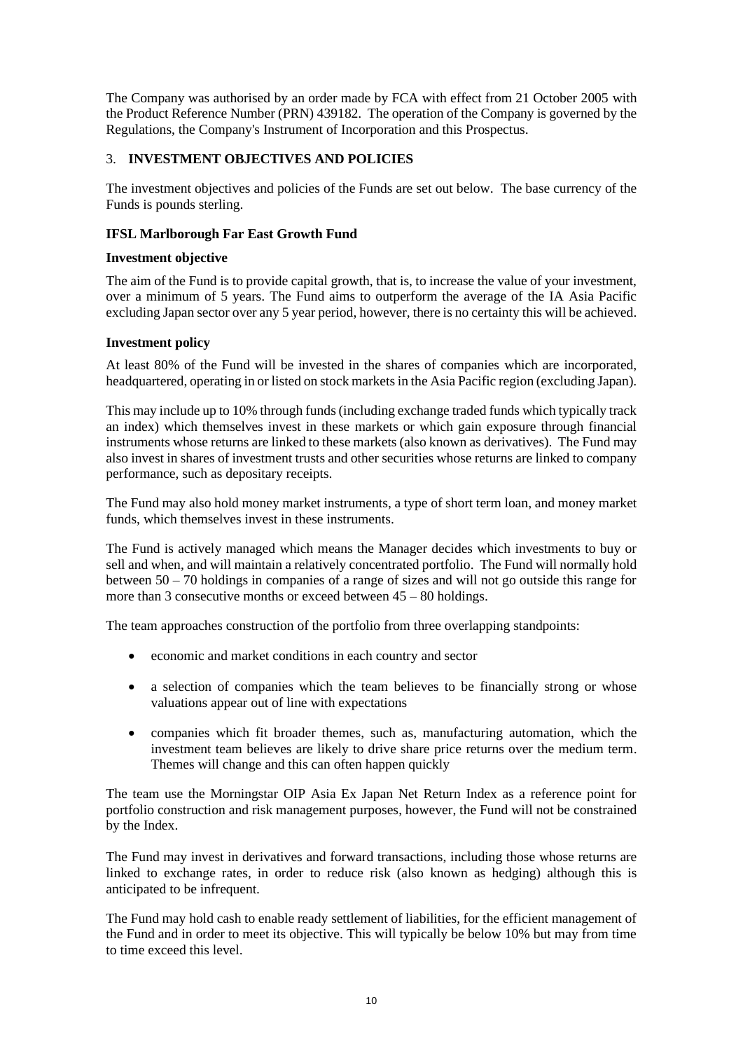The Company was authorised by an order made by FCA with effect from 21 October 2005 with the Product Reference Number (PRN) 439182. The operation of the Company is governed by the Regulations, the Company's Instrument of Incorporation and this Prospectus.

## 3. INVESTMENT OBJECTIVES AND POLICIES

The investment objectives and policies of the Funds are set out below. The base currency of the Funds is pounds sterling.

### IFSL Marlborough Far East Growth Fund

**Investment objective**

The aim of the Fund is to provide capital growth, that is, to increase the value of your investment, over a minimum of 5 years. The Fund aims to outperform the average of the IA Asia Pacific excluding Japan sector over any 5 year period, however, there is no certainty this will be achieved.

**Investment policy**

At least 80% of the Fund will be invested in the shares of companies which are incorporated, headquartered, operating in or listed on stock markets in the Asia Pacific region (excluding Japan).

This may include up to 10% through funds (including exchange traded funds which typically track an index) which themselves invest in these markets or which gain exposure through financial instruments whose returns are linked to these markets (also known as derivatives). The Fund may also invest in shares of investment trusts and other securities whose returns are linked to company performance, such as depositary receipts.

The Fund may also hold money market instruments, a type of short term loan, and money market funds, which themselves invest in these instruments.

The Fund is actively managed which means the Manager decides which investments to buy or sell and when, and will maintain a relatively concentrated portfolio. The Fund will normally hold between 50 – 70 holdings in companies of a range of sizes and will not go outside this range for more than 3 consecutive months or exceed between 45 – 80 holdings.

The team approaches construction of the portfolio from three overlapping standpoints:

- economic and market conditions in each country and sector
- a selection of companies which the team believes to be financially strong or whose valuations appear out of line with expectations
- companies which fit broader themes, such as, manufacturing automation, which the investment team believes are likely to drive share price returns over the medium term. Themes will change and this can often happen quickly

The team use the Morningstar OIP Asia Ex Japan Net Return Index as a reference point for portfolio construction and risk management purposes, however, the Fund will not be constrained by the Index.

The Fund may invest in derivatives and forward transactions, including those whose returns are linked to exchange rates, in order to reduce risk (also known as hedging) although this is anticipated to be infrequent.

The Fund may hold cash to enable ready settlement of liabilities, for the efficient management of the Fund and in order to meet its objective. This will typically be below 10% but may from time to time exceed this level.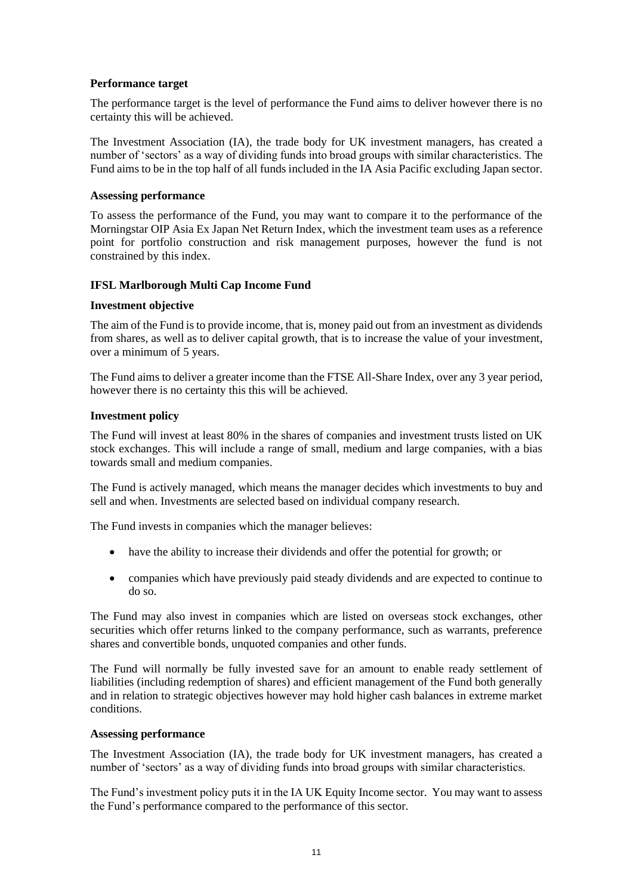**Performance target**

The performance target is the level of performance the Fund aims to deliver however there is no certainty this will be achieved.

The Investment Association (IA), the trade body for UK investment managers, has created a number of 'sectors' as a way of dividing funds into broad groups with similar characteristics. The Fund aims to be in the top half of all funds included in the IA Asia Pacific excluding Japan sector.

**Assessing performance**

To assess the performance of the Fund, you may want to compare it to the performance of the Morningstar OIP Asia Ex Japan Net Return Index, which the investment team uses as a reference point for portfolio construction and risk management purposes, however the fund is not constrained by this index.

## IFSL Marlborough Multi Cap Income Fund

**Investment objective**

The aim of the Fund is to provide income, that is, money paid out from an investment as dividends from shares, as well as to deliver capital growth, that is to increase the value of your investment, over a minimum of 5 years.

The Fund aims to deliver a greater income than the FTSE All-Share Index, over any 3 year period, however there is no certainty this this will be achieved.

**Investment policy**

The Fund will invest at least 80% in the shares of companies and investment trusts listed on UK stock exchanges. This will include a range of small, medium and large companies, with a bias towards small and medium companies.

The Fund is actively managed, which means the manager decides which investments to buy and sell and when. Investments are selected based on individual company research.

The Fund invests in companies which the manager believes:

- have the ability to increase their dividends and offer the potential for growth; or
- companies which have previously paid steady dividends and are expected to continue to do so.

The Fund may also invest in companies which are listed on overseas stock exchanges, other securities which offer returns linked to the company performance, such as warrants, preference shares and convertible bonds, unquoted companies and other funds.

The Fund will normally be fully invested save for an amount to enable ready settlement of liabilities (including redemption of shares) and efficient management of the Fund both generally and in relation to strategic objectives however may hold higher cash balances in extreme market conditions.

**Assessing performance**

The Investment Association (IA), the trade body for UK investment managers, has created a number of 'sectors' as a way of dividing funds into broad groups with similar characteristics.

The Fund's investment policy puts it in the IA UK Equity Income sector. You may want to assess the Fund's performance compared to the performance of this sector.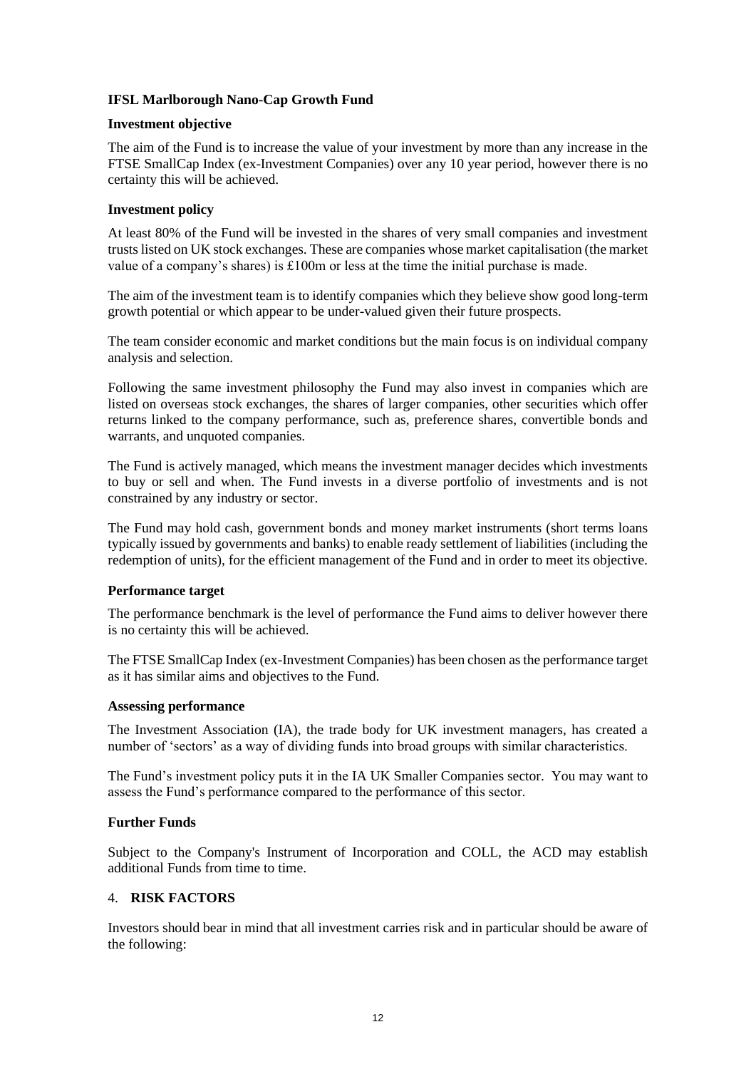**IFSL Marlborough Nano-Cap Growth Fund**

**Investment objective**

The aim of the Fund is to increase the value of your investment by more than any increase in the FTSE SmallCap Index (ex-Investment Companies) over any 10 year period, however there is no certainty this will be achieved.

**Investment policy**

At least 80% of the Fund will be invested in the shares of very small companies and investment trusts listed on UK stock exchanges. These are companies whose market capitalisation (the market value of a company's shares) is £100m or less at the time the initial purchase is made.

The aim of the investment team is to identify companies which they believe show good long-term growth potential or which appear to be under-valued given their future prospects.

The team consider economic and market conditions but the main focus is on individual company analysis and selection.

Following the same investment philosophy the Fund may also invest in companies which are listed on overseas stock exchanges, the shares of larger companies, other securities which offer returns linked to the company performance, such as, preference shares, convertible bonds and warrants, and unquoted companies.

The Fund is actively managed, which means the investment manager decides which investments to buy or sell and when. The Fund invests in a diverse portfolio of investments and is not constrained by any industry or sector.

The Fund may hold cash, government bonds and money market instruments (short terms loans typically issued by governments and banks) to enable ready settlement of liabilities (including the redemption of units), for the efficient management of the Fund and in order to meet its objective.

**Performance target**

The performance benchmark is the level of performance the Fund aims to deliver however there is no certainty this will be achieved.

The FTSE SmallCap Index (ex-Investment Companies) has been chosen as the performance target as it has similar aims and objectives to the Fund.

**Assessing performance**

The Investment Association (IA), the trade body for UK investment managers, has created a number of 'sectors' as a way of dividing funds into broad groups with similar characteristics.

The Fund's investment policy puts it in the IA UK Smaller Companies sector. You may want to assess the Fund's performance compared to the performance of this sector.

**Further Funds**

Subject to the Company's Instrument of Incorporation and COLL, the ACD may establish additional Funds from time to time.

## 4. RISK FACTORS

Investors should bear in mind that all investment carries risk and in particular should be aware of the following: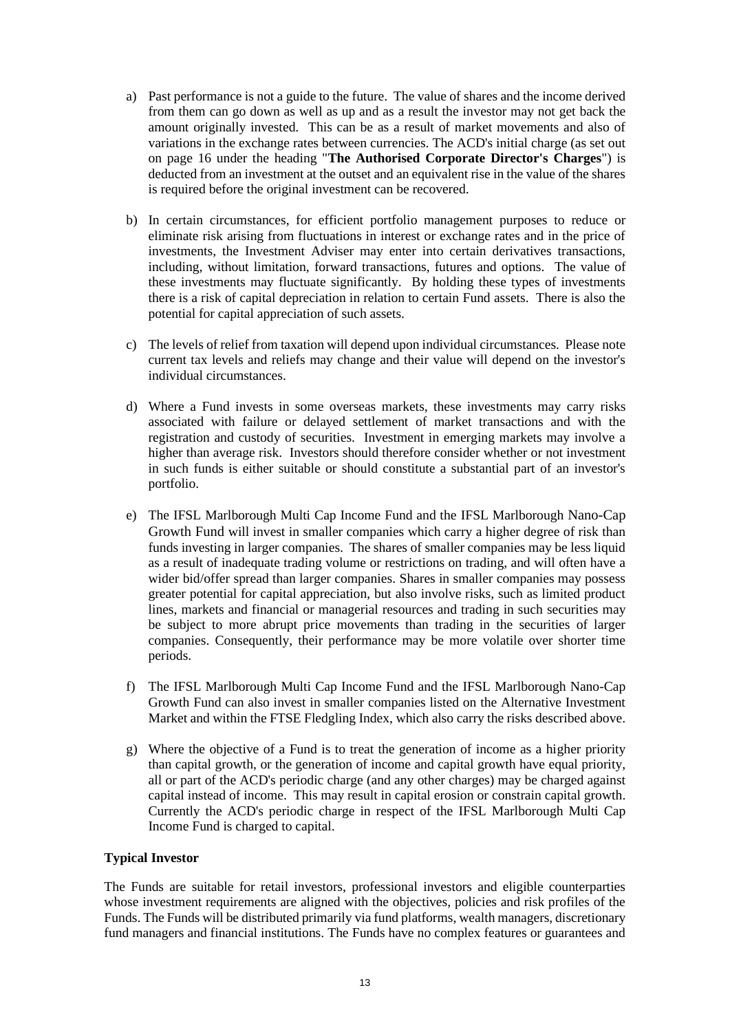a) Past performance is not a guide to the future. The value of shares and the income derived from them can go down as well as up and as a result the investor may not get back the amount originally invested. This can be as a result of market movements and also of variations in the exchange rates between currencies. The ACD's initial charge (as set out on page 16 under the heading "**The Authorised Corporate Director's Charges**") is deducted from an investment at the outset and an equivalent rise in the value of the shares is required before the original investment can be recovered.

b) In certain circumstances, for efficient portfolio management purposes to reduce or eliminate risk arising from fluctuations in interest or exchange rates and in the price of investments, the Investment Adviser may enter into certain derivatives transactions, including, without limitation, forward transactions, futures and options. The value of these investments may fluctuate significantly. By holding these types of investments there is a risk of capital depreciation in relation to certain Fund assets. There is also the potential for capital appreciation of such assets.

c) The levels of relief from taxation will depend upon individual circumstances. Please note current tax levels and reliefs may change and their value will depend on the investor's individual circumstances.

d) Where a Fund invests in some overseas markets, these investments may carry risks associated with failure or delayed settlement of market transactions and with the registration and custody of securities. Investment in emerging markets may involve a higher than average risk. Investors should therefore consider whether or not investment in such funds is either suitable or should constitute a substantial part of an investor's portfolio.

e) The IFSL Marlborough Multi Cap Income Fund and the IFSL Marlborough Nano-Cap Growth Fund will invest in smaller companies which carry a higher degree of risk than funds investing in larger companies. The shares of smaller companies may be less liquid as a result of inadequate trading volume or restrictions on trading, and will often have a wider bid/offer spread than larger companies. Shares in smaller companies may possess greater potential for capital appreciation, but also involve risks, such as limited product lines, markets and financial or managerial resources and trading in such securities may be subject to more abrupt price movements than trading in the securities of larger companies. Consequently, their performance may be more volatile over shorter time periods.

f) The IFSL Marlborough Multi Cap Income Fund and the IFSL Marlborough Nano-Cap Growth Fund can also invest in smaller companies listed on the Alternative Investment Market and within the FTSE Fledgling Index, which also carry the risks described above.

g) Where the objective of a Fund is to treat the generation of income as a higher priority than capital growth, or the generation of income and capital growth have equal priority, all or part of the ACD's periodic charge (and any other charges) may be charged against capital instead of income. This may result in capital erosion or constrain capital growth. Currently the ACD's periodic charge in respect of the IFSL Marlborough Multi Cap Income Fund is charged to capital.

**Typical Investor**

The Funds are suitable for retail investors, professional investors and eligible counterparties whose investment requirements are aligned with the objectives, policies and risk profiles of the Funds. The Funds will be distributed primarily via fund platforms, wealth managers, discretionary fund managers and financial institutions. The Funds have no complex features or guarantees and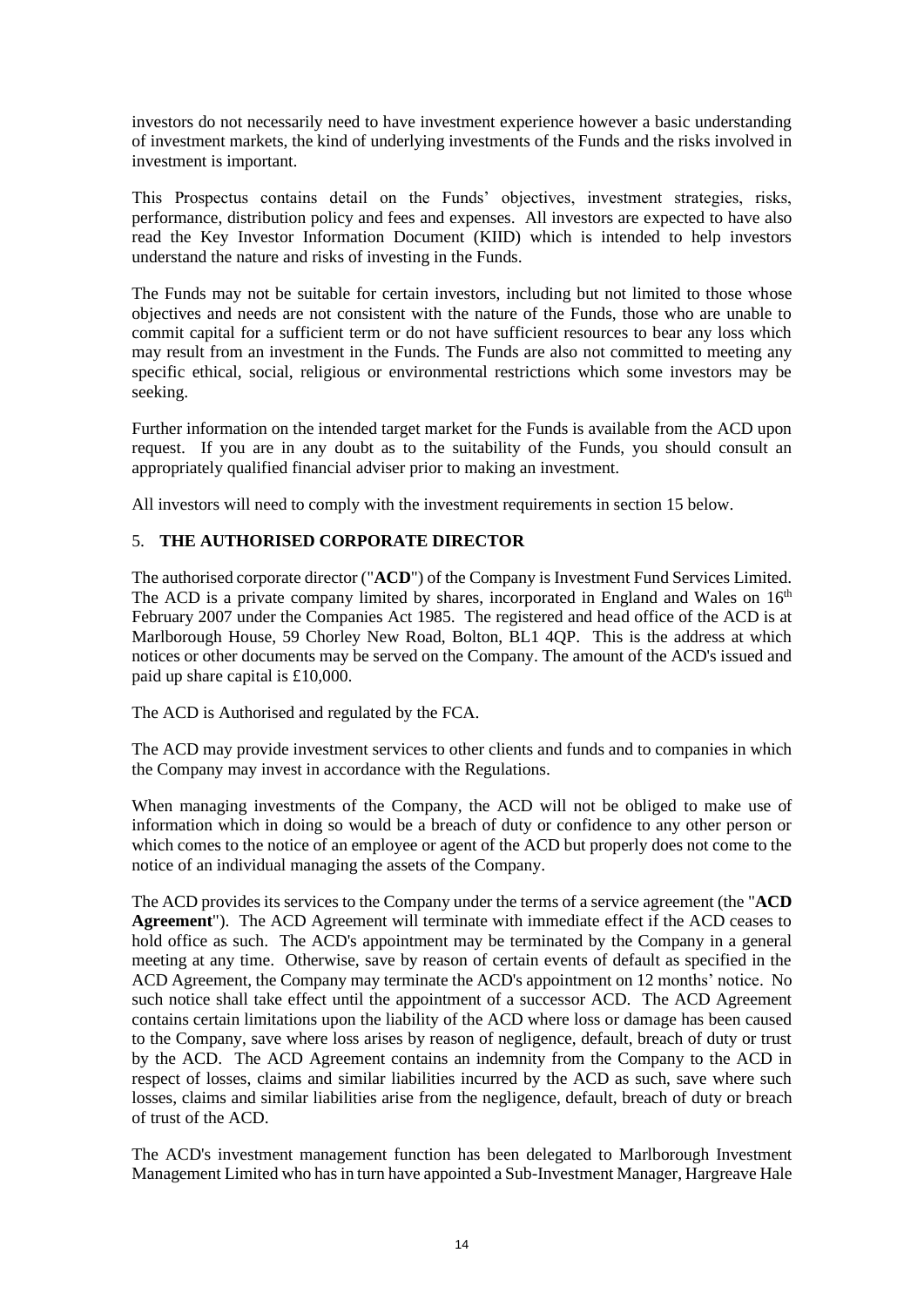investors do not necessarily need to have investment experience however a basic understanding of investment markets, the kind of underlying investments of the Funds and the risks involved in investment is important.

This Prospectus contains detail on the Funds' objectives, investment strategies, risks, performance, distribution policy and fees and expenses. All investors are expected to have also read the Key Investor Information Document (KIID) which is intended to help investors understand the nature and risks of investing in the Funds.

The Funds may not be suitable for certain investors, including but not limited to those whose objectives and needs are not consistent with the nature of the Funds, those who are unable to commit capital for a sufficient term or do not have sufficient resources to bear any loss which may result from an investment in the Funds. The Funds are also not committed to meeting any specific ethical, social, religious or environmental restrictions which some investors may be seeking.

Further information on the intended target market for the Funds is available from the ACD upon request. If you are in any doubt as to the suitability of the Funds, you should consult an appropriately qualified financial adviser prior to making an investment.

All investors will need to comply with the investment requirements in section 15 below.

## 5. THE AUTHORISED CORPORATE DIRECTOR

The authorised corporate director ("**ACD**") of the Company is Investment Fund Services Limited. The ACD is a private company limited by shares, incorporated in England and Wales on 16th February 2007 under the Companies Act 1985. The registered and head office of the ACD is at Marlborough House, 59 Chorley New Road, Bolton, BL1 4QP. This is the address at which notices or other documents may be served on the Company. The amount of the ACD's issued and paid up share capital is £10,000.

The ACD is Authorised and regulated by the FCA.

The ACD may provide investment services to other clients and funds and to companies in which the Company may invest in accordance with the Regulations.

When managing investments of the Company, the ACD will not be obliged to make use of information which in doing so would be a breach of duty or confidence to any other person or which comes to the notice of an employee or agent of the ACD but properly does not come to the notice of an individual managing the assets of the Company.

The ACD provides its services to the Company under the terms of a service agreement (the "**ACD Agreement**"). The ACD Agreement will terminate with immediate effect if the ACD ceases to hold office as such. The ACD's appointment may be terminated by the Company in a general meeting at any time. Otherwise, save by reason of certain events of default as specified in the ACD Agreement, the Company may terminate the ACD's appointment on 12 months' notice. No such notice shall take effect until the appointment of a successor ACD. The ACD Agreement contains certain limitations upon the liability of the ACD where loss or damage has been caused to the Company, save where loss arises by reason of negligence, default, breach of duty or trust by the ACD. The ACD Agreement contains an indemnity from the Company to the ACD in respect of losses, claims and similar liabilities incurred by the ACD as such, save where such losses, claims and similar liabilities arise from the negligence, default, breach of duty or breach of trust of the ACD.

The ACD's investment management function has been delegated to Marlborough Investment Management Limited who has in turn have appointed a Sub-Investment Manager, Hargreave Hale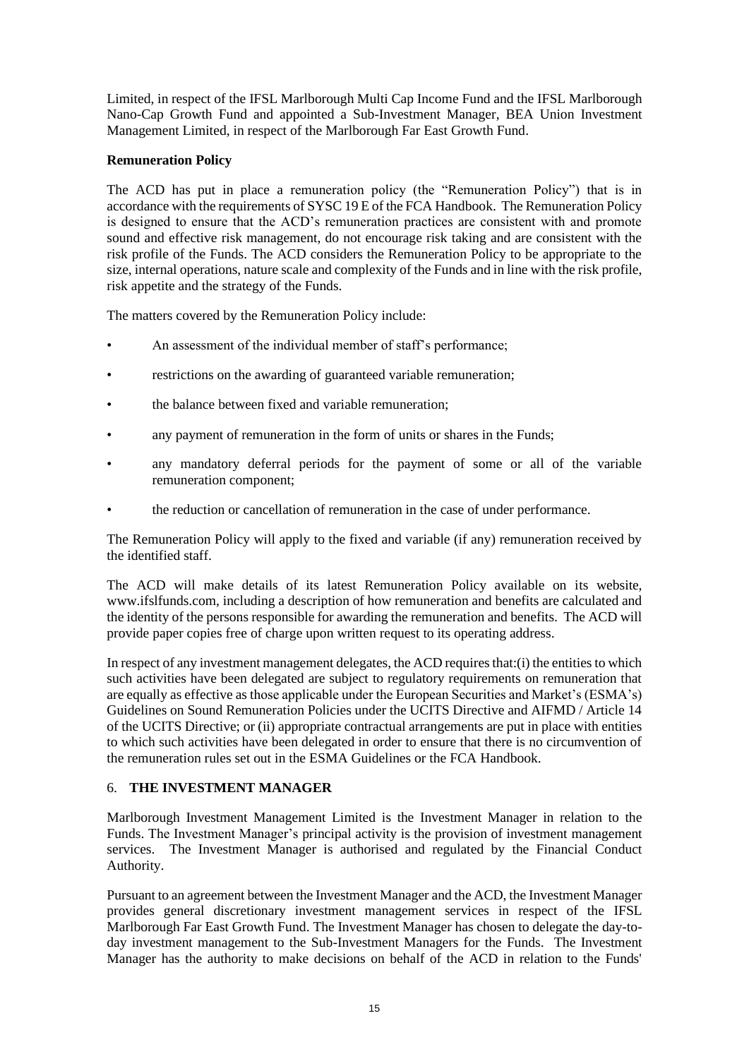Limited, in respect of the IFSL Marlborough Multi Cap Income Fund and the IFSL Marlborough Nano-Cap Growth Fund and appointed a Sub-Investment Manager, BEA Union Investment Management Limited, in respect of the Marlborough Far East Growth Fund.

**Remuneration Policy**

The ACD has put in place a remuneration policy (the "Remuneration Policy") that is in accordance with the requirements of SYSC 19 E of the FCA Handbook. The Remuneration Policy is designed to ensure that the ACD's remuneration practices are consistent with and promote sound and effective risk management, do not encourage risk taking and are consistent with the risk profile of the Funds. The ACD considers the Remuneration Policy to be appropriate to the size, internal operations, nature scale and complexity of the Funds and in line with the risk profile, risk appetite and the strategy of the Funds.

The matters covered by the Remuneration Policy include:

- An assessment of the individual member of staff's performance;
- restrictions on the awarding of guaranteed variable remuneration;
- the balance between fixed and variable remuneration;
- any payment of remuneration in the form of units or shares in the Funds;
- any mandatory deferral periods for the payment of some or all of the variable remuneration component;
- the reduction or cancellation of remuneration in the case of under performance.

The Remuneration Policy will apply to the fixed and variable (if any) remuneration received by the identified staff.

The ACD will make details of its latest Remuneration Policy available on its website, www.ifslfunds.com, including a description of how remuneration and benefits are calculated and the identity of the persons responsible for awarding the remuneration and benefits. The ACD will provide paper copies free of charge upon written request to its operating address.

In respect of any investment management delegates, the ACD requires that:(i) the entities to which such activities have been delegated are subject to regulatory requirements on remuneration that are equally as effective as those applicable under the European Securities and Market's (ESMA's) Guidelines on Sound Remuneration Policies under the UCITS Directive and AIFMD / Article 14 of the UCITS Directive; or (ii) appropriate contractual arrangements are put in place with entities to which such activities have been delegated in order to ensure that there is no circumvention of the remuneration rules set out in the ESMA Guidelines or the FCA Handbook.

## 6. THE INVESTMENT MANAGER

Marlborough Investment Management Limited is the Investment Manager in relation to the Funds. The Investment Manager's principal activity is the provision of investment management services. The Investment Manager is authorised and regulated by the Financial Conduct Authority.

Pursuant to an agreement between the Investment Manager and the ACD, the Investment Manager provides general discretionary investment management services in respect of the IFSL Marlborough Far East Growth Fund. The Investment Manager has chosen to delegate the day-to-day investment management to the Sub-Investment Managers for the Funds. The Investment Manager has the authority to make decisions on behalf of the ACD in relation to the Funds'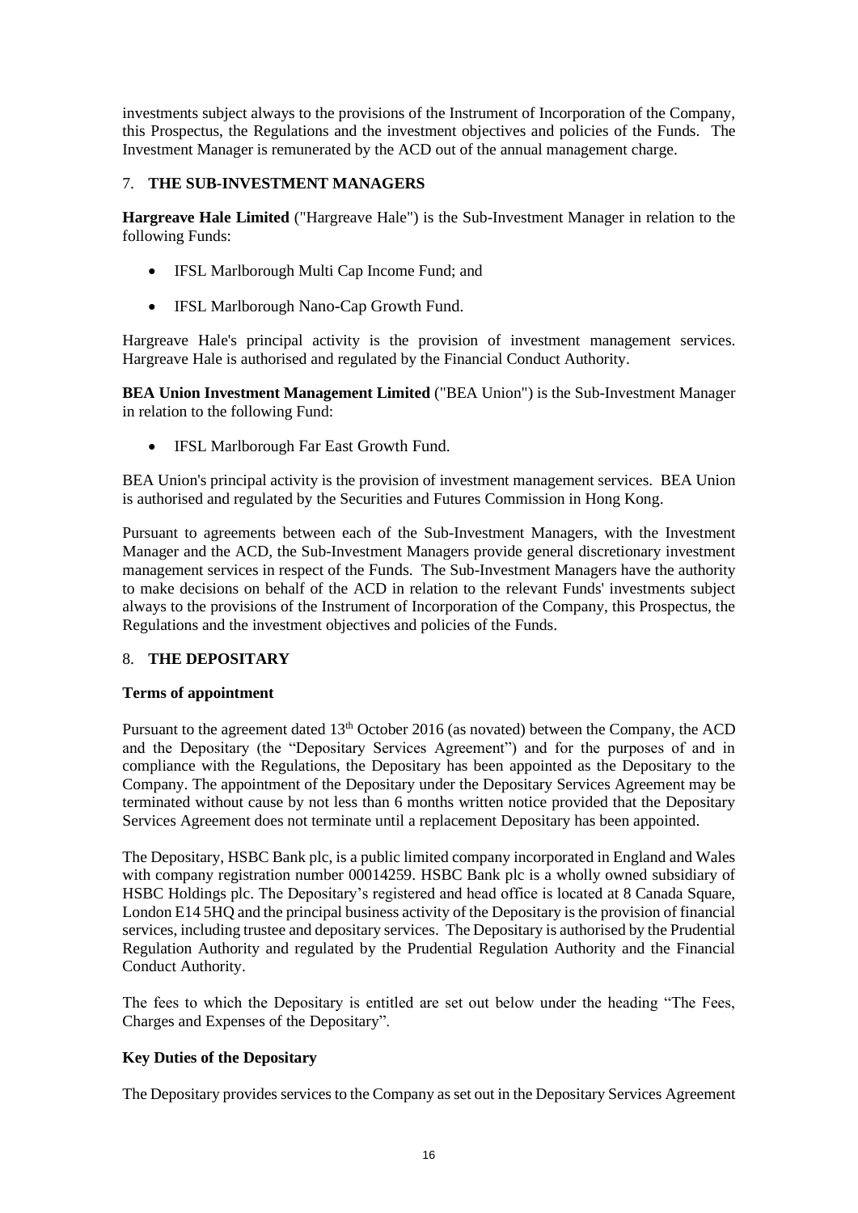investments subject always to the provisions of the Instrument of Incorporation of the Company, this Prospectus, the Regulations and the investment objectives and policies of the Funds. The Investment Manager is remunerated by the ACD out of the annual management charge.

## 7. THE SUB-INVESTMENT MANAGERS

**Hargreave Hale Limited** ("Hargreave Hale") is the Sub-Investment Manager in relation to the following Funds:

- IFSL Marlborough Multi Cap Income Fund; and
- IFSL Marlborough Nano-Cap Growth Fund.

Hargreave Hale's principal activity is the provision of investment management services. Hargreave Hale is authorised and regulated by the Financial Conduct Authority.

**BEA Union Investment Management Limited** ("BEA Union") is the Sub-Investment Manager in relation to the following Fund:

- IFSL Marlborough Far East Growth Fund.

BEA Union's principal activity is the provision of investment management services. BEA Union is authorised and regulated by the Securities and Futures Commission in Hong Kong.

Pursuant to agreements between each of the Sub-Investment Managers, with the Investment Manager and the ACD, the Sub-Investment Managers provide general discretionary investment management services in respect of the Funds. The Sub-Investment Managers have the authority to make decisions on behalf of the ACD in relation to the relevant Funds' investments subject always to the provisions of the Instrument of Incorporation of the Company, this Prospectus, the Regulations and the investment objectives and policies of the Funds.

## 8. THE DEPOSITARY

**Terms of appointment**

Pursuant to the agreement dated 13th October 2016 (as novated) between the Company, the ACD and the Depositary (the "Depositary Services Agreement") and for the purposes of and in compliance with the Regulations, the Depositary has been appointed as the Depositary to the Company. The appointment of the Depositary under the Depositary Services Agreement may be terminated without cause by not less than 6 months written notice provided that the Depositary Services Agreement does not terminate until a replacement Depositary has been appointed.

The Depositary, HSBC Bank plc, is a public limited company incorporated in England and Wales with company registration number 00014259. HSBC Bank plc is a wholly owned subsidiary of HSBC Holdings plc. The Depositary's registered and head office is located at 8 Canada Square, London E14 5HQ and the principal business activity of the Depositary is the provision of financial services, including trustee and depositary services. The Depositary is authorised by the Prudential Regulation Authority and regulated by the Prudential Regulation Authority and the Financial Conduct Authority.

The fees to which the Depositary is entitled are set out below under the heading "The Fees, Charges and Expenses of the Depositary".

**Key Duties of the Depositary**

The Depositary provides services to the Company as set out in the Depositary Services Agreement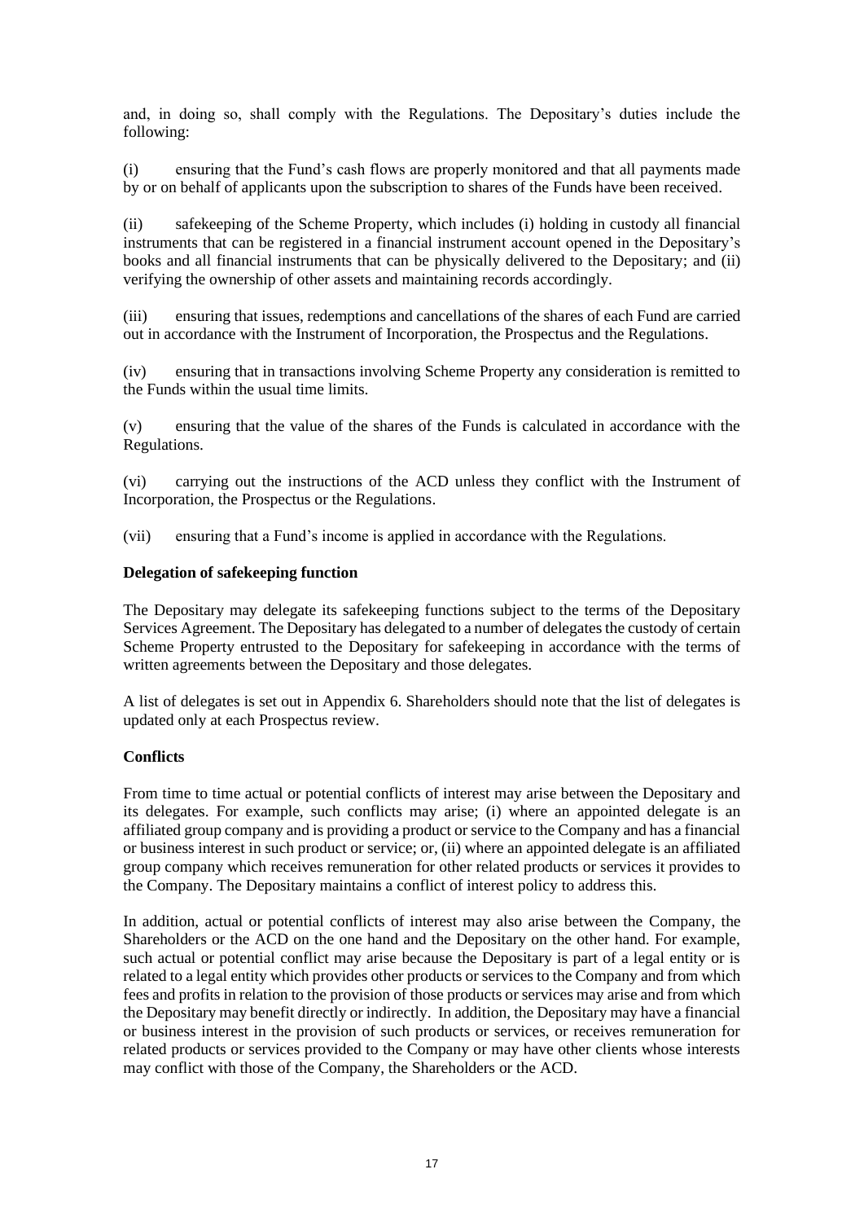and, in doing so, shall comply with the Regulations. The Depositary's duties include the following:

(i) ensuring that the Fund's cash flows are properly monitored and that all payments made by or on behalf of applicants upon the subscription to shares of the Funds have been received.

(ii) safekeeping of the Scheme Property, which includes (i) holding in custody all financial instruments that can be registered in a financial instrument account opened in the Depositary's books and all financial instruments that can be physically delivered to the Depositary; and (ii) verifying the ownership of other assets and maintaining records accordingly.

(iii) ensuring that issues, redemptions and cancellations of the shares of each Fund are carried out in accordance with the Instrument of Incorporation, the Prospectus and the Regulations.

(iv) ensuring that in transactions involving Scheme Property any consideration is remitted to the Funds within the usual time limits.

(v) ensuring that the value of the shares of the Funds is calculated in accordance with the Regulations.

(vi) carrying out the instructions of the ACD unless they conflict with the Instrument of Incorporation, the Prospectus or the Regulations.

(vii) ensuring that a Fund's income is applied in accordance with the Regulations.

**Delegation of safekeeping function**

The Depositary may delegate its safekeeping functions subject to the terms of the Depositary Services Agreement. The Depositary has delegated to a number of delegates the custody of certain Scheme Property entrusted to the Depositary for safekeeping in accordance with the terms of written agreements between the Depositary and those delegates.

A list of delegates is set out in Appendix 6. Shareholders should note that the list of delegates is updated only at each Prospectus review.

**Conflicts**

From time to time actual or potential conflicts of interest may arise between the Depositary and its delegates. For example, such conflicts may arise; (i) where an appointed delegate is an affiliated group company and is providing a product or service to the Company and has a financial or business interest in such product or service; or, (ii) where an appointed delegate is an affiliated group company which receives remuneration for other related products or services it provides to the Company. The Depositary maintains a conflict of interest policy to address this.

In addition, actual or potential conflicts of interest may also arise between the Company, the Shareholders or the ACD on the one hand and the Depositary on the other hand. For example, such actual or potential conflict may arise because the Depositary is part of a legal entity or is related to a legal entity which provides other products or services to the Company and from which fees and profits in relation to the provision of those products or services may arise and from which the Depositary may benefit directly or indirectly. In addition, the Depositary may have a financial or business interest in the provision of such products or services, or receives remuneration for related products or services provided to the Company or may have other clients whose interests may conflict with those of the Company, the Shareholders or the ACD.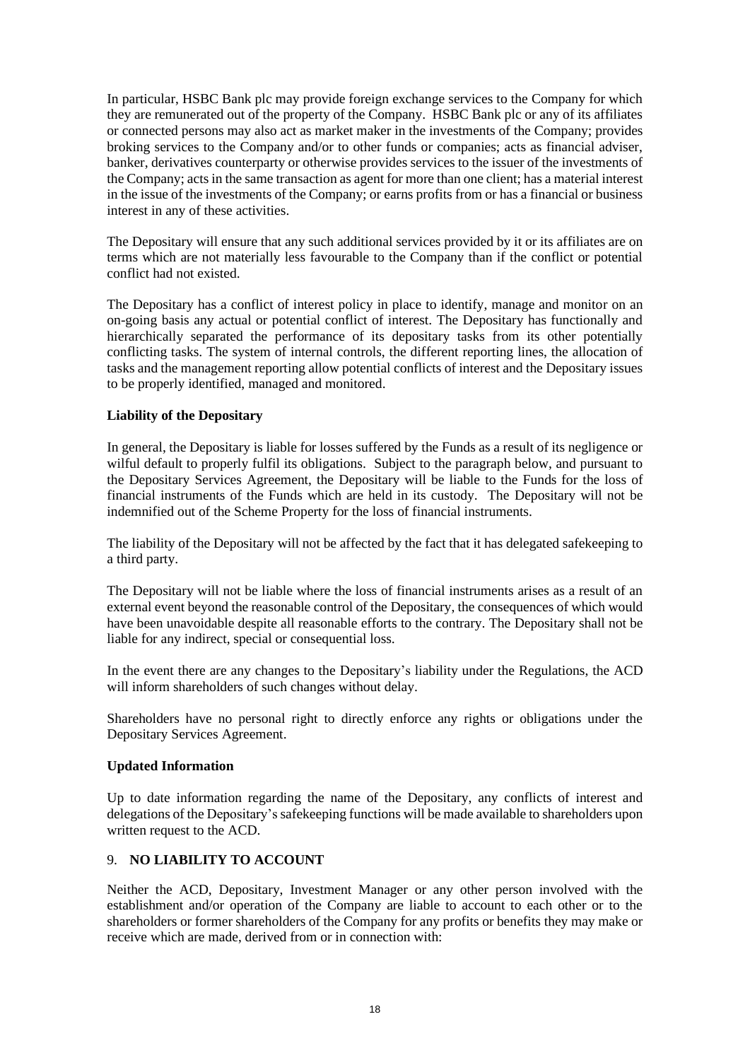In particular, HSBC Bank plc may provide foreign exchange services to the Company for which they are remunerated out of the property of the Company. HSBC Bank plc or any of its affiliates or connected persons may also act as market maker in the investments of the Company; provides broking services to the Company and/or to other funds or companies; acts as financial adviser, banker, derivatives counterparty or otherwise provides services to the issuer of the investments of the Company; acts in the same transaction as agent for more than one client; has a material interest in the issue of the investments of the Company; or earns profits from or has a financial or business interest in any of these activities.

The Depositary will ensure that any such additional services provided by it or its affiliates are on terms which are not materially less favourable to the Company than if the conflict or potential conflict had not existed.

The Depositary has a conflict of interest policy in place to identify, manage and monitor on an on-going basis any actual or potential conflict of interest. The Depositary has functionally and hierarchically separated the performance of its depositary tasks from its other potentially conflicting tasks. The system of internal controls, the different reporting lines, the allocation of tasks and the management reporting allow potential conflicts of interest and the Depositary issues to be properly identified, managed and monitored.

**Liability of the Depositary**

In general, the Depositary is liable for losses suffered by the Funds as a result of its negligence or wilful default to properly fulfil its obligations. Subject to the paragraph below, and pursuant to the Depositary Services Agreement, the Depositary will be liable to the Funds for the loss of financial instruments of the Funds which are held in its custody. The Depositary will not be indemnified out of the Scheme Property for the loss of financial instruments.

The liability of the Depositary will not be affected by the fact that it has delegated safekeeping to a third party.

The Depositary will not be liable where the loss of financial instruments arises as a result of an external event beyond the reasonable control of the Depositary, the consequences of which would have been unavoidable despite all reasonable efforts to the contrary. The Depositary shall not be liable for any indirect, special or consequential loss.

In the event there are any changes to the Depositary's liability under the Regulations, the ACD will inform shareholders of such changes without delay.

Shareholders have no personal right to directly enforce any rights or obligations under the Depositary Services Agreement.

**Updated Information**

Up to date information regarding the name of the Depositary, any conflicts of interest and delegations of the Depositary's safekeeping functions will be made available to shareholders upon written request to the ACD.

## 9. NO LIABILITY TO ACCOUNT

Neither the ACD, Depositary, Investment Manager or any other person involved with the establishment and/or operation of the Company are liable to account to each other or to the shareholders or former shareholders of the Company for any profits or benefits they may make or receive which are made, derived from or in connection with: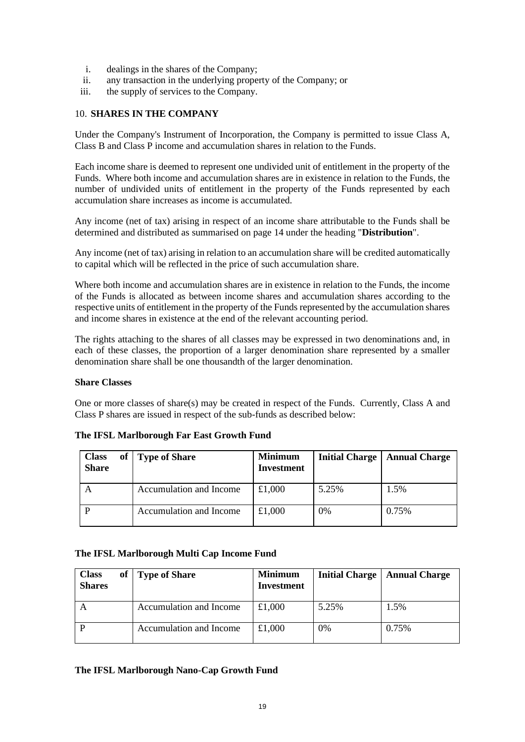i. dealings in the shares of the Company;
ii. any transaction in the underlying property of the Company; or
iii. the supply of services to the Company.

## 10. SHARES IN THE COMPANY

Under the Company's Instrument of Incorporation, the Company is permitted to issue Class A, Class B and Class P income and accumulation shares in relation to the Funds.

Each income share is deemed to represent one undivided unit of entitlement in the property of the Funds. Where both income and accumulation shares are in existence in relation to the Funds, the number of undivided units of entitlement in the property of the Funds represented by each accumulation share increases as income is accumulated.

Any income (net of tax) arising in respect of an income share attributable to the Funds shall be determined and distributed as summarised on page 14 under the heading "**Distribution**".

Any income (net of tax) arising in relation to an accumulation share will be credited automatically to capital which will be reflected in the price of such accumulation share.

Where both income and accumulation shares are in existence in relation to the Funds, the income of the Funds is allocated as between income shares and accumulation shares according to the respective units of entitlement in the property of the Funds represented by the accumulation shares and income shares in existence at the end of the relevant accounting period.

The rights attaching to the shares of all classes may be expressed in two denominations and, in each of these classes, the proportion of a larger denomination share represented by a smaller denomination share shall be one thousandth of the larger denomination.

**Share Classes**

One or more classes of share(s) may be created in respect of the Funds. Currently, Class A and Class P shares are issued in respect of the sub-funds as described below:

**The IFSL Marlborough Far East Growth Fund**

| Class of Share | Type of Share | Minimum Investment | Initial Charge | Annual Charge |
|---|---|---|---|---|
| A | Accumulation and Income | £1,000 | 5.25% | 1.5% |
| P | Accumulation and Income | £1,000 | 0% | 0.75% |

**The IFSL Marlborough Multi Cap Income Fund**

| Class of Shares | Type of Share | Minimum Investment | Initial Charge | Annual Charge |
|---|---|---|---|---|
| A | Accumulation and Income | £1,000 | 5.25% | 1.5% |
| P | Accumulation and Income | £1,000 | 0% | 0.75% |

**The IFSL Marlborough Nano-Cap Growth Fund**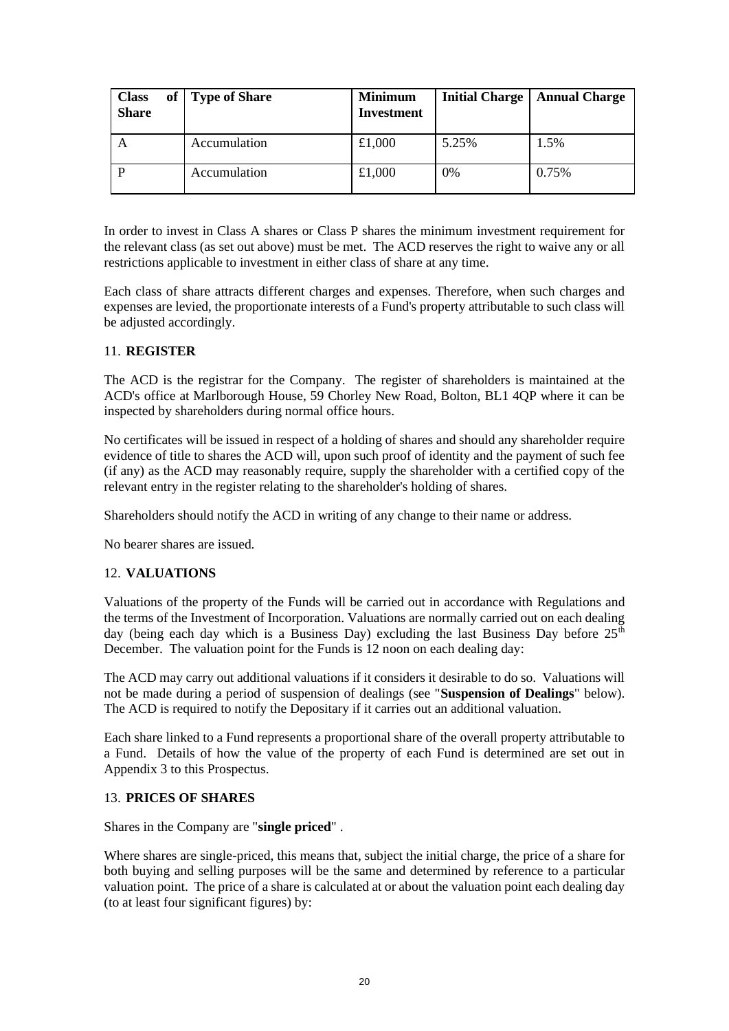| Class of Share | Type of Share | Minimum Investment | Initial Charge | Annual Charge |
|---|---|---|---|---|
| A | Accumulation | £1,000 | 5.25% | 1.5% |
| P | Accumulation | £1,000 | 0% | 0.75% |

In order to invest in Class A shares or Class P shares the minimum investment requirement for the relevant class (as set out above) must be met. The ACD reserves the right to waive any or all restrictions applicable to investment in either class of share at any time.

Each class of share attracts different charges and expenses. Therefore, when such charges and expenses are levied, the proportionate interests of a Fund's property attributable to such class will be adjusted accordingly.

## 11. REGISTER

The ACD is the registrar for the Company. The register of shareholders is maintained at the ACD's office at Marlborough House, 59 Chorley New Road, Bolton, BL1 4QP where it can be inspected by shareholders during normal office hours.

No certificates will be issued in respect of a holding of shares and should any shareholder require evidence of title to shares the ACD will, upon such proof of identity and the payment of such fee (if any) as the ACD may reasonably require, supply the shareholder with a certified copy of the relevant entry in the register relating to the shareholder's holding of shares.

Shareholders should notify the ACD in writing of any change to their name or address.

No bearer shares are issued.

## 12. VALUATIONS

Valuations of the property of the Funds will be carried out in accordance with Regulations and the terms of the Investment of Incorporation. Valuations are normally carried out on each dealing day (being each day which is a Business Day) excluding the last Business Day before 25th December. The valuation point for the Funds is 12 noon on each dealing day:

The ACD may carry out additional valuations if it considers it desirable to do so. Valuations will not be made during a period of suspension of dealings (see "**Suspension of Dealings**" below). The ACD is required to notify the Depositary if it carries out an additional valuation.

Each share linked to a Fund represents a proportional share of the overall property attributable to a Fund. Details of how the value of the property of each Fund is determined are set out in Appendix 3 to this Prospectus.

## 13. PRICES OF SHARES

Shares in the Company are "**single priced**" .

Where shares are single-priced, this means that, subject the initial charge, the price of a share for both buying and selling purposes will be the same and determined by reference to a particular valuation point. The price of a share is calculated at or about the valuation point each dealing day (to at least four significant figures) by: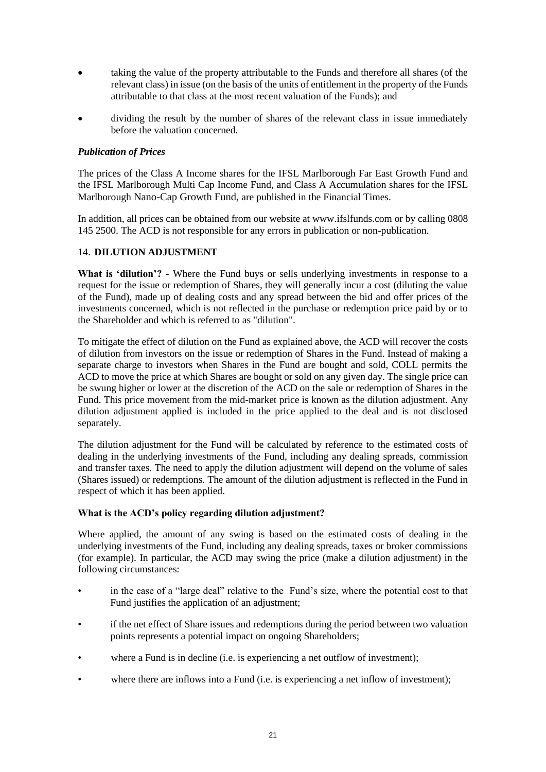- taking the value of the property attributable to the Funds and therefore all shares (of the relevant class) in issue (on the basis of the units of entitlement in the property of the Funds attributable to that class at the most recent valuation of the Funds); and
- dividing the result by the number of shares of the relevant class in issue immediately before the valuation concerned.

***Publication of Prices***

The prices of the Class A Income shares for the IFSL Marlborough Far East Growth Fund and the IFSL Marlborough Multi Cap Income Fund, and Class A Accumulation shares for the IFSL Marlborough Nano-Cap Growth Fund, are published in the Financial Times.

In addition, all prices can be obtained from our website at www.ifslfunds.com or by calling 0808 145 2500. The ACD is not responsible for any errors in publication or non-publication.

## 14. DILUTION ADJUSTMENT

**What is 'dilution'?** - Where the Fund buys or sells underlying investments in response to a request for the issue or redemption of Shares, they will generally incur a cost (diluting the value of the Fund), made up of dealing costs and any spread between the bid and offer prices of the investments concerned, which is not reflected in the purchase or redemption price paid by or to the Shareholder and which is referred to as "dilution".

To mitigate the effect of dilution on the Fund as explained above, the ACD will recover the costs of dilution from investors on the issue or redemption of Shares in the Fund. Instead of making a separate charge to investors when Shares in the Fund are bought and sold, COLL permits the ACD to move the price at which Shares are bought or sold on any given day. The single price can be swung higher or lower at the discretion of the ACD on the sale or redemption of Shares in the Fund. This price movement from the mid-market price is known as the dilution adjustment. Any dilution adjustment applied is included in the price applied to the deal and is not disclosed separately.

The dilution adjustment for the Fund will be calculated by reference to the estimated costs of dealing in the underlying investments of the Fund, including any dealing spreads, commission and transfer taxes. The need to apply the dilution adjustment will depend on the volume of sales (Shares issued) or redemptions. The amount of the dilution adjustment is reflected in the Fund in respect of which it has been applied.

**What is the ACD's policy regarding dilution adjustment?**

Where applied, the amount of any swing is based on the estimated costs of dealing in the underlying investments of the Fund, including any dealing spreads, taxes or broker commissions (for example). In particular, the ACD may swing the price (make a dilution adjustment) in the following circumstances:

- in the case of a "large deal" relative to the Fund's size, where the potential cost to that Fund justifies the application of an adjustment;
- if the net effect of Share issues and redemptions during the period between two valuation points represents a potential impact on ongoing Shareholders;
- where a Fund is in decline (i.e. is experiencing a net outflow of investment);
- where there are inflows into a Fund (i.e. is experiencing a net inflow of investment);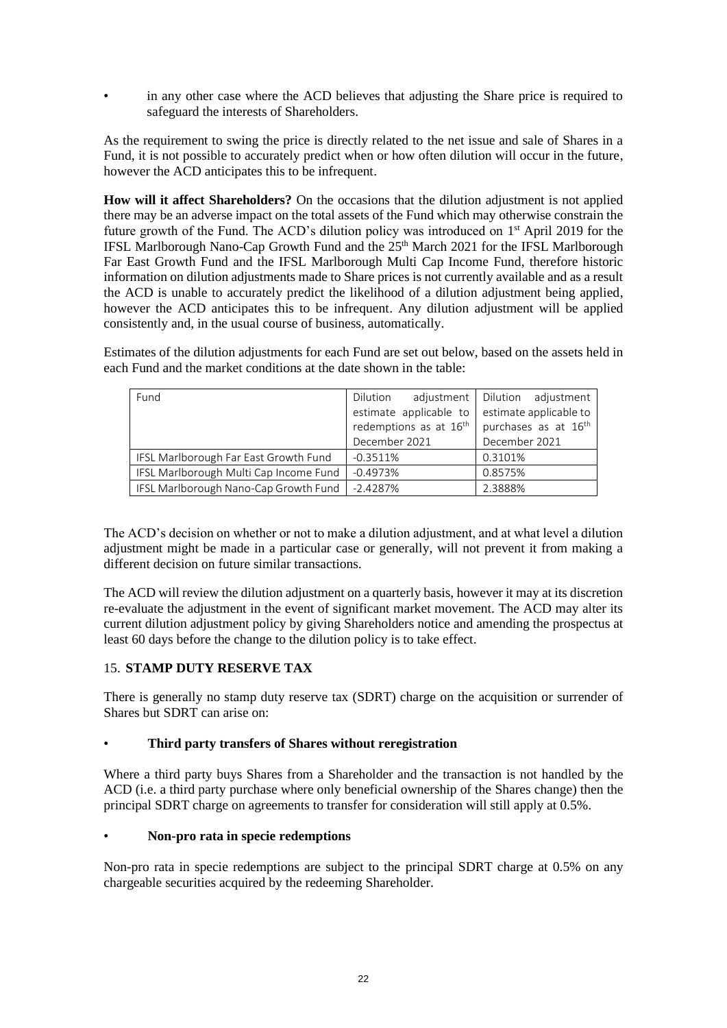- in any other case where the ACD believes that adjusting the Share price is required to safeguard the interests of Shareholders.

As the requirement to swing the price is directly related to the net issue and sale of Shares in a Fund, it is not possible to accurately predict when or how often dilution will occur in the future, however the ACD anticipates this to be infrequent.

**How will it affect Shareholders?** On the occasions that the dilution adjustment is not applied there may be an adverse impact on the total assets of the Fund which may otherwise constrain the future growth of the Fund. The ACD's dilution policy was introduced on 1st April 2019 for the IFSL Marlborough Nano-Cap Growth Fund and the 25th March 2021 for the IFSL Marlborough Far East Growth Fund and the IFSL Marlborough Multi Cap Income Fund, therefore historic information on dilution adjustments made to Share prices is not currently available and as a result the ACD is unable to accurately predict the likelihood of a dilution adjustment being applied, however the ACD anticipates this to be infrequent. Any dilution adjustment will be applied consistently and, in the usual course of business, automatically.

Estimates of the dilution adjustments for each Fund are set out below, based on the assets held in each Fund and the market conditions at the date shown in the table:

| Fund | Dilution adjustment estimate applicable to redemptions as at 16th December 2021 | Dilution adjustment estimate applicable to purchases as at 16th December 2021 |
|---|---|---|
| IFSL Marlborough Far East Growth Fund | -0.3511% | 0.3101% |
| IFSL Marlborough Multi Cap Income Fund | -0.4973% | 0.8575% |
| IFSL Marlborough Nano-Cap Growth Fund | -2.4287% | 2.3888% |

The ACD's decision on whether or not to make a dilution adjustment, and at what level a dilution adjustment might be made in a particular case or generally, will not prevent it from making a different decision on future similar transactions.

The ACD will review the dilution adjustment on a quarterly basis, however it may at its discretion re-evaluate the adjustment in the event of significant market movement. The ACD may alter its current dilution adjustment policy by giving Shareholders notice and amending the prospectus at least 60 days before the change to the dilution policy is to take effect.

## 15. STAMP DUTY RESERVE TAX

There is generally no stamp duty reserve tax (SDRT) charge on the acquisition or surrender of Shares but SDRT can arise on:

- **Third party transfers of Shares without reregistration**

Where a third party buys Shares from a Shareholder and the transaction is not handled by the ACD (i.e. a third party purchase where only beneficial ownership of the Shares change) then the principal SDRT charge on agreements to transfer for consideration will still apply at 0.5%.

- **Non-pro rata in specie redemptions**

Non-pro rata in specie redemptions are subject to the principal SDRT charge at 0.5% on any chargeable securities acquired by the redeeming Shareholder.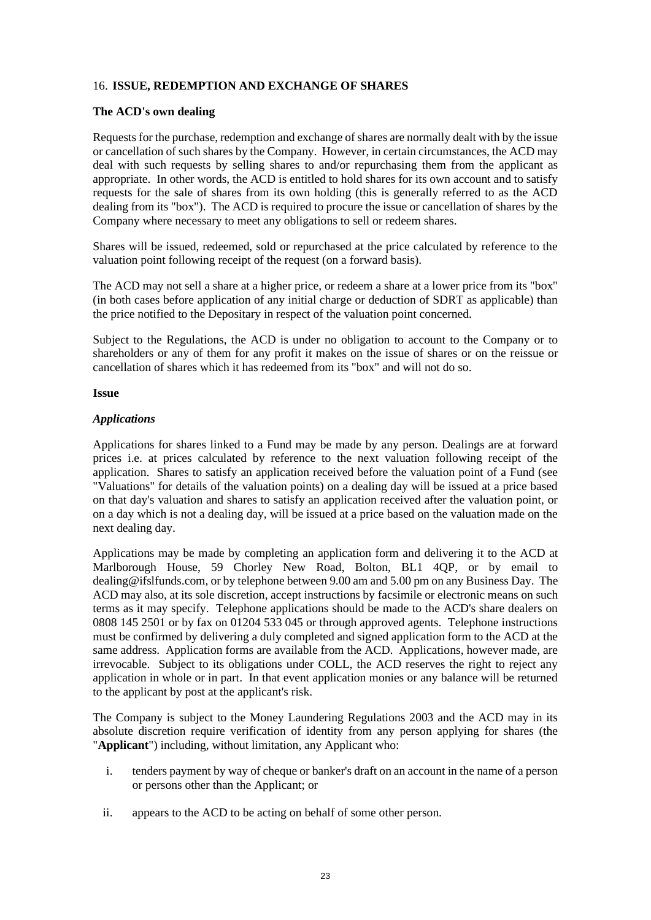## 16. **ISSUE, REDEMPTION AND EXCHANGE OF SHARES**

### The ACD's own dealing

Requests for the purchase, redemption and exchange of shares are normally dealt with by the issue or cancellation of such shares by the Company. However, in certain circumstances, the ACD may deal with such requests by selling shares to and/or repurchasing them from the applicant as appropriate. In other words, the ACD is entitled to hold shares for its own account and to satisfy requests for the sale of shares from its own holding (this is generally referred to as the ACD dealing from its "box"). The ACD is required to procure the issue or cancellation of shares by the Company where necessary to meet any obligations to sell or redeem shares.

Shares will be issued, redeemed, sold or repurchased at the price calculated by reference to the valuation point following receipt of the request (on a forward basis).

The ACD may not sell a share at a higher price, or redeem a share at a lower price from its "box" (in both cases before application of any initial charge or deduction of SDRT as applicable) than the price notified to the Depositary in respect of the valuation point concerned.

Subject to the Regulations, the ACD is under no obligation to account to the Company or to shareholders or any of them for any profit it makes on the issue of shares or on the reissue or cancellation of shares which it has redeemed from its "box" and will not do so.

### Issue

#### *Applications*

Applications for shares linked to a Fund may be made by any person. Dealings are at forward prices i.e. at prices calculated by reference to the next valuation following receipt of the application. Shares to satisfy an application received before the valuation point of a Fund (see "Valuations" for details of the valuation points) on a dealing day will be issued at a price based on that day's valuation and shares to satisfy an application received after the valuation point, or on a day which is not a dealing day, will be issued at a price based on the valuation made on the next dealing day.

Applications may be made by completing an application form and delivering it to the ACD at Marlborough House, 59 Chorley New Road, Bolton, BL1 4QP, or by email to dealing@ifslfunds.com, or by telephone between 9.00 am and 5.00 pm on any Business Day. The ACD may also, at its sole discretion, accept instructions by facsimile or electronic means on such terms as it may specify. Telephone applications should be made to the ACD's share dealers on 0808 145 2501 or by fax on 01204 533 045 or through approved agents. Telephone instructions must be confirmed by delivering a duly completed and signed application form to the ACD at the same address. Application forms are available from the ACD. Applications, however made, are irrevocable. Subject to its obligations under COLL, the ACD reserves the right to reject any application in whole or in part. In that event application monies or any balance will be returned to the applicant by post at the applicant's risk.

The Company is subject to the Money Laundering Regulations 2003 and the ACD may in its absolute discretion require verification of identity from any person applying for shares (the "**Applicant**") including, without limitation, any Applicant who:

i. tenders payment by way of cheque or banker's draft on an account in the name of a person or persons other than the Applicant; or

ii. appears to the ACD to be acting on behalf of some other person.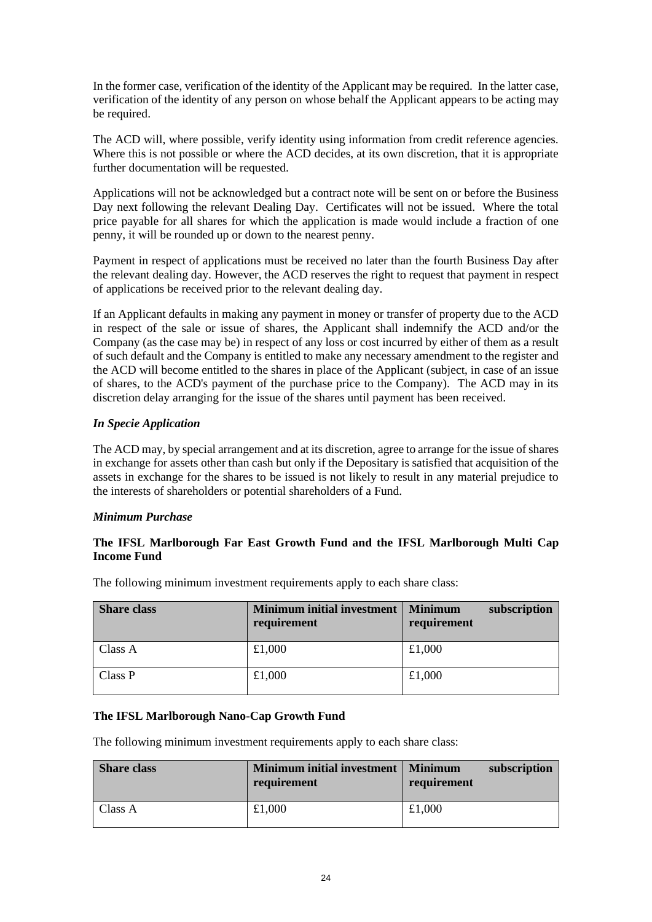In the former case, verification of the identity of the Applicant may be required. In the latter case, verification of the identity of any person on whose behalf the Applicant appears to be acting may be required.

The ACD will, where possible, verify identity using information from credit reference agencies. Where this is not possible or where the ACD decides, at its own discretion, that it is appropriate further documentation will be requested.

Applications will not be acknowledged but a contract note will be sent on or before the Business Day next following the relevant Dealing Day. Certificates will not be issued. Where the total price payable for all shares for which the application is made would include a fraction of one penny, it will be rounded up or down to the nearest penny.

Payment in respect of applications must be received no later than the fourth Business Day after the relevant dealing day. However, the ACD reserves the right to request that payment in respect of applications be received prior to the relevant dealing day.

If an Applicant defaults in making any payment in money or transfer of property due to the ACD in respect of the sale or issue of shares, the Applicant shall indemnify the ACD and/or the Company (as the case may be) in respect of any loss or cost incurred by either of them as a result of such default and the Company is entitled to make any necessary amendment to the register and the ACD will become entitled to the shares in place of the Applicant (subject, in case of an issue of shares, to the ACD's payment of the purchase price to the Company). The ACD may in its discretion delay arranging for the issue of the shares until payment has been received.

***In Specie Application***

The ACD may, by special arrangement and at its discretion, agree to arrange for the issue of shares in exchange for assets other than cash but only if the Depositary is satisfied that acquisition of the assets in exchange for the shares to be issued is not likely to result in any material prejudice to the interests of shareholders or potential shareholders of a Fund.

***Minimum Purchase***

**The IFSL Marlborough Far East Growth Fund and the IFSL Marlborough Multi Cap Income Fund**

The following minimum investment requirements apply to each share class:

| Share class | Minimum initial investment requirement | Minimum subscription requirement |
|---|---|---|
| Class A | £1,000 | £1,000 |
| Class P | £1,000 | £1,000 |

**The IFSL Marlborough Nano-Cap Growth Fund**

The following minimum investment requirements apply to each share class:

| Share class | Minimum initial investment requirement | Minimum subscription requirement |
|---|---|---|
| Class A | £1,000 | £1,000 |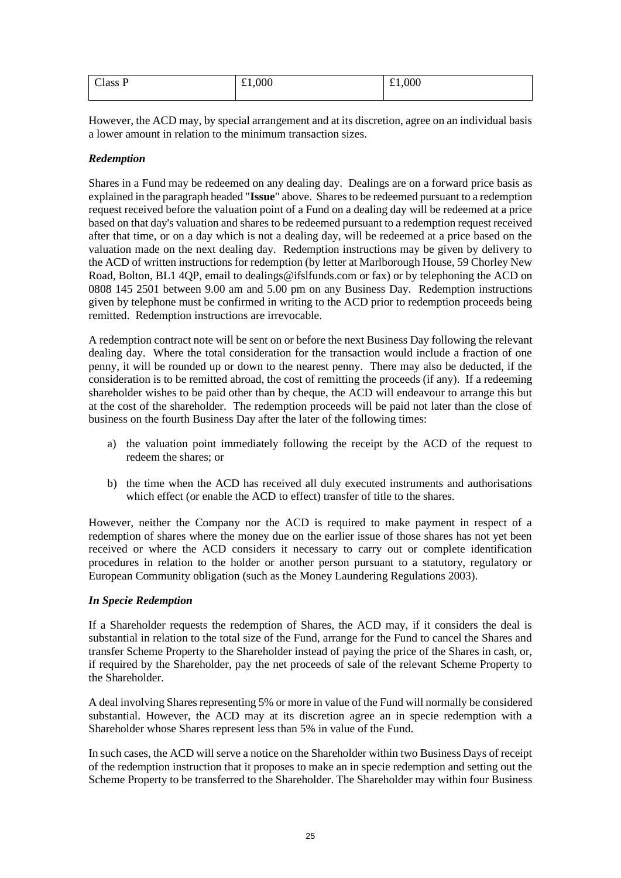| Class P | £1,000 | £1,000 |
|---|---|---|

However, the ACD may, by special arrangement and at its discretion, agree on an individual basis a lower amount in relation to the minimum transaction sizes.

***Redemption***

Shares in a Fund may be redeemed on any dealing day. Dealings are on a forward price basis as explained in the paragraph headed "**Issue**" above. Shares to be redeemed pursuant to a redemption request received before the valuation point of a Fund on a dealing day will be redeemed at a price based on that day's valuation and shares to be redeemed pursuant to a redemption request received after that time, or on a day which is not a dealing day, will be redeemed at a price based on the valuation made on the next dealing day. Redemption instructions may be given by delivery to the ACD of written instructions for redemption (by letter at Marlborough House, 59 Chorley New Road, Bolton, BL1 4QP, email to dealings@ifslfunds.com or fax) or by telephoning the ACD on 0808 145 2501 between 9.00 am and 5.00 pm on any Business Day. Redemption instructions given by telephone must be confirmed in writing to the ACD prior to redemption proceeds being remitted. Redemption instructions are irrevocable.

A redemption contract note will be sent on or before the next Business Day following the relevant dealing day. Where the total consideration for the transaction would include a fraction of one penny, it will be rounded up or down to the nearest penny. There may also be deducted, if the consideration is to be remitted abroad, the cost of remitting the proceeds (if any). If a redeeming shareholder wishes to be paid other than by cheque, the ACD will endeavour to arrange this but at the cost of the shareholder. The redemption proceeds will be paid not later than the close of business on the fourth Business Day after the later of the following times:

a) the valuation point immediately following the receipt by the ACD of the request to redeem the shares; or

b) the time when the ACD has received all duly executed instruments and authorisations which effect (or enable the ACD to effect) transfer of title to the shares.

However, neither the Company nor the ACD is required to make payment in respect of a redemption of shares where the money due on the earlier issue of those shares has not yet been received or where the ACD considers it necessary to carry out or complete identification procedures in relation to the holder or another person pursuant to a statutory, regulatory or European Community obligation (such as the Money Laundering Regulations 2003).

***In Specie Redemption***

If a Shareholder requests the redemption of Shares, the ACD may, if it considers the deal is substantial in relation to the total size of the Fund, arrange for the Fund to cancel the Shares and transfer Scheme Property to the Shareholder instead of paying the price of the Shares in cash, or, if required by the Shareholder, pay the net proceeds of sale of the relevant Scheme Property to the Shareholder.

A deal involving Shares representing 5% or more in value of the Fund will normally be considered substantial. However, the ACD may at its discretion agree an in specie redemption with a Shareholder whose Shares represent less than 5% in value of the Fund.

In such cases, the ACD will serve a notice on the Shareholder within two Business Days of receipt of the redemption instruction that it proposes to make an in specie redemption and setting out the Scheme Property to be transferred to the Shareholder. The Shareholder may within four Business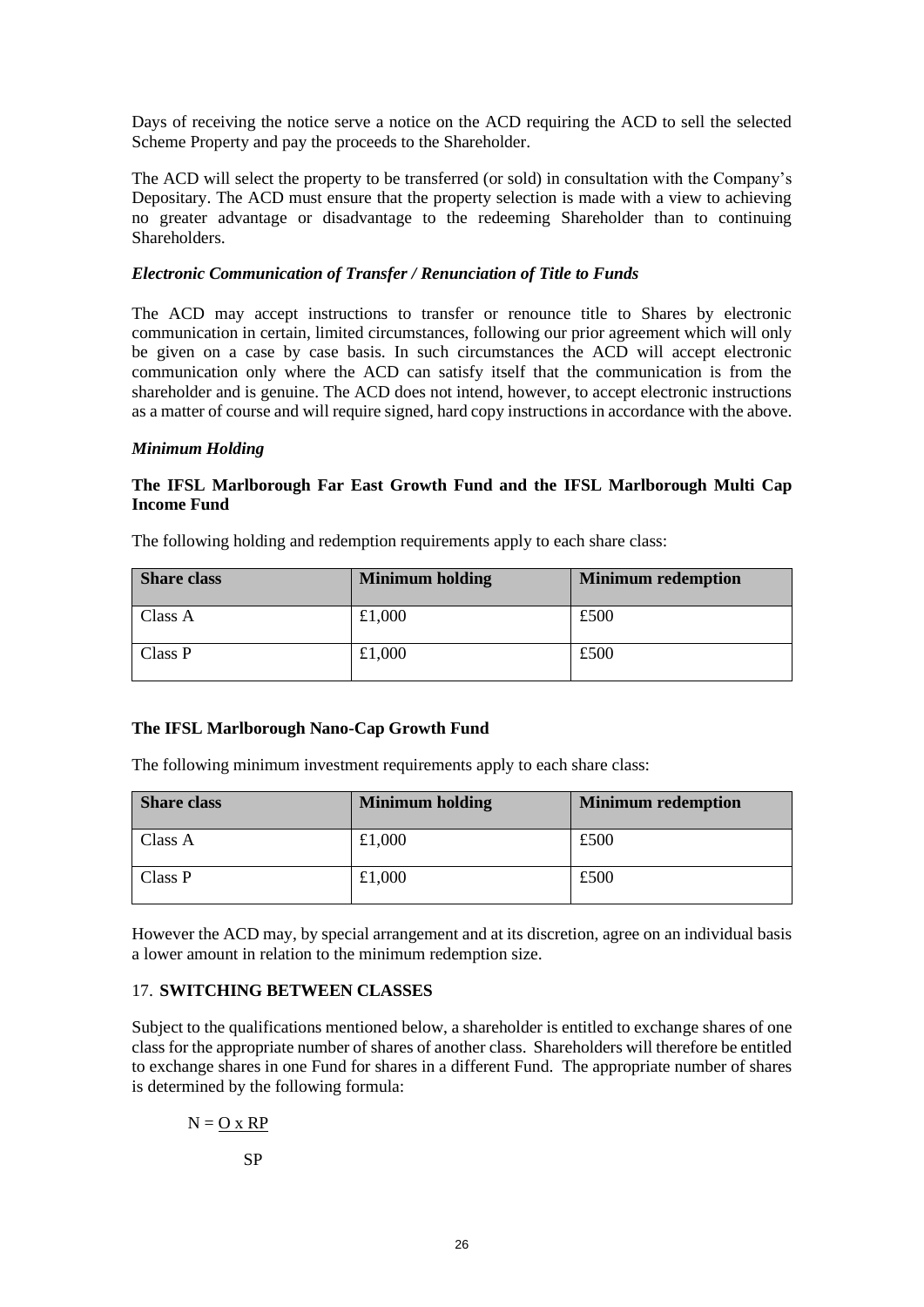Days of receiving the notice serve a notice on the ACD requiring the ACD to sell the selected Scheme Property and pay the proceeds to the Shareholder.

The ACD will select the property to be transferred (or sold) in consultation with the Company's Depositary. The ACD must ensure that the property selection is made with a view to achieving no greater advantage or disadvantage to the redeeming Shareholder than to continuing Shareholders.

***Electronic Communication of Transfer / Renunciation of Title to Funds***

The ACD may accept instructions to transfer or renounce title to Shares by electronic communication in certain, limited circumstances, following our prior agreement which will only be given on a case by case basis. In such circumstances the ACD will accept electronic communication only where the ACD can satisfy itself that the communication is from the shareholder and is genuine. The ACD does not intend, however, to accept electronic instructions as a matter of course and will require signed, hard copy instructions in accordance with the above.

***Minimum Holding***

**The IFSL Marlborough Far East Growth Fund and the IFSL Marlborough Multi Cap Income Fund**

The following holding and redemption requirements apply to each share class:

| Share class | Minimum holding | Minimum redemption |
|---|---|---|
| Class A | £1,000 | £500 |
| Class P | £1,000 | £500 |

**The IFSL Marlborough Nano-Cap Growth Fund**

The following minimum investment requirements apply to each share class:

| Share class | Minimum holding | Minimum redemption |
|---|---|---|
| Class A | £1,000 | £500 |
| Class P | £1,000 | £500 |

However the ACD may, by special arrangement and at its discretion, agree on an individual basis a lower amount in relation to the minimum redemption size.

## 17. SWITCHING BETWEEN CLASSES

Subject to the qualifications mentioned below, a shareholder is entitled to exchange shares of one class for the appropriate number of shares of another class. Shareholders will therefore be entitled to exchange shares in one Fund for shares in a different Fund. The appropriate number of shares is determined by the following formula:

$$N = \frac{O \times RP}{SP}$$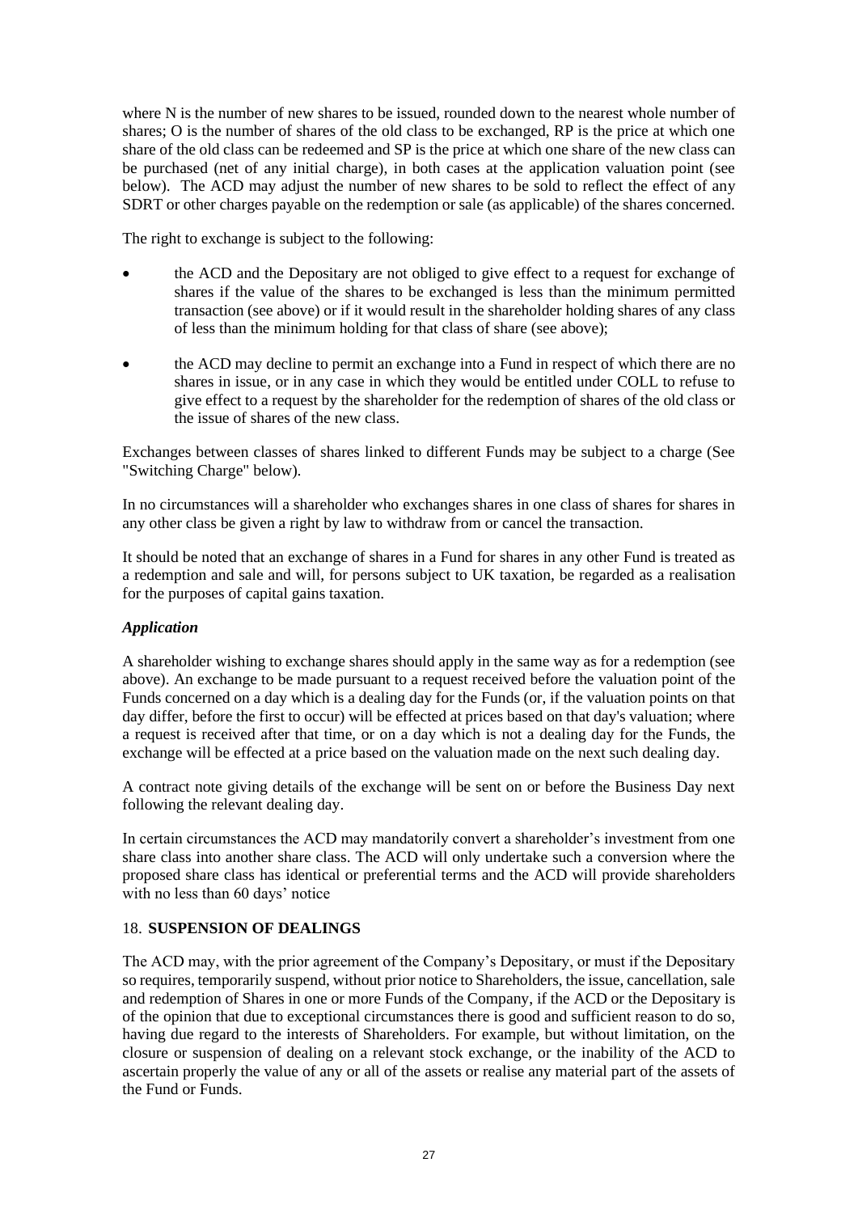where N is the number of new shares to be issued, rounded down to the nearest whole number of shares; O is the number of shares of the old class to be exchanged, RP is the price at which one share of the old class can be redeemed and SP is the price at which one share of the new class can be purchased (net of any initial charge), in both cases at the application valuation point (see below). The ACD may adjust the number of new shares to be sold to reflect the effect of any SDRT or other charges payable on the redemption or sale (as applicable) of the shares concerned.

The right to exchange is subject to the following:

- the ACD and the Depositary are not obliged to give effect to a request for exchange of shares if the value of the shares to be exchanged is less than the minimum permitted transaction (see above) or if it would result in the shareholder holding shares of any class of less than the minimum holding for that class of share (see above);
- the ACD may decline to permit an exchange into a Fund in respect of which there are no shares in issue, or in any case in which they would be entitled under COLL to refuse to give effect to a request by the shareholder for the redemption of shares of the old class or the issue of shares of the new class.

Exchanges between classes of shares linked to different Funds may be subject to a charge (See "Switching Charge" below).

In no circumstances will a shareholder who exchanges shares in one class of shares for shares in any other class be given a right by law to withdraw from or cancel the transaction.

It should be noted that an exchange of shares in a Fund for shares in any other Fund is treated as a redemption and sale and will, for persons subject to UK taxation, be regarded as a realisation for the purposes of capital gains taxation.

***Application***

A shareholder wishing to exchange shares should apply in the same way as for a redemption (see above). An exchange to be made pursuant to a request received before the valuation point of the Funds concerned on a day which is a dealing day for the Funds (or, if the valuation points on that day differ, before the first to occur) will be effected at prices based on that day's valuation; where a request is received after that time, or on a day which is not a dealing day for the Funds, the exchange will be effected at a price based on the valuation made on the next such dealing day.

A contract note giving details of the exchange will be sent on or before the Business Day next following the relevant dealing day.

In certain circumstances the ACD may mandatorily convert a shareholder's investment from one share class into another share class. The ACD will only undertake such a conversion where the proposed share class has identical or preferential terms and the ACD will provide shareholders with no less than 60 days' notice

## 18. SUSPENSION OF DEALINGS

The ACD may, with the prior agreement of the Company's Depositary, or must if the Depositary so requires, temporarily suspend, without prior notice to Shareholders, the issue, cancellation, sale and redemption of Shares in one or more Funds of the Company, if the ACD or the Depositary is of the opinion that due to exceptional circumstances there is good and sufficient reason to do so, having due regard to the interests of Shareholders. For example, but without limitation, on the closure or suspension of dealing on a relevant stock exchange, or the inability of the ACD to ascertain properly the value of any or all of the assets or realise any material part of the assets of the Fund or Funds.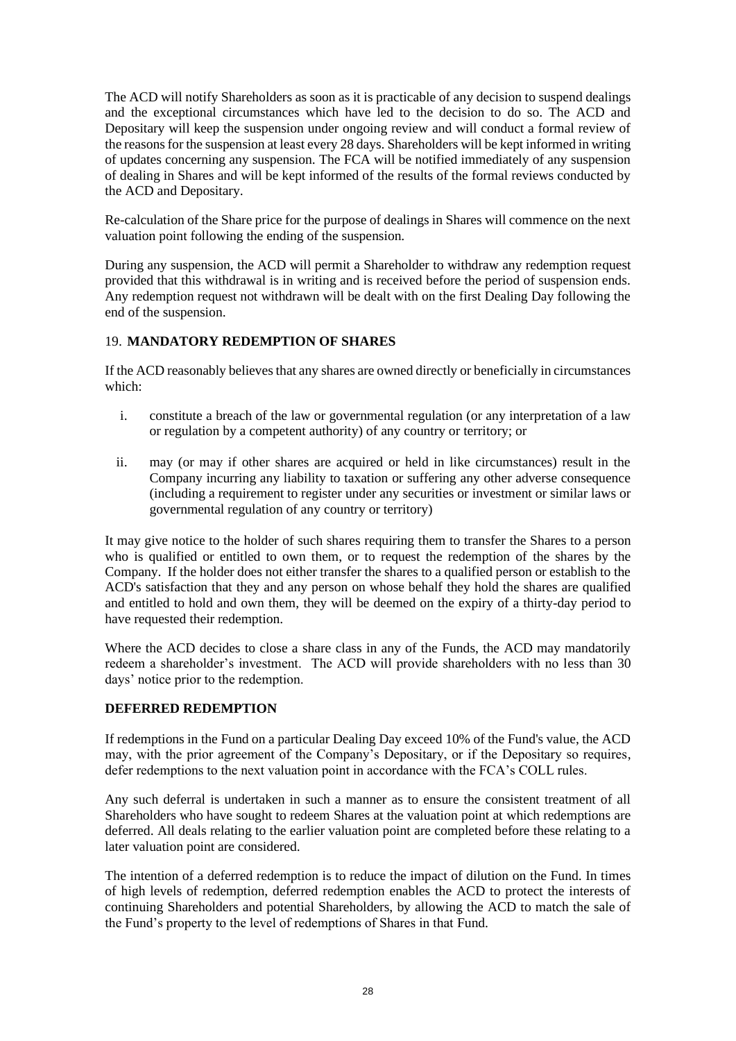The ACD will notify Shareholders as soon as it is practicable of any decision to suspend dealings and the exceptional circumstances which have led to the decision to do so. The ACD and Depositary will keep the suspension under ongoing review and will conduct a formal review of the reasons for the suspension at least every 28 days. Shareholders will be kept informed in writing of updates concerning any suspension. The FCA will be notified immediately of any suspension of dealing in Shares and will be kept informed of the results of the formal reviews conducted by the ACD and Depositary.

Re-calculation of the Share price for the purpose of dealings in Shares will commence on the next valuation point following the ending of the suspension.

During any suspension, the ACD will permit a Shareholder to withdraw any redemption request provided that this withdrawal is in writing and is received before the period of suspension ends. Any redemption request not withdrawn will be dealt with on the first Dealing Day following the end of the suspension.

## 19. MANDATORY REDEMPTION OF SHARES

If the ACD reasonably believes that any shares are owned directly or beneficially in circumstances which:

i. constitute a breach of the law or governmental regulation (or any interpretation of a law or regulation by a competent authority) of any country or territory; or

ii. may (or may if other shares are acquired or held in like circumstances) result in the Company incurring any liability to taxation or suffering any other adverse consequence (including a requirement to register under any securities or investment or similar laws or governmental regulation of any country or territory)

It may give notice to the holder of such shares requiring them to transfer the Shares to a person who is qualified or entitled to own them, or to request the redemption of the shares by the Company. If the holder does not either transfer the shares to a qualified person or establish to the ACD's satisfaction that they and any person on whose behalf they hold the shares are qualified and entitled to hold and own them, they will be deemed on the expiry of a thirty-day period to have requested their redemption.

Where the ACD decides to close a share class in any of the Funds, the ACD may mandatorily redeem a shareholder's investment. The ACD will provide shareholders with no less than 30 days' notice prior to the redemption.

## DEFERRED REDEMPTION

If redemptions in the Fund on a particular Dealing Day exceed 10% of the Fund's value, the ACD may, with the prior agreement of the Company's Depositary, or if the Depositary so requires, defer redemptions to the next valuation point in accordance with the FCA's COLL rules.

Any such deferral is undertaken in such a manner as to ensure the consistent treatment of all Shareholders who have sought to redeem Shares at the valuation point at which redemptions are deferred. All deals relating to the earlier valuation point are completed before these relating to a later valuation point are considered.

The intention of a deferred redemption is to reduce the impact of dilution on the Fund. In times of high levels of redemption, deferred redemption enables the ACD to protect the interests of continuing Shareholders and potential Shareholders, by allowing the ACD to match the sale of the Fund's property to the level of redemptions of Shares in that Fund.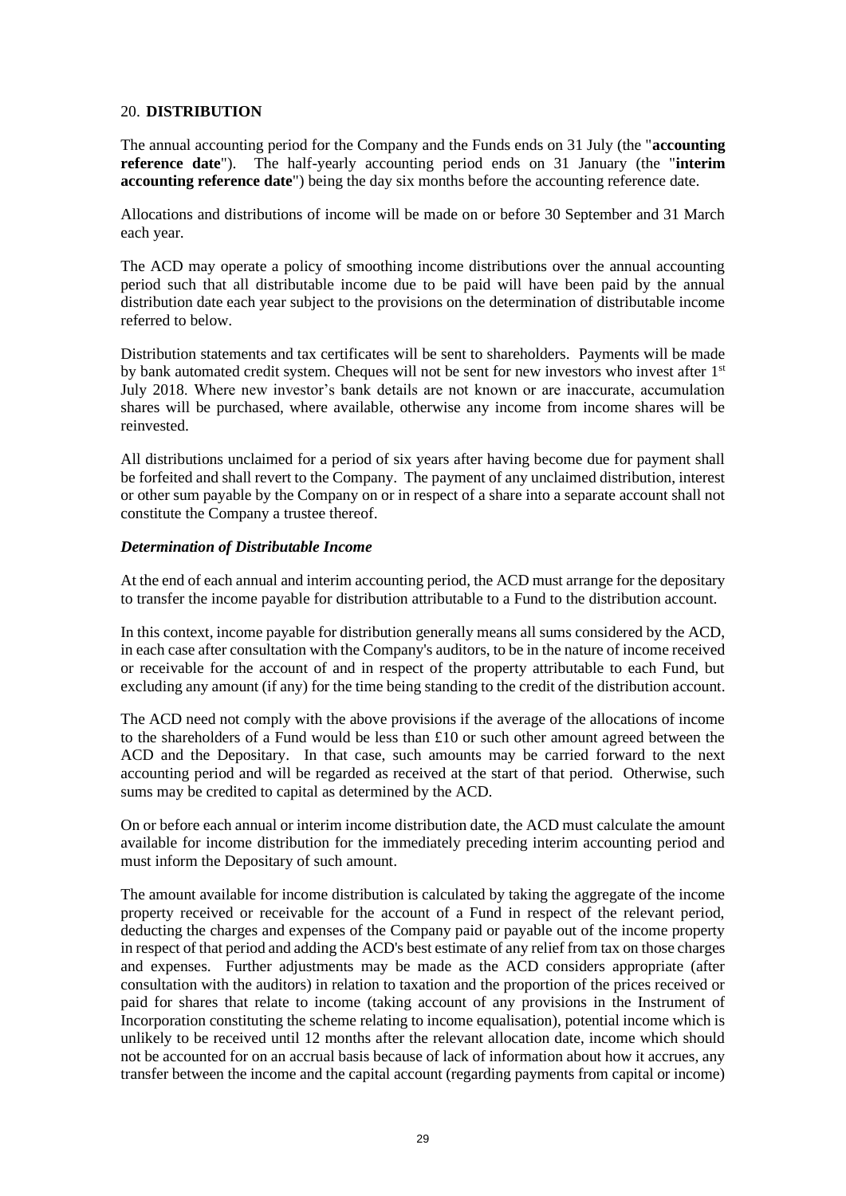## 20. **DISTRIBUTION**

The annual accounting period for the Company and the Funds ends on 31 July (the "**accounting reference date**"). The half-yearly accounting period ends on 31 January (the "**interim accounting reference date**") being the day six months before the accounting reference date.

Allocations and distributions of income will be made on or before 30 September and 31 March each year.

The ACD may operate a policy of smoothing income distributions over the annual accounting period such that all distributable income due to be paid will have been paid by the annual distribution date each year subject to the provisions on the determination of distributable income referred to below.

Distribution statements and tax certificates will be sent to shareholders. Payments will be made by bank automated credit system. Cheques will not be sent for new investors who invest after 1st July 2018. Where new investor's bank details are not known or are inaccurate, accumulation shares will be purchased, where available, otherwise any income from income shares will be reinvested.

All distributions unclaimed for a period of six years after having become due for payment shall be forfeited and shall revert to the Company. The payment of any unclaimed distribution, interest or other sum payable by the Company on or in respect of a share into a separate account shall not constitute the Company a trustee thereof.

### *Determination of Distributable Income*

At the end of each annual and interim accounting period, the ACD must arrange for the depositary to transfer the income payable for distribution attributable to a Fund to the distribution account.

In this context, income payable for distribution generally means all sums considered by the ACD, in each case after consultation with the Company's auditors, to be in the nature of income received or receivable for the account of and in respect of the property attributable to each Fund, but excluding any amount (if any) for the time being standing to the credit of the distribution account.

The ACD need not comply with the above provisions if the average of the allocations of income to the shareholders of a Fund would be less than £10 or such other amount agreed between the ACD and the Depositary. In that case, such amounts may be carried forward to the next accounting period and will be regarded as received at the start of that period. Otherwise, such sums may be credited to capital as determined by the ACD.

On or before each annual or interim income distribution date, the ACD must calculate the amount available for income distribution for the immediately preceding interim accounting period and must inform the Depositary of such amount.

The amount available for income distribution is calculated by taking the aggregate of the income property received or receivable for the account of a Fund in respect of the relevant period, deducting the charges and expenses of the Company paid or payable out of the income property in respect of that period and adding the ACD's best estimate of any relief from tax on those charges and expenses. Further adjustments may be made as the ACD considers appropriate (after consultation with the auditors) in relation to taxation and the proportion of the prices received or paid for shares that relate to income (taking account of any provisions in the Instrument of Incorporation constituting the scheme relating to income equalisation), potential income which is unlikely to be received until 12 months after the relevant allocation date, income which should not be accounted for on an accrual basis because of lack of information about how it accrues, any transfer between the income and the capital account (regarding payments from capital or income)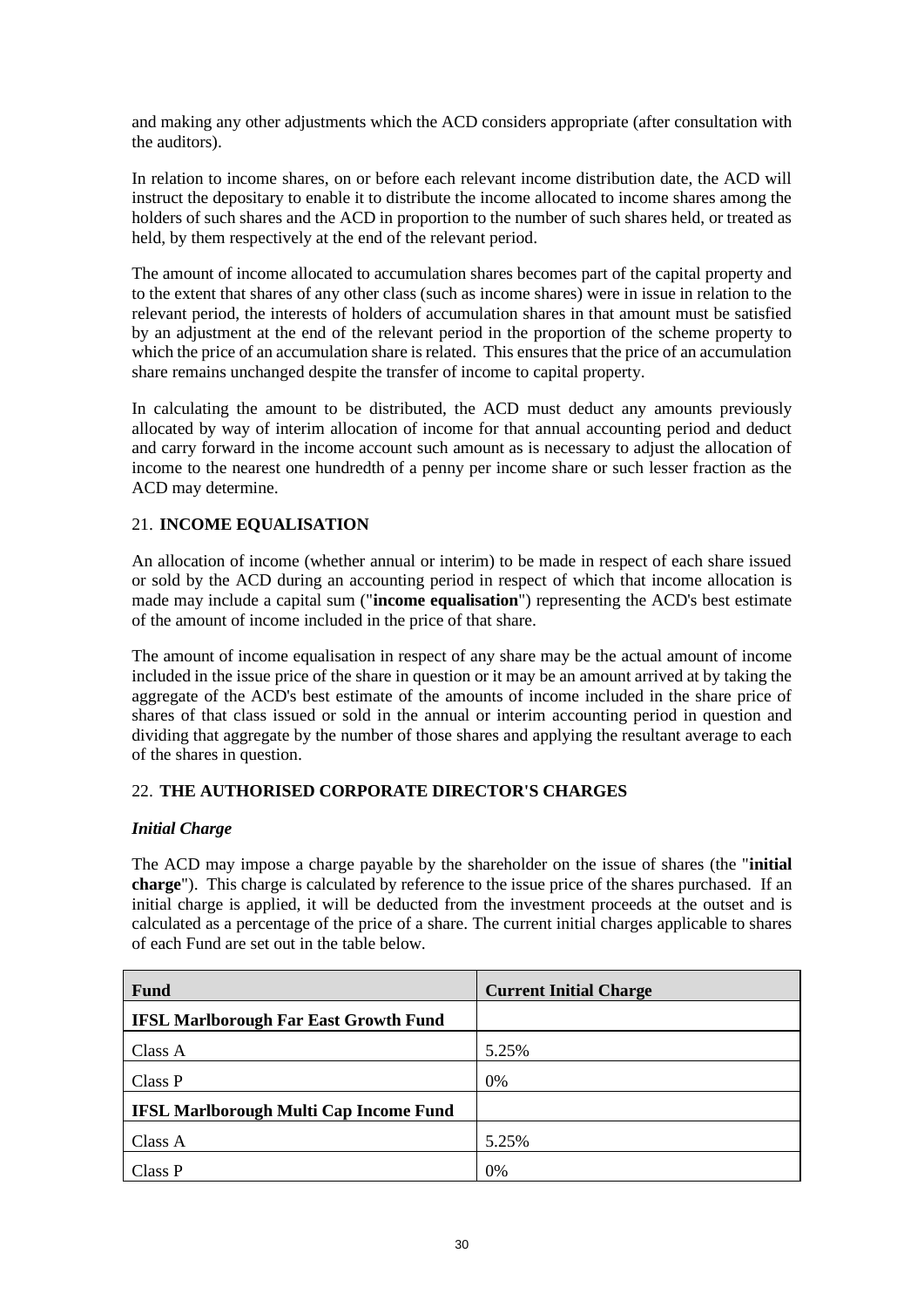and making any other adjustments which the ACD considers appropriate (after consultation with the auditors).

In relation to income shares, on or before each relevant income distribution date, the ACD will instruct the depositary to enable it to distribute the income allocated to income shares among the holders of such shares and the ACD in proportion to the number of such shares held, or treated as held, by them respectively at the end of the relevant period.

The amount of income allocated to accumulation shares becomes part of the capital property and to the extent that shares of any other class (such as income shares) were in issue in relation to the relevant period, the interests of holders of accumulation shares in that amount must be satisfied by an adjustment at the end of the relevant period in the proportion of the scheme property to which the price of an accumulation share is related. This ensures that the price of an accumulation share remains unchanged despite the transfer of income to capital property.

In calculating the amount to be distributed, the ACD must deduct any amounts previously allocated by way of interim allocation of income for that annual accounting period and deduct and carry forward in the income account such amount as is necessary to adjust the allocation of income to the nearest one hundredth of a penny per income share or such lesser fraction as the ACD may determine.

## 21. INCOME EQUALISATION

An allocation of income (whether annual or interim) to be made in respect of each share issued or sold by the ACD during an accounting period in respect of which that income allocation is made may include a capital sum ("**income equalisation**") representing the ACD's best estimate of the amount of income included in the price of that share.

The amount of income equalisation in respect of any share may be the actual amount of income included in the issue price of the share in question or it may be an amount arrived at by taking the aggregate of the ACD's best estimate of the amounts of income included in the share price of shares of that class issued or sold in the annual or interim accounting period in question and dividing that aggregate by the number of those shares and applying the resultant average to each of the shares in question.

## 22. THE AUTHORISED CORPORATE DIRECTOR'S CHARGES

### *Initial Charge*

The ACD may impose a charge payable by the shareholder on the issue of shares (the "**initial charge**"). This charge is calculated by reference to the issue price of the shares purchased. If an initial charge is applied, it will be deducted from the investment proceeds at the outset and is calculated as a percentage of the price of a share. The current initial charges applicable to shares of each Fund are set out in the table below.

| Fund | Current Initial Charge |
|---|---|
| **IFSL Marlborough Far East Growth Fund** | |
| Class A | 5.25% |
| Class P | 0% |
| **IFSL Marlborough Multi Cap Income Fund** | |
| Class A | 5.25% |
| Class P | 0% |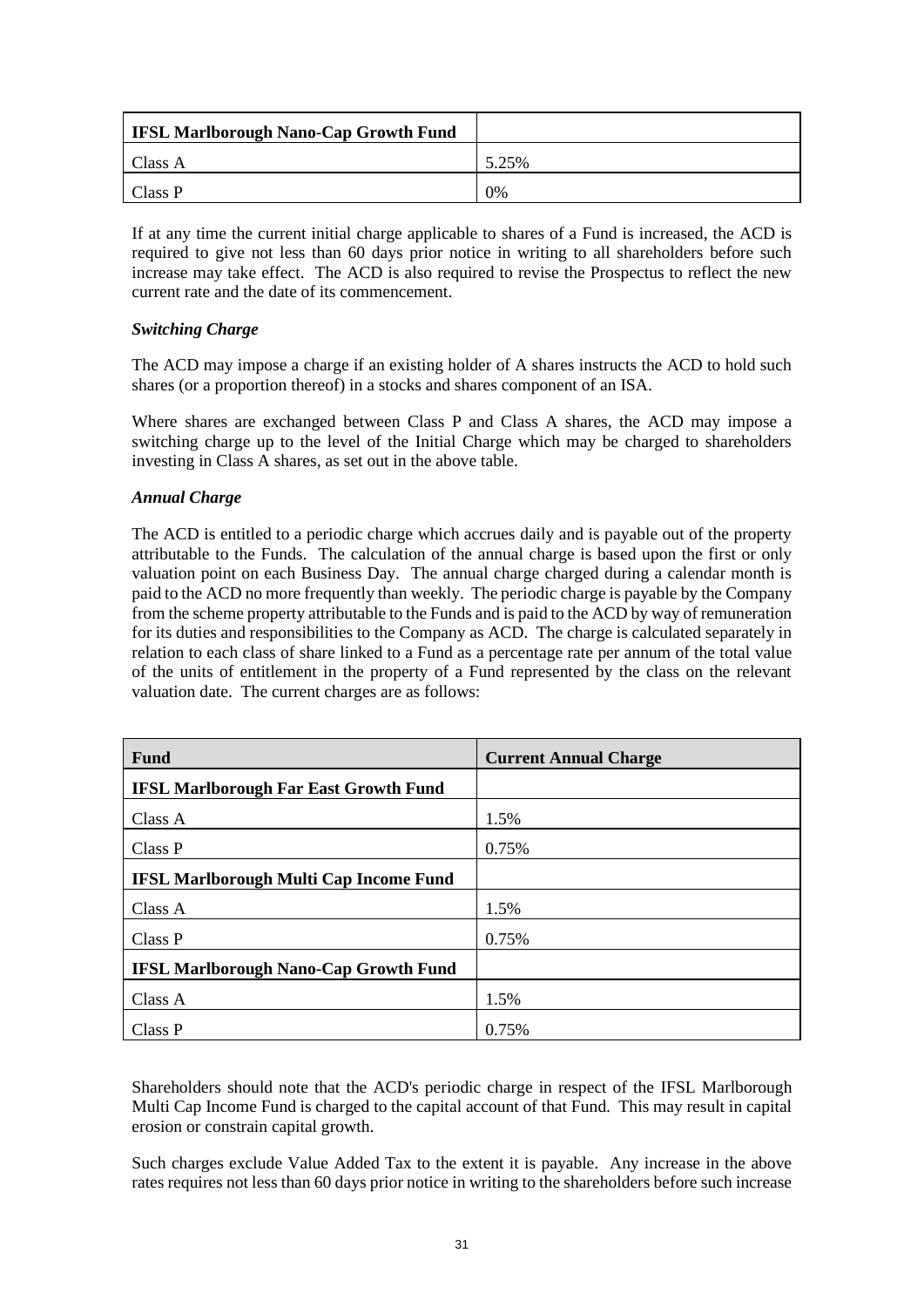| IFSL Marlborough Nano-Cap Growth Fund | |
|---|---|
| Class A | 5.25% |
| Class P | 0% |

If at any time the current initial charge applicable to shares of a Fund is increased, the ACD is required to give not less than 60 days prior notice in writing to all shareholders before such increase may take effect. The ACD is also required to revise the Prospectus to reflect the new current rate and the date of its commencement.

***Switching Charge***

The ACD may impose a charge if an existing holder of A shares instructs the ACD to hold such shares (or a proportion thereof) in a stocks and shares component of an ISA.

Where shares are exchanged between Class P and Class A shares, the ACD may impose a switching charge up to the level of the Initial Charge which may be charged to shareholders investing in Class A shares, as set out in the above table.

***Annual Charge***

The ACD is entitled to a periodic charge which accrues daily and is payable out of the property attributable to the Funds. The calculation of the annual charge is based upon the first or only valuation point on each Business Day. The annual charge charged during a calendar month is paid to the ACD no more frequently than weekly. The periodic charge is payable by the Company from the scheme property attributable to the Funds and is paid to the ACD by way of remuneration for its duties and responsibilities to the Company as ACD. The charge is calculated separately in relation to each class of share linked to a Fund as a percentage rate per annum of the total value of the units of entitlement in the property of a Fund represented by the class on the relevant valuation date. The current charges are as follows:

| Fund | Current Annual Charge |
|---|---|
| **IFSL Marlborough Far East Growth Fund** | |
| Class A | 1.5% |
| Class P | 0.75% |
| **IFSL Marlborough Multi Cap Income Fund** | |
| Class A | 1.5% |
| Class P | 0.75% |
| **IFSL Marlborough Nano-Cap Growth Fund** | |
| Class A | 1.5% |
| Class P | 0.75% |

Shareholders should note that the ACD's periodic charge in respect of the IFSL Marlborough Multi Cap Income Fund is charged to the capital account of that Fund. This may result in capital erosion or constrain capital growth.

Such charges exclude Value Added Tax to the extent it is payable. Any increase in the above rates requires not less than 60 days prior notice in writing to the shareholders before such increase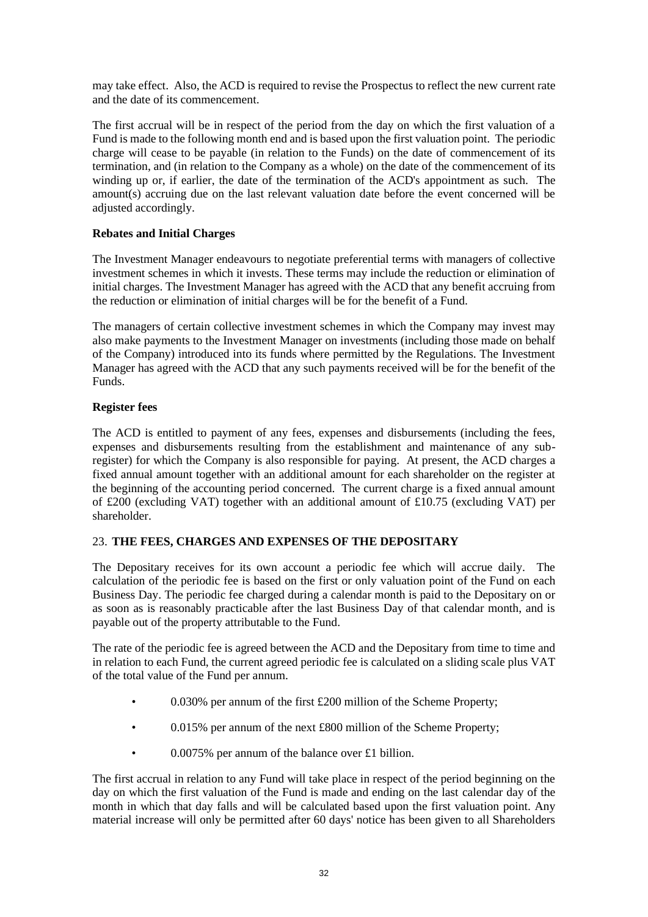may take effect. Also, the ACD is required to revise the Prospectus to reflect the new current rate and the date of its commencement.

The first accrual will be in respect of the period from the day on which the first valuation of a Fund is made to the following month end and is based upon the first valuation point. The periodic charge will cease to be payable (in relation to the Funds) on the date of commencement of its termination, and (in relation to the Company as a whole) on the date of the commencement of its winding up or, if earlier, the date of the termination of the ACD's appointment as such. The amount(s) accruing due on the last relevant valuation date before the event concerned will be adjusted accordingly.

**Rebates and Initial Charges**

The Investment Manager endeavours to negotiate preferential terms with managers of collective investment schemes in which it invests. These terms may include the reduction or elimination of initial charges. The Investment Manager has agreed with the ACD that any benefit accruing from the reduction or elimination of initial charges will be for the benefit of a Fund.

The managers of certain collective investment schemes in which the Company may invest may also make payments to the Investment Manager on investments (including those made on behalf of the Company) introduced into its funds where permitted by the Regulations. The Investment Manager has agreed with the ACD that any such payments received will be for the benefit of the Funds.

**Register fees**

The ACD is entitled to payment of any fees, expenses and disbursements (including the fees, expenses and disbursements resulting from the establishment and maintenance of any sub-register) for which the Company is also responsible for paying. At present, the ACD charges a fixed annual amount together with an additional amount for each shareholder on the register at the beginning of the accounting period concerned. The current charge is a fixed annual amount of £200 (excluding VAT) together with an additional amount of £10.75 (excluding VAT) per shareholder.

## 23. THE FEES, CHARGES AND EXPENSES OF THE DEPOSITARY

The Depositary receives for its own account a periodic fee which will accrue daily. The calculation of the periodic fee is based on the first or only valuation point of the Fund on each Business Day. The periodic fee charged during a calendar month is paid to the Depositary on or as soon as is reasonably practicable after the last Business Day of that calendar month, and is payable out of the property attributable to the Fund.

The rate of the periodic fee is agreed between the ACD and the Depositary from time to time and in relation to each Fund, the current agreed periodic fee is calculated on a sliding scale plus VAT of the total value of the Fund per annum.

- 0.030% per annum of the first £200 million of the Scheme Property;
- 0.015% per annum of the next £800 million of the Scheme Property;
- 0.0075% per annum of the balance over £1 billion.

The first accrual in relation to any Fund will take place in respect of the period beginning on the day on which the first valuation of the Fund is made and ending on the last calendar day of the month in which that day falls and will be calculated based upon the first valuation point. Any material increase will only be permitted after 60 days' notice has been given to all Shareholders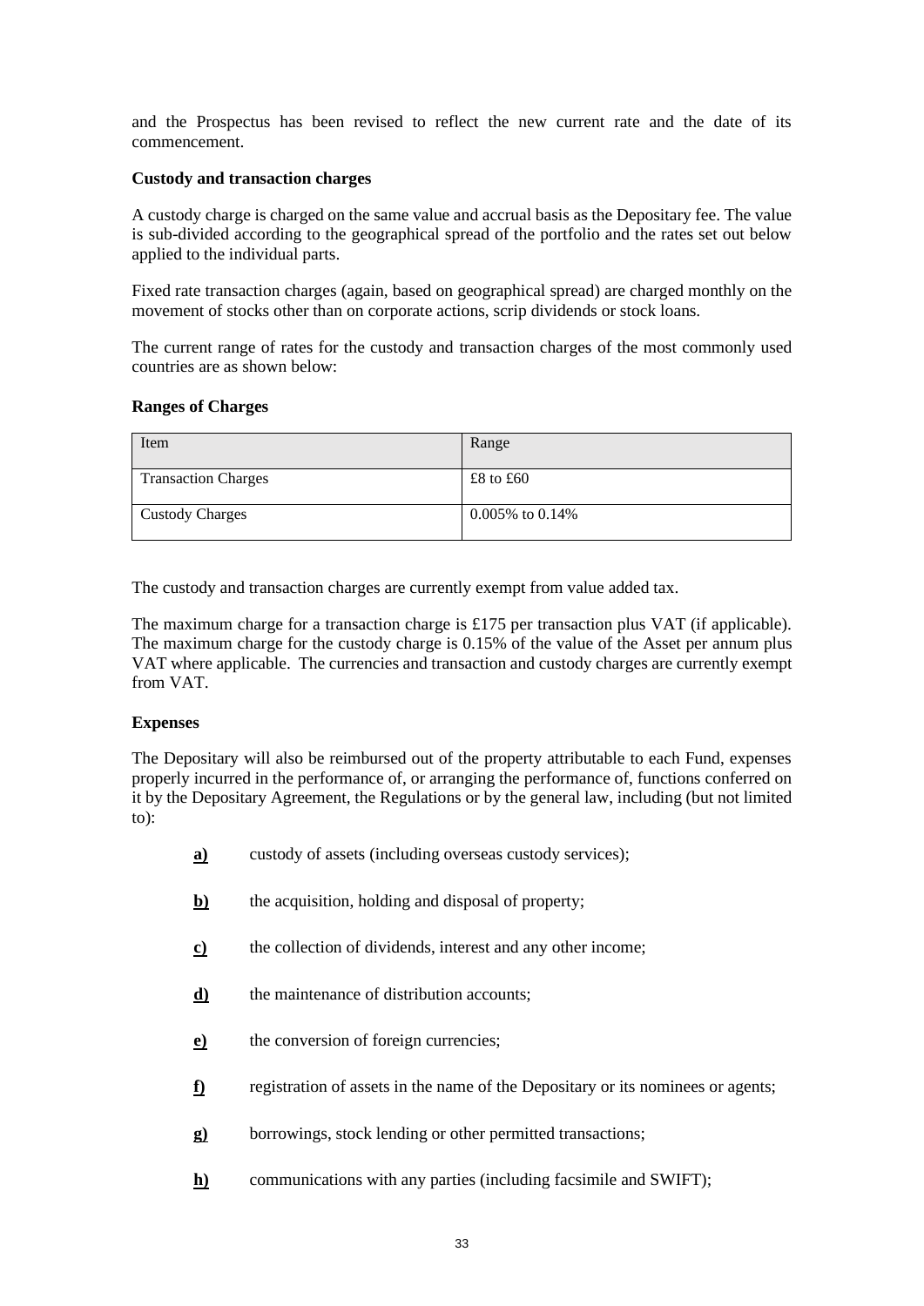and the Prospectus has been revised to reflect the new current rate and the date of its commencement.

**Custody and transaction charges**

A custody charge is charged on the same value and accrual basis as the Depositary fee. The value is sub-divided according to the geographical spread of the portfolio and the rates set out below applied to the individual parts.

Fixed rate transaction charges (again, based on geographical spread) are charged monthly on the movement of stocks other than on corporate actions, scrip dividends or stock loans.

The current range of rates for the custody and transaction charges of the most commonly used countries are as shown below:

**Ranges of Charges**

| Item | Range |
| --- | --- |
| Transaction Charges | £8 to £60 |
| Custody Charges | 0.005% to 0.14% |

The custody and transaction charges are currently exempt from value added tax.

The maximum charge for a transaction charge is £175 per transaction plus VAT (if applicable). The maximum charge for the custody charge is 0.15% of the value of the Asset per annum plus VAT where applicable. The currencies and transaction and custody charges are currently exempt from VAT.

**Expenses**

The Depositary will also be reimbursed out of the property attributable to each Fund, expenses properly incurred in the performance of, or arranging the performance of, functions conferred on it by the Depositary Agreement, the Regulations or by the general law, including (but not limited to):

**a)** custody of assets (including overseas custody services);

**b)** the acquisition, holding and disposal of property;

**c)** the collection of dividends, interest and any other income;

**d)** the maintenance of distribution accounts;

**e)** the conversion of foreign currencies;

**f)** registration of assets in the name of the Depositary or its nominees or agents;

**g)** borrowings, stock lending or other permitted transactions;

**h)** communications with any parties (including facsimile and SWIFT);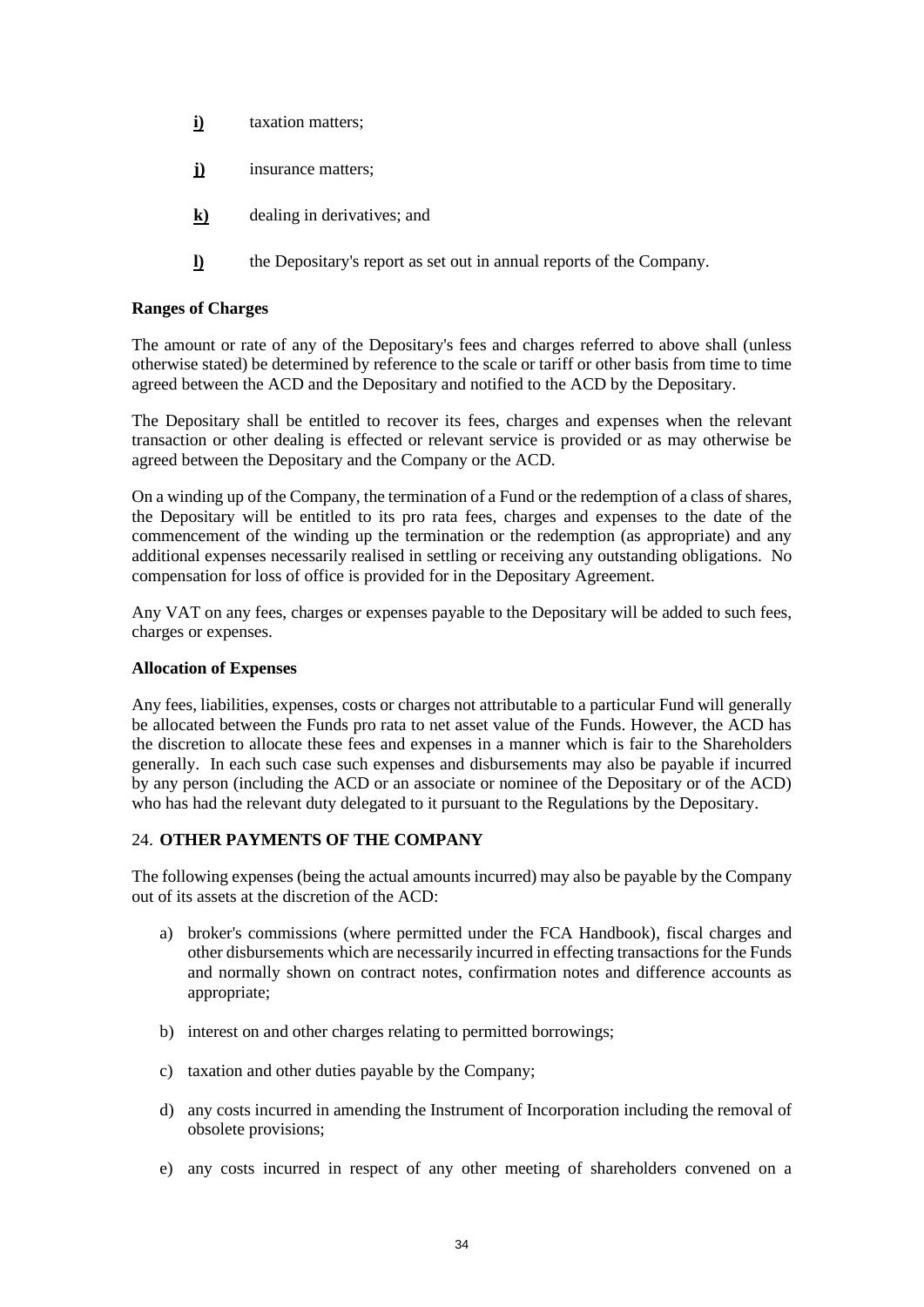**i)** taxation matters;

**j)** insurance matters;

**k)** dealing in derivatives; and

**l)** the Depositary's report as set out in annual reports of the Company.

**Ranges of Charges**

The amount or rate of any of the Depositary's fees and charges referred to above shall (unless otherwise stated) be determined by reference to the scale or tariff or other basis from time to time agreed between the ACD and the Depositary and notified to the ACD by the Depositary.

The Depositary shall be entitled to recover its fees, charges and expenses when the relevant transaction or other dealing is effected or relevant service is provided or as may otherwise be agreed between the Depositary and the Company or the ACD.

On a winding up of the Company, the termination of a Fund or the redemption of a class of shares, the Depositary will be entitled to its pro rata fees, charges and expenses to the date of the commencement of the winding up the termination or the redemption (as appropriate) and any additional expenses necessarily realised in settling or receiving any outstanding obligations. No compensation for loss of office is provided for in the Depositary Agreement.

Any VAT on any fees, charges or expenses payable to the Depositary will be added to such fees, charges or expenses.

**Allocation of Expenses**

Any fees, liabilities, expenses, costs or charges not attributable to a particular Fund will generally be allocated between the Funds pro rata to net asset value of the Funds. However, the ACD has the discretion to allocate these fees and expenses in a manner which is fair to the Shareholders generally. In each such case such expenses and disbursements may also be payable if incurred by any person (including the ACD or an associate or nominee of the Depositary or of the ACD) who has had the relevant duty delegated to it pursuant to the Regulations by the Depositary.

## 24. OTHER PAYMENTS OF THE COMPANY

The following expenses (being the actual amounts incurred) may also be payable by the Company out of its assets at the discretion of the ACD:

a) broker's commissions (where permitted under the FCA Handbook), fiscal charges and other disbursements which are necessarily incurred in effecting transactions for the Funds and normally shown on contract notes, confirmation notes and difference accounts as appropriate;

b) interest on and other charges relating to permitted borrowings;

c) taxation and other duties payable by the Company;

d) any costs incurred in amending the Instrument of Incorporation including the removal of obsolete provisions;

e) any costs incurred in respect of any other meeting of shareholders convened on a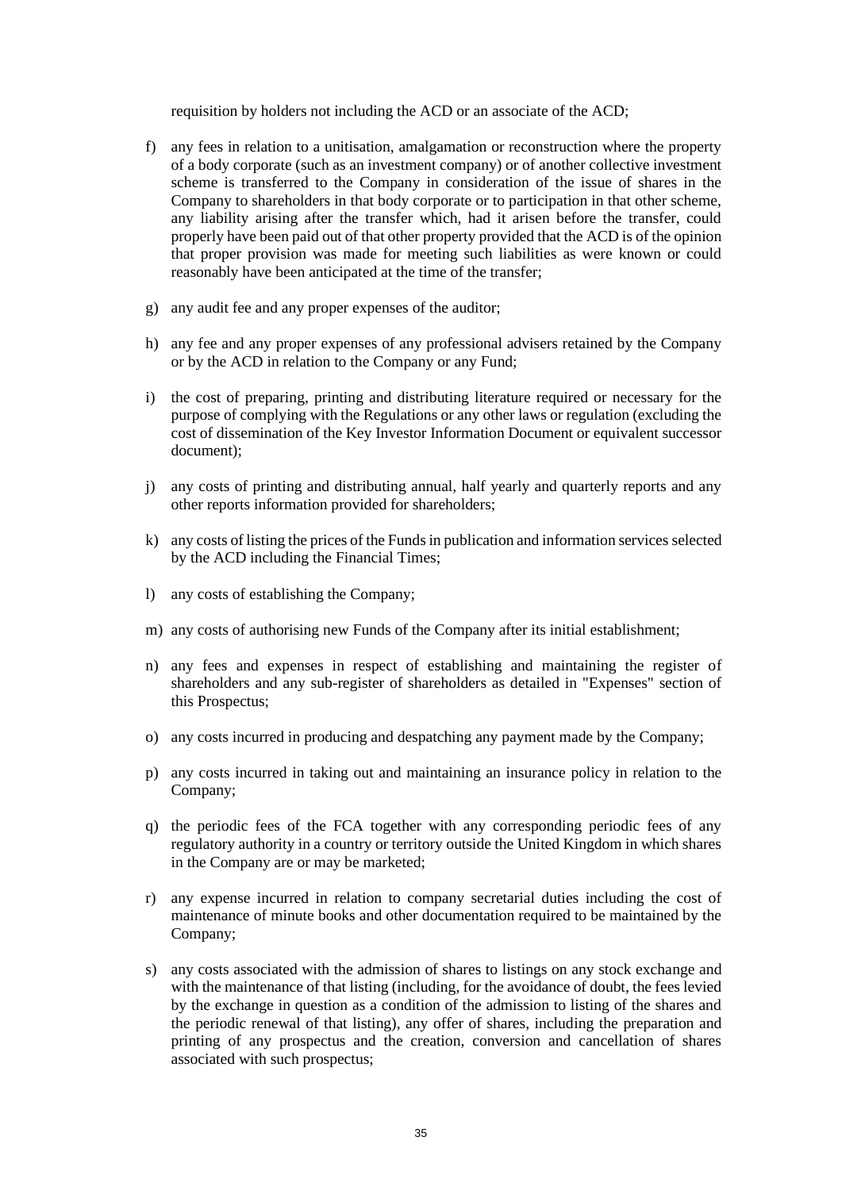requisition by holders not including the ACD or an associate of the ACD;

f) any fees in relation to a unitisation, amalgamation or reconstruction where the property of a body corporate (such as an investment company) or of another collective investment scheme is transferred to the Company in consideration of the issue of shares in the Company to shareholders in that body corporate or to participation in that other scheme, any liability arising after the transfer which, had it arisen before the transfer, could properly have been paid out of that other property provided that the ACD is of the opinion that proper provision was made for meeting such liabilities as were known or could reasonably have been anticipated at the time of the transfer;

g) any audit fee and any proper expenses of the auditor;

h) any fee and any proper expenses of any professional advisers retained by the Company or by the ACD in relation to the Company or any Fund;

i) the cost of preparing, printing and distributing literature required or necessary for the purpose of complying with the Regulations or any other laws or regulation (excluding the cost of dissemination of the Key Investor Information Document or equivalent successor document);

j) any costs of printing and distributing annual, half yearly and quarterly reports and any other reports information provided for shareholders;

k) any costs of listing the prices of the Funds in publication and information services selected by the ACD including the Financial Times;

l) any costs of establishing the Company;

m) any costs of authorising new Funds of the Company after its initial establishment;

n) any fees and expenses in respect of establishing and maintaining the register of shareholders and any sub-register of shareholders as detailed in "Expenses" section of this Prospectus;

o) any costs incurred in producing and despatching any payment made by the Company;

p) any costs incurred in taking out and maintaining an insurance policy in relation to the Company;

q) the periodic fees of the FCA together with any corresponding periodic fees of any regulatory authority in a country or territory outside the United Kingdom in which shares in the Company are or may be marketed;

r) any expense incurred in relation to company secretarial duties including the cost of maintenance of minute books and other documentation required to be maintained by the Company;

s) any costs associated with the admission of shares to listings on any stock exchange and with the maintenance of that listing (including, for the avoidance of doubt, the fees levied by the exchange in question as a condition of the admission to listing of the shares and the periodic renewal of that listing), any offer of shares, including the preparation and printing of any prospectus and the creation, conversion and cancellation of shares associated with such prospectus;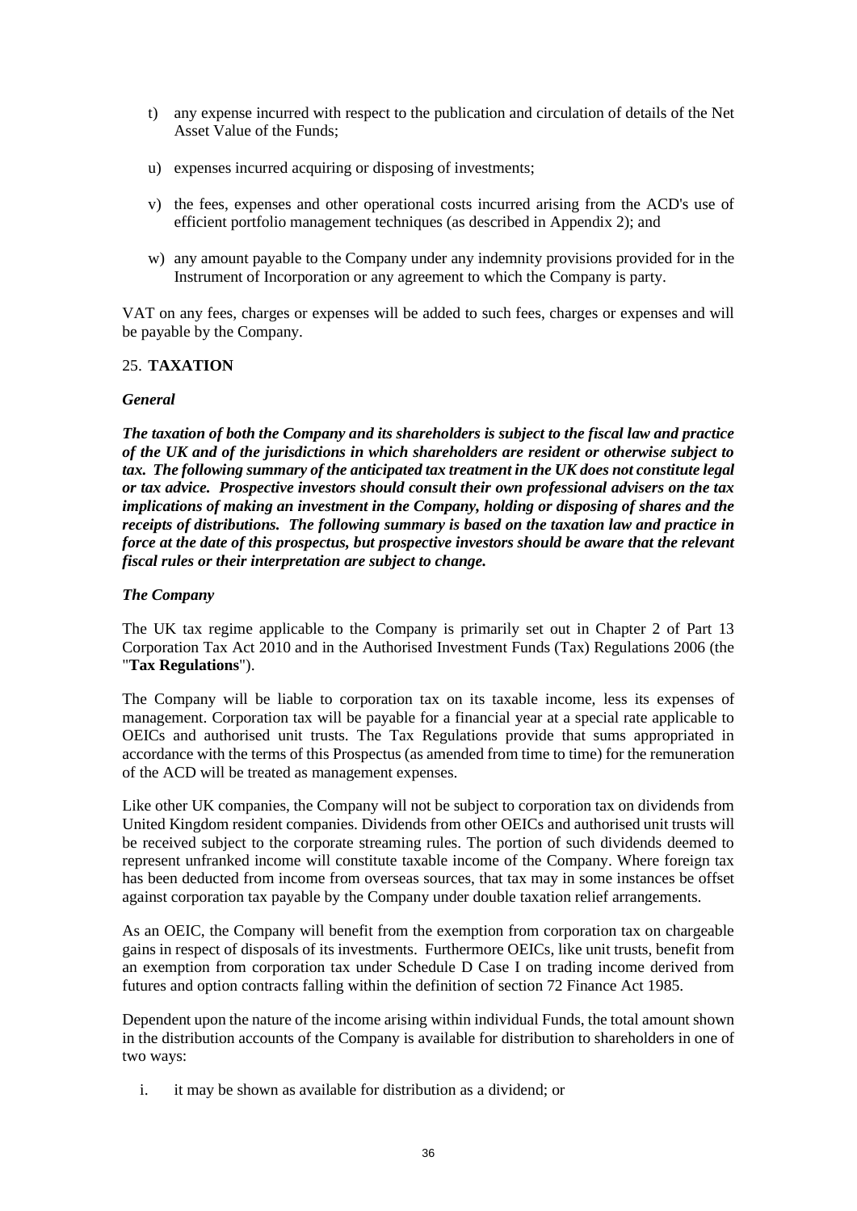t) any expense incurred with respect to the publication and circulation of details of the Net Asset Value of the Funds;

u) expenses incurred acquiring or disposing of investments;

v) the fees, expenses and other operational costs incurred arising from the ACD's use of efficient portfolio management techniques (as described in Appendix 2); and

w) any amount payable to the Company under any indemnity provisions provided for in the Instrument of Incorporation or any agreement to which the Company is party.

VAT on any fees, charges or expenses will be added to such fees, charges or expenses and will be payable by the Company.

## 25. TAXATION

### *General*

***The taxation of both the Company and its shareholders is subject to the fiscal law and practice of the UK and of the jurisdictions in which shareholders are resident or otherwise subject to tax. The following summary of the anticipated tax treatment in the UK does not constitute legal or tax advice. Prospective investors should consult their own professional advisers on the tax implications of making an investment in the Company, holding or disposing of shares and the receipts of distributions. The following summary is based on the taxation law and practice in force at the date of this prospectus, but prospective investors should be aware that the relevant fiscal rules or their interpretation are subject to change.***

### *The Company*

The UK tax regime applicable to the Company is primarily set out in Chapter 2 of Part 13 Corporation Tax Act 2010 and in the Authorised Investment Funds (Tax) Regulations 2006 (the "**Tax Regulations**").

The Company will be liable to corporation tax on its taxable income, less its expenses of management. Corporation tax will be payable for a financial year at a special rate applicable to OEICs and authorised unit trusts. The Tax Regulations provide that sums appropriated in accordance with the terms of this Prospectus (as amended from time to time) for the remuneration of the ACD will be treated as management expenses.

Like other UK companies, the Company will not be subject to corporation tax on dividends from United Kingdom resident companies. Dividends from other OEICs and authorised unit trusts will be received subject to the corporate streaming rules. The portion of such dividends deemed to represent unfranked income will constitute taxable income of the Company. Where foreign tax has been deducted from income from overseas sources, that tax may in some instances be offset against corporation tax payable by the Company under double taxation relief arrangements.

As an OEIC, the Company will benefit from the exemption from corporation tax on chargeable gains in respect of disposals of its investments. Furthermore OEICs, like unit trusts, benefit from an exemption from corporation tax under Schedule D Case I on trading income derived from futures and option contracts falling within the definition of section 72 Finance Act 1985.

Dependent upon the nature of the income arising within individual Funds, the total amount shown in the distribution accounts of the Company is available for distribution to shareholders in one of two ways:

i. it may be shown as available for distribution as a dividend; or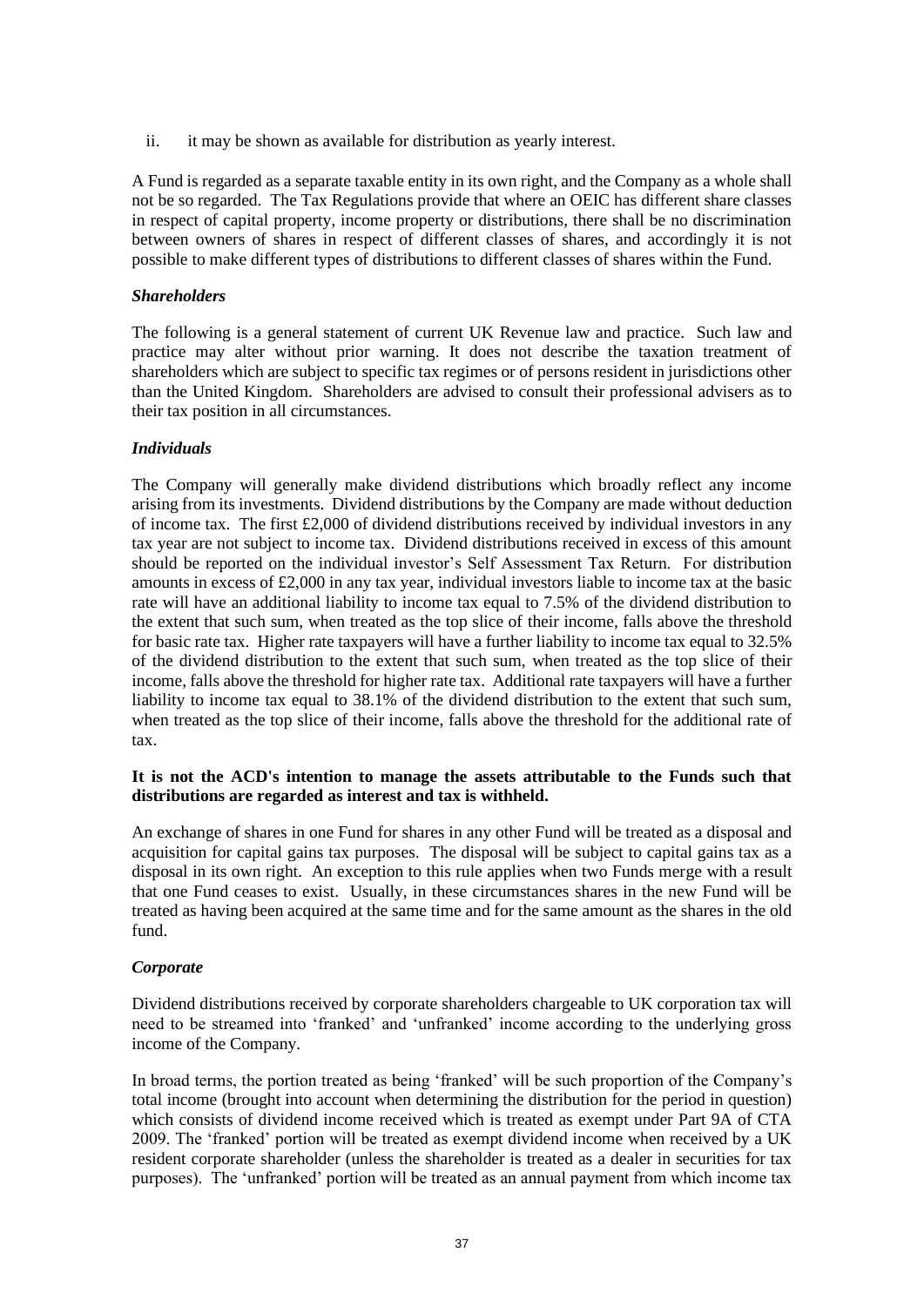ii. it may be shown as available for distribution as yearly interest.

A Fund is regarded as a separate taxable entity in its own right, and the Company as a whole shall not be so regarded. The Tax Regulations provide that where an OEIC has different share classes in respect of capital property, income property or distributions, there shall be no discrimination between owners of shares in respect of different classes of shares, and accordingly it is not possible to make different types of distributions to different classes of shares within the Fund.

***Shareholders***

The following is a general statement of current UK Revenue law and practice. Such law and practice may alter without prior warning. It does not describe the taxation treatment of shareholders which are subject to specific tax regimes or of persons resident in jurisdictions other than the United Kingdom. Shareholders are advised to consult their professional advisers as to their tax position in all circumstances.

***Individuals***

The Company will generally make dividend distributions which broadly reflect any income arising from its investments. Dividend distributions by the Company are made without deduction of income tax. The first £2,000 of dividend distributions received by individual investors in any tax year are not subject to income tax. Dividend distributions received in excess of this amount should be reported on the individual investor's Self Assessment Tax Return. For distribution amounts in excess of £2,000 in any tax year, individual investors liable to income tax at the basic rate will have an additional liability to income tax equal to 7.5% of the dividend distribution to the extent that such sum, when treated as the top slice of their income, falls above the threshold for basic rate tax. Higher rate taxpayers will have a further liability to income tax equal to 32.5% of the dividend distribution to the extent that such sum, when treated as the top slice of their income, falls above the threshold for higher rate tax. Additional rate taxpayers will have a further liability to income tax equal to 38.1% of the dividend distribution to the extent that such sum, when treated as the top slice of their income, falls above the threshold for the additional rate of tax.

**It is not the ACD's intention to manage the assets attributable to the Funds such that distributions are regarded as interest and tax is withheld.**

An exchange of shares in one Fund for shares in any other Fund will be treated as a disposal and acquisition for capital gains tax purposes. The disposal will be subject to capital gains tax as a disposal in its own right. An exception to this rule applies when two Funds merge with a result that one Fund ceases to exist. Usually, in these circumstances shares in the new Fund will be treated as having been acquired at the same time and for the same amount as the shares in the old fund.

***Corporate***

Dividend distributions received by corporate shareholders chargeable to UK corporation tax will need to be streamed into 'franked' and 'unfranked' income according to the underlying gross income of the Company.

In broad terms, the portion treated as being 'franked' will be such proportion of the Company's total income (brought into account when determining the distribution for the period in question) which consists of dividend income received which is treated as exempt under Part 9A of CTA 2009. The 'franked' portion will be treated as exempt dividend income when received by a UK resident corporate shareholder (unless the shareholder is treated as a dealer in securities for tax purposes). The 'unfranked' portion will be treated as an annual payment from which income tax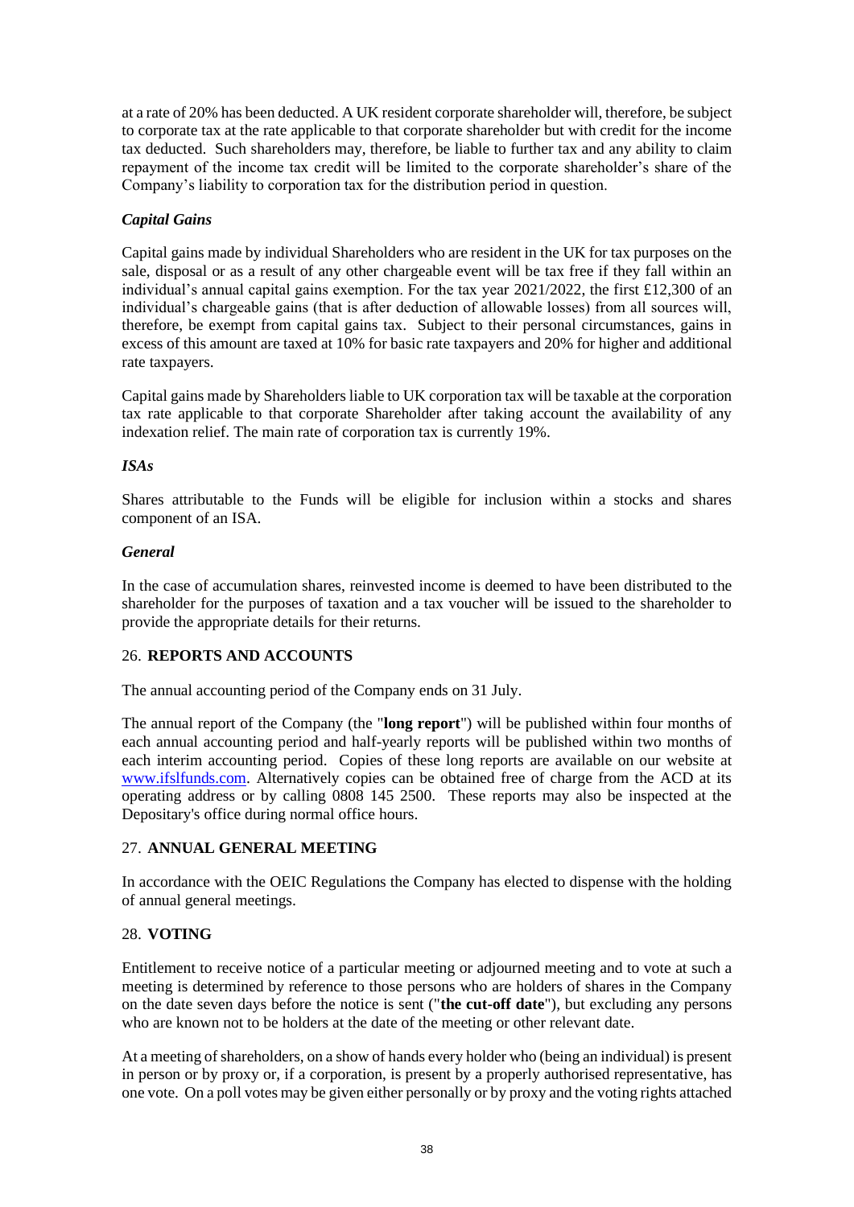at a rate of 20% has been deducted. A UK resident corporate shareholder will, therefore, be subject to corporate tax at the rate applicable to that corporate shareholder but with credit for the income tax deducted. Such shareholders may, therefore, be liable to further tax and any ability to claim repayment of the income tax credit will be limited to the corporate shareholder's share of the Company's liability to corporation tax for the distribution period in question.

### *Capital Gains*

Capital gains made by individual Shareholders who are resident in the UK for tax purposes on the sale, disposal or as a result of any other chargeable event will be tax free if they fall within an individual's annual capital gains exemption. For the tax year 2021/2022, the first £12,300 of an individual's chargeable gains (that is after deduction of allowable losses) from all sources will, therefore, be exempt from capital gains tax. Subject to their personal circumstances, gains in excess of this amount are taxed at 10% for basic rate taxpayers and 20% for higher and additional rate taxpayers.

Capital gains made by Shareholders liable to UK corporation tax will be taxable at the corporation tax rate applicable to that corporate Shareholder after taking account the availability of any indexation relief. The main rate of corporation tax is currently 19%.

### *ISAs*

Shares attributable to the Funds will be eligible for inclusion within a stocks and shares component of an ISA.

### *General*

In the case of accumulation shares, reinvested income is deemed to have been distributed to the shareholder for the purposes of taxation and a tax voucher will be issued to the shareholder to provide the appropriate details for their returns.

## 26. **REPORTS AND ACCOUNTS**

The annual accounting period of the Company ends on 31 July.

The annual report of the Company (the "**long report**") will be published within four months of each annual accounting period and half-yearly reports will be published within two months of each interim accounting period. Copies of these long reports are available on our website at www.ifslfunds.com. Alternatively copies can be obtained free of charge from the ACD at its operating address or by calling 0808 145 2500. These reports may also be inspected at the Depositary's office during normal office hours.

## 27. **ANNUAL GENERAL MEETING**

In accordance with the OEIC Regulations the Company has elected to dispense with the holding of annual general meetings.

## 28. **VOTING**

Entitlement to receive notice of a particular meeting or adjourned meeting and to vote at such a meeting is determined by reference to those persons who are holders of shares in the Company on the date seven days before the notice is sent ("**the cut-off date**"), but excluding any persons who are known not to be holders at the date of the meeting or other relevant date.

At a meeting of shareholders, on a show of hands every holder who (being an individual) is present in person or by proxy or, if a corporation, is present by a properly authorised representative, has one vote. On a poll votes may be given either personally or by proxy and the voting rights attached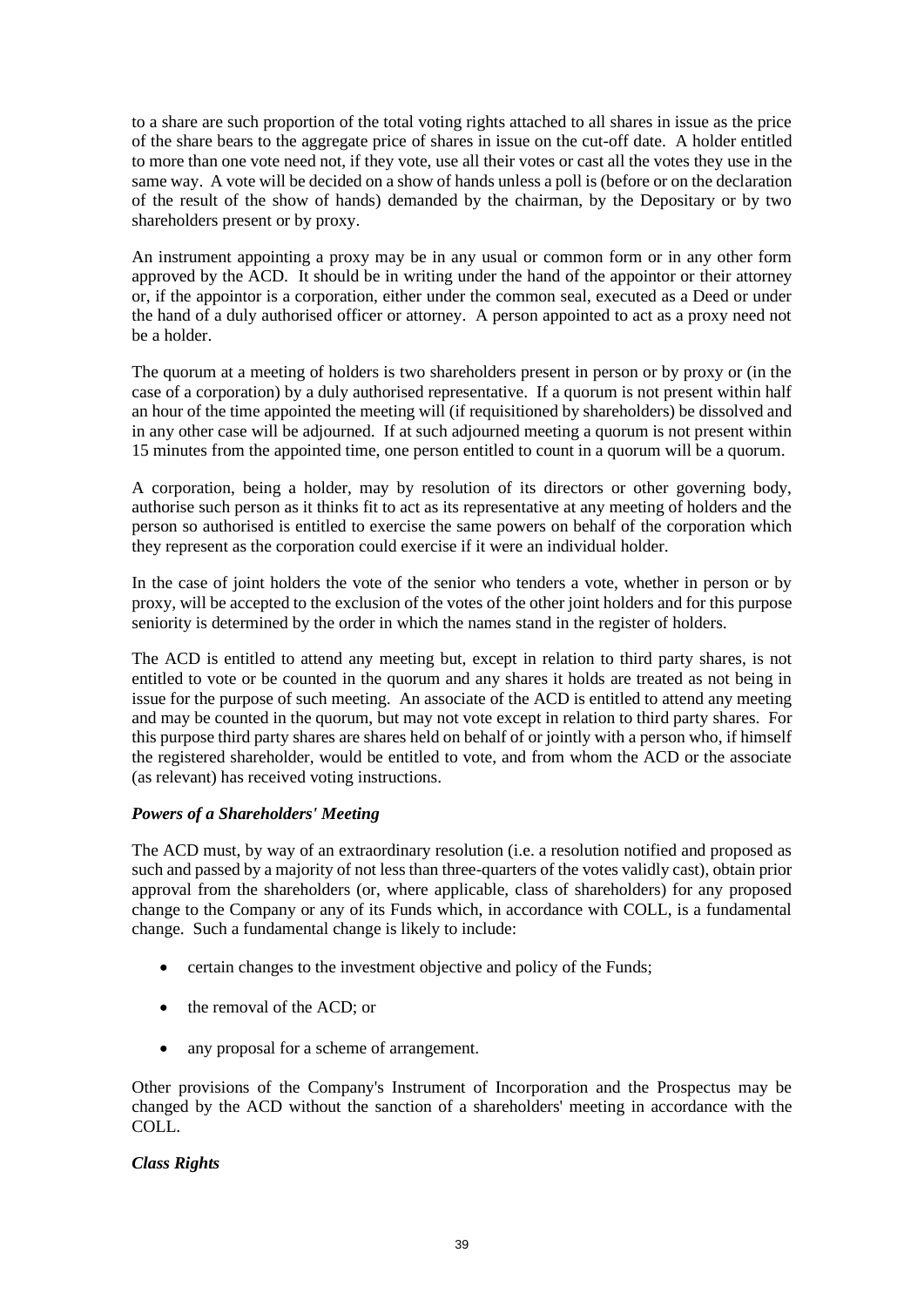to a share are such proportion of the total voting rights attached to all shares in issue as the price of the share bears to the aggregate price of shares in issue on the cut-off date. A holder entitled to more than one vote need not, if they vote, use all their votes or cast all the votes they use in the same way. A vote will be decided on a show of hands unless a poll is (before or on the declaration of the result of the show of hands) demanded by the chairman, by the Depositary or by two shareholders present or by proxy.

An instrument appointing a proxy may be in any usual or common form or in any other form approved by the ACD. It should be in writing under the hand of the appointor or their attorney or, if the appointor is a corporation, either under the common seal, executed as a Deed or under the hand of a duly authorised officer or attorney. A person appointed to act as a proxy need not be a holder.

The quorum at a meeting of holders is two shareholders present in person or by proxy or (in the case of a corporation) by a duly authorised representative. If a quorum is not present within half an hour of the time appointed the meeting will (if requisitioned by shareholders) be dissolved and in any other case will be adjourned. If at such adjourned meeting a quorum is not present within 15 minutes from the appointed time, one person entitled to count in a quorum will be a quorum.

A corporation, being a holder, may by resolution of its directors or other governing body, authorise such person as it thinks fit to act as its representative at any meeting of holders and the person so authorised is entitled to exercise the same powers on behalf of the corporation which they represent as the corporation could exercise if it were an individual holder.

In the case of joint holders the vote of the senior who tenders a vote, whether in person or by proxy, will be accepted to the exclusion of the votes of the other joint holders and for this purpose seniority is determined by the order in which the names stand in the register of holders.

The ACD is entitled to attend any meeting but, except in relation to third party shares, is not entitled to vote or be counted in the quorum and any shares it holds are treated as not being in issue for the purpose of such meeting. An associate of the ACD is entitled to attend any meeting and may be counted in the quorum, but may not vote except in relation to third party shares. For this purpose third party shares are shares held on behalf of or jointly with a person who, if himself the registered shareholder, would be entitled to vote, and from whom the ACD or the associate (as relevant) has received voting instructions.

***Powers of a Shareholders' Meeting***

The ACD must, by way of an extraordinary resolution (i.e. a resolution notified and proposed as such and passed by a majority of not less than three-quarters of the votes validly cast), obtain prior approval from the shareholders (or, where applicable, class of shareholders) for any proposed change to the Company or any of its Funds which, in accordance with COLL, is a fundamental change. Such a fundamental change is likely to include:

- certain changes to the investment objective and policy of the Funds;
- the removal of the ACD; or
- any proposal for a scheme of arrangement.

Other provisions of the Company's Instrument of Incorporation and the Prospectus may be changed by the ACD without the sanction of a shareholders' meeting in accordance with the COLL.

***Class Rights***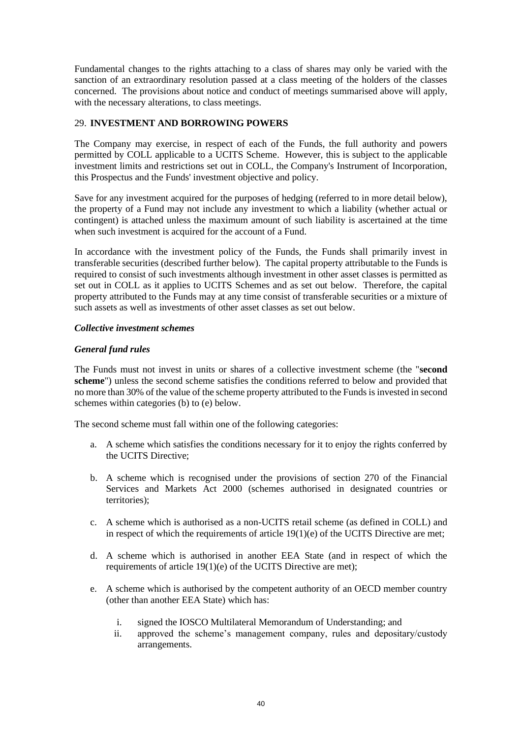Fundamental changes to the rights attaching to a class of shares may only be varied with the sanction of an extraordinary resolution passed at a class meeting of the holders of the classes concerned. The provisions about notice and conduct of meetings summarised above will apply, with the necessary alterations, to class meetings.

## 29. INVESTMENT AND BORROWING POWERS

The Company may exercise, in respect of each of the Funds, the full authority and powers permitted by COLL applicable to a UCITS Scheme. However, this is subject to the applicable investment limits and restrictions set out in COLL, the Company's Instrument of Incorporation, this Prospectus and the Funds' investment objective and policy.

Save for any investment acquired for the purposes of hedging (referred to in more detail below), the property of a Fund may not include any investment to which a liability (whether actual or contingent) is attached unless the maximum amount of such liability is ascertained at the time when such investment is acquired for the account of a Fund.

In accordance with the investment policy of the Funds, the Funds shall primarily invest in transferable securities (described further below). The capital property attributable to the Funds is required to consist of such investments although investment in other asset classes is permitted as set out in COLL as it applies to UCITS Schemes and as set out below. Therefore, the capital property attributed to the Funds may at any time consist of transferable securities or a mixture of such assets as well as investments of other asset classes as set out below.

### *Collective investment schemes*

### *General fund rules*

The Funds must not invest in units or shares of a collective investment scheme (the "**second scheme**") unless the second scheme satisfies the conditions referred to below and provided that no more than 30% of the value of the scheme property attributed to the Funds is invested in second schemes within categories (b) to (e) below.

The second scheme must fall within one of the following categories:

a. A scheme which satisfies the conditions necessary for it to enjoy the rights conferred by the UCITS Directive;

b. A scheme which is recognised under the provisions of section 270 of the Financial Services and Markets Act 2000 (schemes authorised in designated countries or territories);

c. A scheme which is authorised as a non-UCITS retail scheme (as defined in COLL) and in respect of which the requirements of article 19(1)(e) of the UCITS Directive are met;

d. A scheme which is authorised in another EEA State (and in respect of which the requirements of article 19(1)(e) of the UCITS Directive are met);

e. A scheme which is authorised by the competent authority of an OECD member country (other than another EEA State) which has:

   i. signed the IOSCO Multilateral Memorandum of Understanding; and
   
   ii. approved the scheme's management company, rules and depositary/custody arrangements.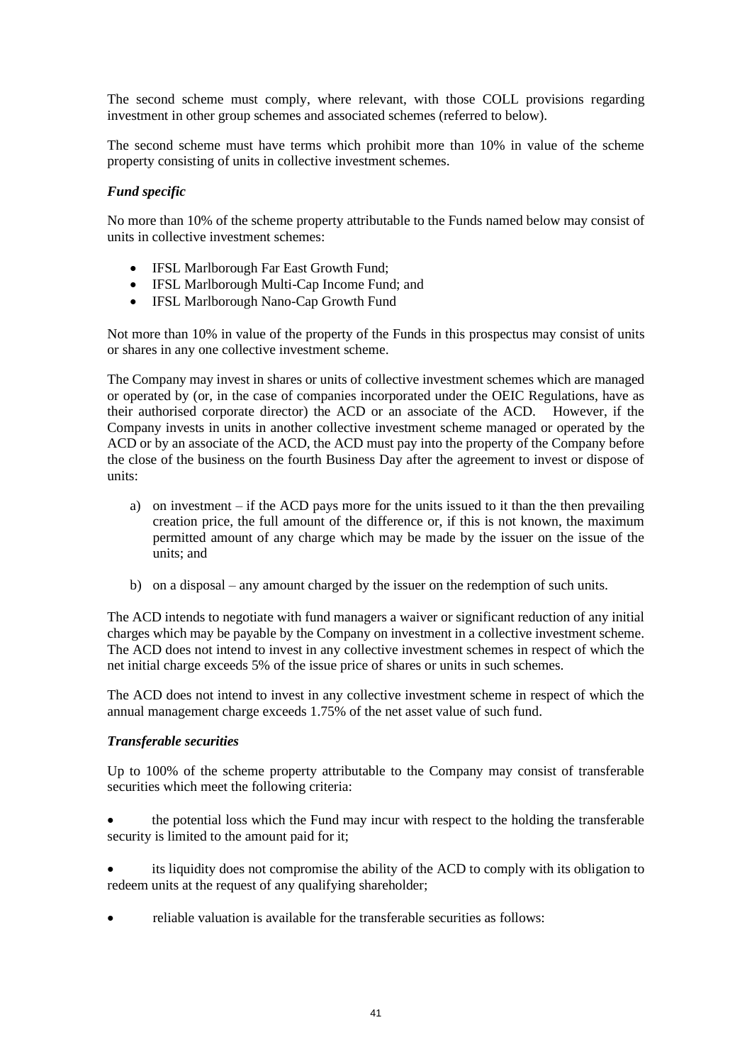The second scheme must comply, where relevant, with those COLL provisions regarding investment in other group schemes and associated schemes (referred to below).

The second scheme must have terms which prohibit more than 10% in value of the scheme property consisting of units in collective investment schemes.

***Fund specific***

No more than 10% of the scheme property attributable to the Funds named below may consist of units in collective investment schemes:

- IFSL Marlborough Far East Growth Fund;
- IFSL Marlborough Multi-Cap Income Fund; and
- IFSL Marlborough Nano-Cap Growth Fund

Not more than 10% in value of the property of the Funds in this prospectus may consist of units or shares in any one collective investment scheme.

The Company may invest in shares or units of collective investment schemes which are managed or operated by (or, in the case of companies incorporated under the OEIC Regulations, have as their authorised corporate director) the ACD or an associate of the ACD. However, if the Company invests in units in another collective investment scheme managed or operated by the ACD or by an associate of the ACD, the ACD must pay into the property of the Company before the close of the business on the fourth Business Day after the agreement to invest or dispose of units:

a) on investment – if the ACD pays more for the units issued to it than the then prevailing creation price, the full amount of the difference or, if this is not known, the maximum permitted amount of any charge which may be made by the issuer on the issue of the units; and

b) on a disposal – any amount charged by the issuer on the redemption of such units.

The ACD intends to negotiate with fund managers a waiver or significant reduction of any initial charges which may be payable by the Company on investment in a collective investment scheme. The ACD does not intend to invest in any collective investment schemes in respect of which the net initial charge exceeds 5% of the issue price of shares or units in such schemes.

The ACD does not intend to invest in any collective investment scheme in respect of which the annual management charge exceeds 1.75% of the net asset value of such fund.

***Transferable securities***

Up to 100% of the scheme property attributable to the Company may consist of transferable securities which meet the following criteria:

- the potential loss which the Fund may incur with respect to the holding the transferable security is limited to the amount paid for it;

- its liquidity does not compromise the ability of the ACD to comply with its obligation to redeem units at the request of any qualifying shareholder;

- reliable valuation is available for the transferable securities as follows: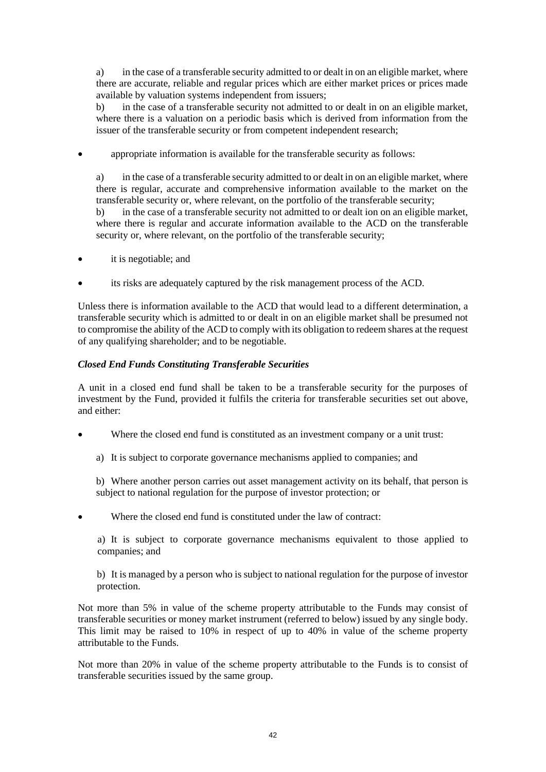a) in the case of a transferable security admitted to or dealt in on an eligible market, where there are accurate, reliable and regular prices which are either market prices or prices made available by valuation systems independent from issuers;

b) in the case of a transferable security not admitted to or dealt in on an eligible market, where there is a valuation on a periodic basis which is derived from information from the issuer of the transferable security or from competent independent research;

- appropriate information is available for the transferable security as follows:

  a) in the case of a transferable security admitted to or dealt in on an eligible market, where there is regular, accurate and comprehensive information available to the market on the transferable security or, where relevant, on the portfolio of the transferable security;

  b) in the case of a transferable security not admitted to or dealt ion on an eligible market, where there is regular and accurate information available to the ACD on the transferable security or, where relevant, on the portfolio of the transferable security;

- it is negotiable; and

- its risks are adequately captured by the risk management process of the ACD.

Unless there is information available to the ACD that would lead to a different determination, a transferable security which is admitted to or dealt in on an eligible market shall be presumed not to compromise the ability of the ACD to comply with its obligation to redeem shares at the request of any qualifying shareholder; and to be negotiable.

### *Closed End Funds Constituting Transferable Securities*

A unit in a closed end fund shall be taken to be a transferable security for the purposes of investment by the Fund, provided it fulfils the criteria for transferable securities set out above, and either:

- Where the closed end fund is constituted as an investment company or a unit trust:

  a) It is subject to corporate governance mechanisms applied to companies; and

  b) Where another person carries out asset management activity on its behalf, that person is subject to national regulation for the purpose of investor protection; or

- Where the closed end fund is constituted under the law of contract:

  a) It is subject to corporate governance mechanisms equivalent to those applied to companies; and

  b) It is managed by a person who is subject to national regulation for the purpose of investor protection.

Not more than 5% in value of the scheme property attributable to the Funds may consist of transferable securities or money market instrument (referred to below) issued by any single body. This limit may be raised to 10% in respect of up to 40% in value of the scheme property attributable to the Funds.

Not more than 20% in value of the scheme property attributable to the Funds is to consist of transferable securities issued by the same group.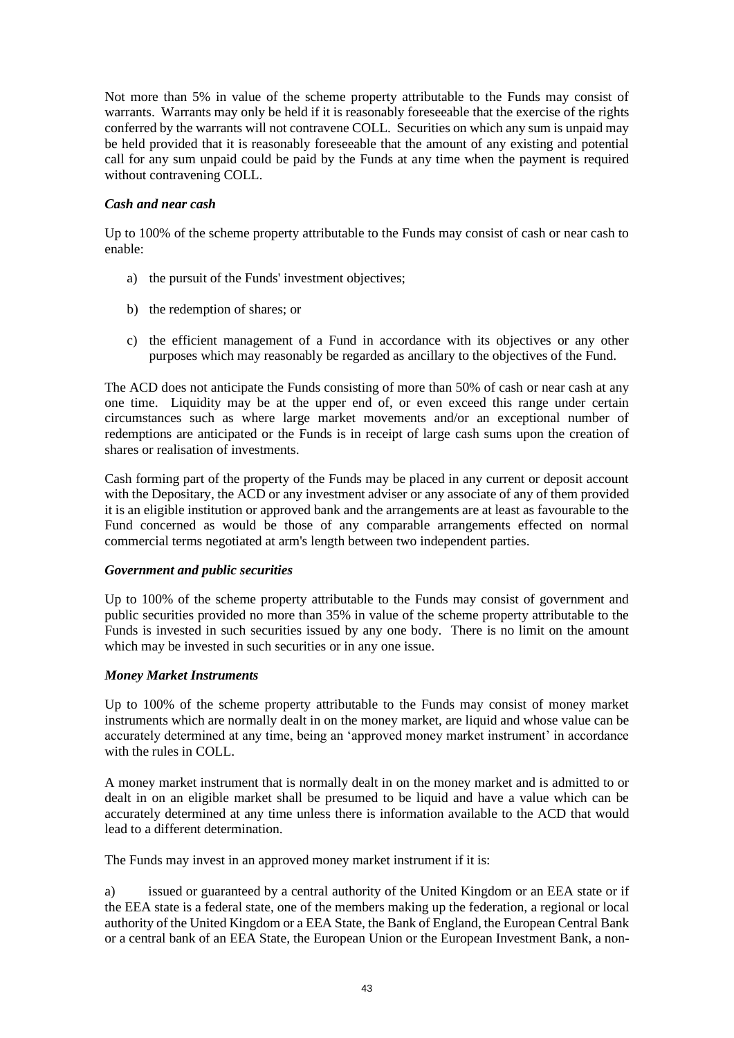Not more than 5% in value of the scheme property attributable to the Funds may consist of warrants. Warrants may only be held if it is reasonably foreseeable that the exercise of the rights conferred by the warrants will not contravene COLL. Securities on which any sum is unpaid may be held provided that it is reasonably foreseeable that the amount of any existing and potential call for any sum unpaid could be paid by the Funds at any time when the payment is required without contravening COLL.

***Cash and near cash***

Up to 100% of the scheme property attributable to the Funds may consist of cash or near cash to enable:

a) the pursuit of the Funds' investment objectives;

b) the redemption of shares; or

c) the efficient management of a Fund in accordance with its objectives or any other purposes which may reasonably be regarded as ancillary to the objectives of the Fund.

The ACD does not anticipate the Funds consisting of more than 50% of cash or near cash at any one time. Liquidity may be at the upper end of, or even exceed this range under certain circumstances such as where large market movements and/or an exceptional number of redemptions are anticipated or the Funds is in receipt of large cash sums upon the creation of shares or realisation of investments.

Cash forming part of the property of the Funds may be placed in any current or deposit account with the Depositary, the ACD or any investment adviser or any associate of any of them provided it is an eligible institution or approved bank and the arrangements are at least as favourable to the Fund concerned as would be those of any comparable arrangements effected on normal commercial terms negotiated at arm's length between two independent parties.

***Government and public securities***

Up to 100% of the scheme property attributable to the Funds may consist of government and public securities provided no more than 35% in value of the scheme property attributable to the Funds is invested in such securities issued by any one body. There is no limit on the amount which may be invested in such securities or in any one issue.

***Money Market Instruments***

Up to 100% of the scheme property attributable to the Funds may consist of money market instruments which are normally dealt in on the money market, are liquid and whose value can be accurately determined at any time, being an 'approved money market instrument' in accordance with the rules in COLL.

A money market instrument that is normally dealt in on the money market and is admitted to or dealt in on an eligible market shall be presumed to be liquid and have a value which can be accurately determined at any time unless there is information available to the ACD that would lead to a different determination.

The Funds may invest in an approved money market instrument if it is:

a) issued or guaranteed by a central authority of the United Kingdom or an EEA state or if the EEA state is a federal state, one of the members making up the federation, a regional or local authority of the United Kingdom or a EEA State, the Bank of England, the European Central Bank or a central bank of an EEA State, the European Union or the European Investment Bank, a non-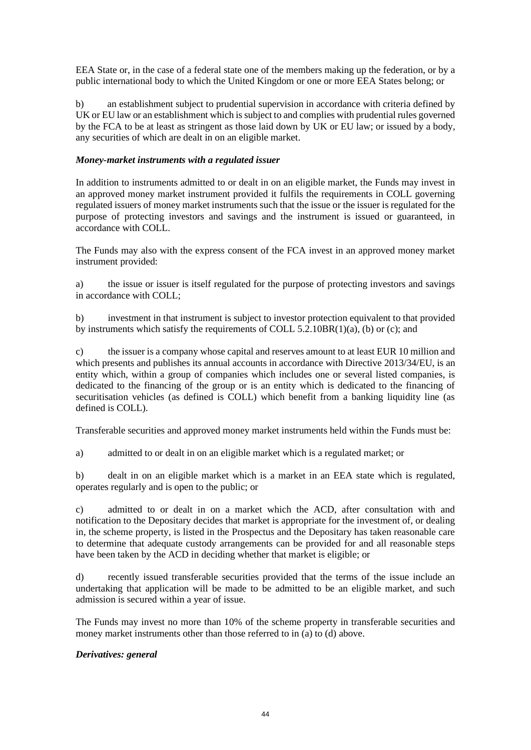EEA State or, in the case of a federal state one of the members making up the federation, or by a public international body to which the United Kingdom or one or more EEA States belong; or

b) an establishment subject to prudential supervision in accordance with criteria defined by UK or EU law or an establishment which is subject to and complies with prudential rules governed by the FCA to be at least as stringent as those laid down by UK or EU law; or issued by a body, any securities of which are dealt in on an eligible market.

***Money-market instruments with a regulated issuer***

In addition to instruments admitted to or dealt in on an eligible market, the Funds may invest in an approved money market instrument provided it fulfils the requirements in COLL governing regulated issuers of money market instruments such that the issue or the issuer is regulated for the purpose of protecting investors and savings and the instrument is issued or guaranteed, in accordance with COLL.

The Funds may also with the express consent of the FCA invest in an approved money market instrument provided:

a) the issue or issuer is itself regulated for the purpose of protecting investors and savings in accordance with COLL;

b) investment in that instrument is subject to investor protection equivalent to that provided by instruments which satisfy the requirements of COLL 5.2.10BR(1)(a), (b) or (c); and

c) the issuer is a company whose capital and reserves amount to at least EUR 10 million and which presents and publishes its annual accounts in accordance with Directive 2013/34/EU, is an entity which, within a group of companies which includes one or several listed companies, is dedicated to the financing of the group or is an entity which is dedicated to the financing of securitisation vehicles (as defined is COLL) which benefit from a banking liquidity line (as defined is COLL).

Transferable securities and approved money market instruments held within the Funds must be:

a) admitted to or dealt in on an eligible market which is a regulated market; or

b) dealt in on an eligible market which is a market in an EEA state which is regulated, operates regularly and is open to the public; or

c) admitted to or dealt in on a market which the ACD, after consultation with and notification to the Depositary decides that market is appropriate for the investment of, or dealing in, the scheme property, is listed in the Prospectus and the Depositary has taken reasonable care to determine that adequate custody arrangements can be provided for and all reasonable steps have been taken by the ACD in deciding whether that market is eligible; or

d) recently issued transferable securities provided that the terms of the issue include an undertaking that application will be made to be admitted to be an eligible market, and such admission is secured within a year of issue.

The Funds may invest no more than 10% of the scheme property in transferable securities and money market instruments other than those referred to in (a) to (d) above.

***Derivatives: general***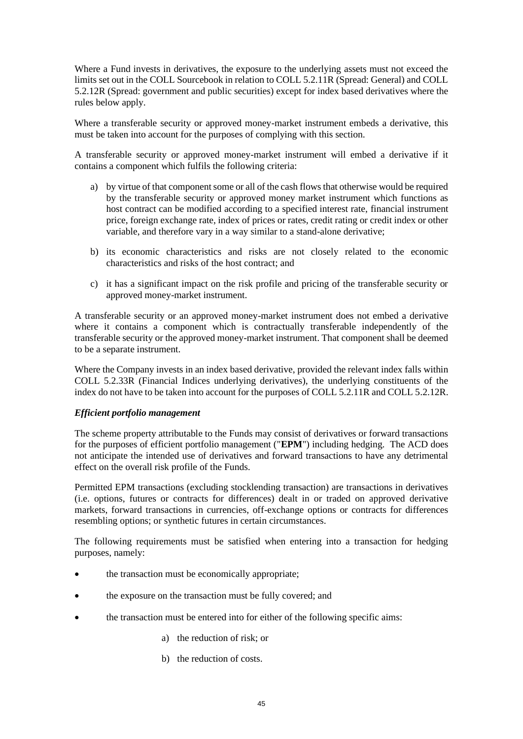Where a Fund invests in derivatives, the exposure to the underlying assets must not exceed the limits set out in the COLL Sourcebook in relation to COLL 5.2.11R (Spread: General) and COLL 5.2.12R (Spread: government and public securities) except for index based derivatives where the rules below apply.

Where a transferable security or approved money-market instrument embeds a derivative, this must be taken into account for the purposes of complying with this section.

A transferable security or approved money-market instrument will embed a derivative if it contains a component which fulfils the following criteria:

a) by virtue of that component some or all of the cash flows that otherwise would be required by the transferable security or approved money market instrument which functions as host contract can be modified according to a specified interest rate, financial instrument price, foreign exchange rate, index of prices or rates, credit rating or credit index or other variable, and therefore vary in a way similar to a stand-alone derivative;

b) its economic characteristics and risks are not closely related to the economic characteristics and risks of the host contract; and

c) it has a significant impact on the risk profile and pricing of the transferable security or approved money-market instrument.

A transferable security or an approved money-market instrument does not embed a derivative where it contains a component which is contractually transferable independently of the transferable security or the approved money-market instrument. That component shall be deemed to be a separate instrument.

Where the Company invests in an index based derivative, provided the relevant index falls within COLL 5.2.33R (Financial Indices underlying derivatives), the underlying constituents of the index do not have to be taken into account for the purposes of COLL 5.2.11R and COLL 5.2.12R.

***Efficient portfolio management***

The scheme property attributable to the Funds may consist of derivatives or forward transactions for the purposes of efficient portfolio management ("**EPM**") including hedging. The ACD does not anticipate the intended use of derivatives and forward transactions to have any detrimental effect on the overall risk profile of the Funds.

Permitted EPM transactions (excluding stocklending transaction) are transactions in derivatives (i.e. options, futures or contracts for differences) dealt in or traded on approved derivative markets, forward transactions in currencies, off-exchange options or contracts for differences resembling options; or synthetic futures in certain circumstances.

The following requirements must be satisfied when entering into a transaction for hedging purposes, namely:

- the transaction must be economically appropriate;
- the exposure on the transaction must be fully covered; and
- the transaction must be entered into for either of the following specific aims:
    a) the reduction of risk; or
    b) the reduction of costs.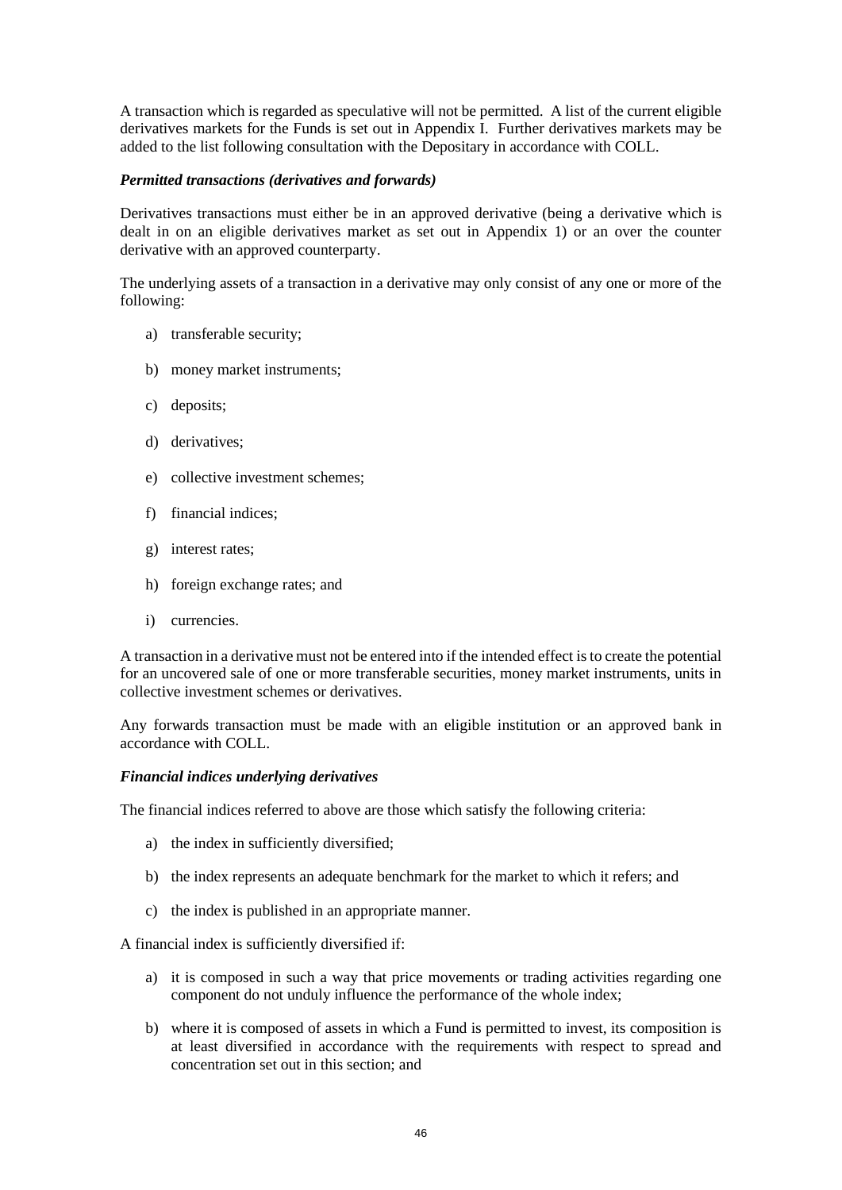A transaction which is regarded as speculative will not be permitted. A list of the current eligible derivatives markets for the Funds is set out in Appendix I. Further derivatives markets may be added to the list following consultation with the Depositary in accordance with COLL.

***Permitted transactions (derivatives and forwards)***

Derivatives transactions must either be in an approved derivative (being a derivative which is dealt in on an eligible derivatives market as set out in Appendix 1) or an over the counter derivative with an approved counterparty.

The underlying assets of a transaction in a derivative may only consist of any one or more of the following:

a) transferable security;

b) money market instruments;

c) deposits;

d) derivatives;

e) collective investment schemes;

f) financial indices;

g) interest rates;

h) foreign exchange rates; and

i) currencies.

A transaction in a derivative must not be entered into if the intended effect is to create the potential for an uncovered sale of one or more transferable securities, money market instruments, units in collective investment schemes or derivatives.

Any forwards transaction must be made with an eligible institution or an approved bank in accordance with COLL.

***Financial indices underlying derivatives***

The financial indices referred to above are those which satisfy the following criteria:

a) the index in sufficiently diversified;

b) the index represents an adequate benchmark for the market to which it refers; and

c) the index is published in an appropriate manner.

A financial index is sufficiently diversified if:

a) it is composed in such a way that price movements or trading activities regarding one component do not unduly influence the performance of the whole index;

b) where it is composed of assets in which a Fund is permitted to invest, its composition is at least diversified in accordance with the requirements with respect to spread and concentration set out in this section; and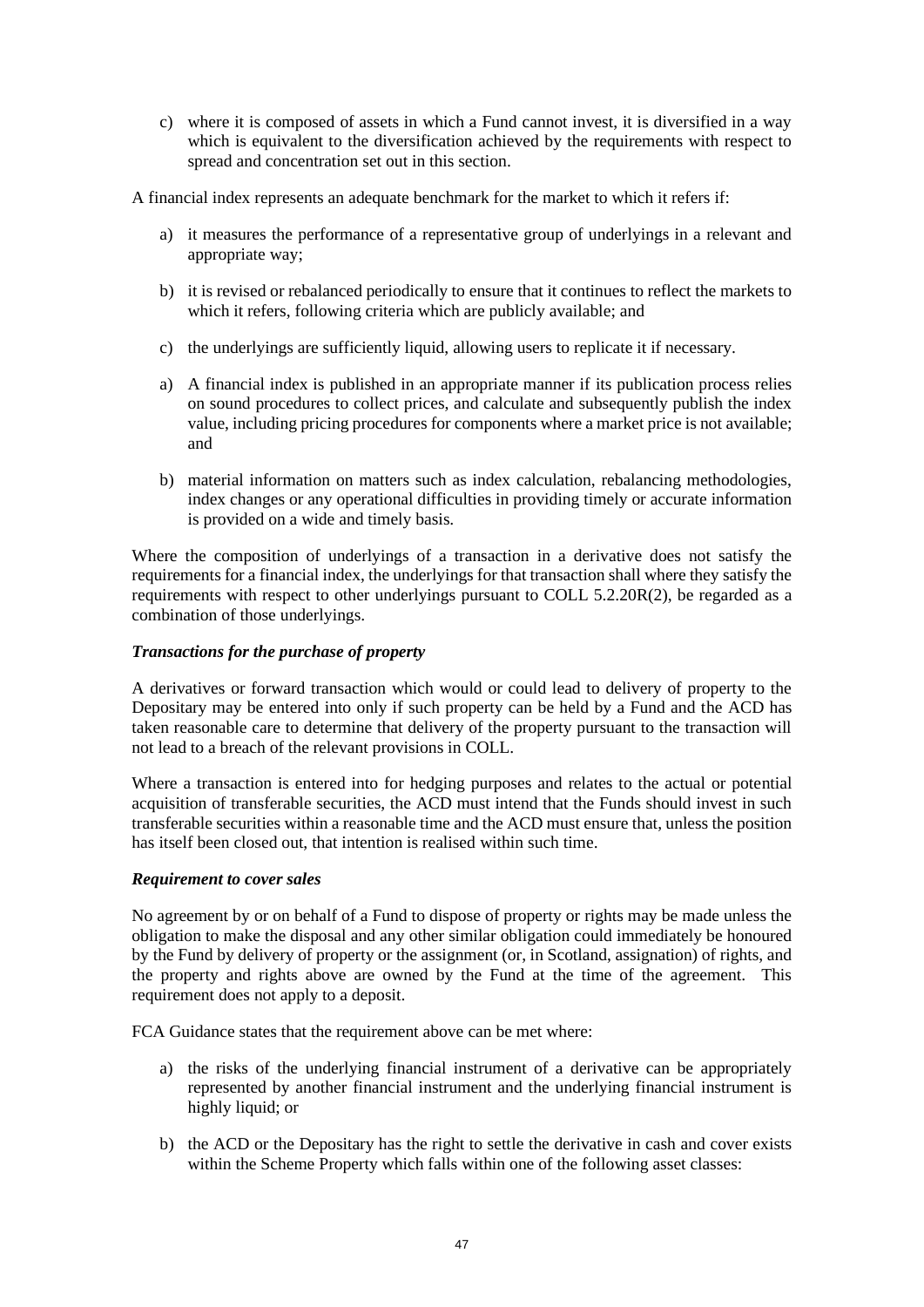c) where it is composed of assets in which a Fund cannot invest, it is diversified in a way which is equivalent to the diversification achieved by the requirements with respect to spread and concentration set out in this section.

A financial index represents an adequate benchmark for the market to which it refers if:

a) it measures the performance of a representative group of underlyings in a relevant and appropriate way;

b) it is revised or rebalanced periodically to ensure that it continues to reflect the markets to which it refers, following criteria which are publicly available; and

c) the underlyings are sufficiently liquid, allowing users to replicate it if necessary.

a) A financial index is published in an appropriate manner if its publication process relies on sound procedures to collect prices, and calculate and subsequently publish the index value, including pricing procedures for components where a market price is not available; and

b) material information on matters such as index calculation, rebalancing methodologies, index changes or any operational difficulties in providing timely or accurate information is provided on a wide and timely basis.

Where the composition of underlyings of a transaction in a derivative does not satisfy the requirements for a financial index, the underlyings for that transaction shall where they satisfy the requirements with respect to other underlyings pursuant to COLL 5.2.20R(2), be regarded as a combination of those underlyings.

***Transactions for the purchase of property***

A derivatives or forward transaction which would or could lead to delivery of property to the Depositary may be entered into only if such property can be held by a Fund and the ACD has taken reasonable care to determine that delivery of the property pursuant to the transaction will not lead to a breach of the relevant provisions in COLL.

Where a transaction is entered into for hedging purposes and relates to the actual or potential acquisition of transferable securities, the ACD must intend that the Funds should invest in such transferable securities within a reasonable time and the ACD must ensure that, unless the position has itself been closed out, that intention is realised within such time.

***Requirement to cover sales***

No agreement by or on behalf of a Fund to dispose of property or rights may be made unless the obligation to make the disposal and any other similar obligation could immediately be honoured by the Fund by delivery of property or the assignment (or, in Scotland, assignation) of rights, and the property and rights above are owned by the Fund at the time of the agreement. This requirement does not apply to a deposit.

FCA Guidance states that the requirement above can be met where:

a) the risks of the underlying financial instrument of a derivative can be appropriately represented by another financial instrument and the underlying financial instrument is highly liquid; or

b) the ACD or the Depositary has the right to settle the derivative in cash and cover exists within the Scheme Property which falls within one of the following asset classes: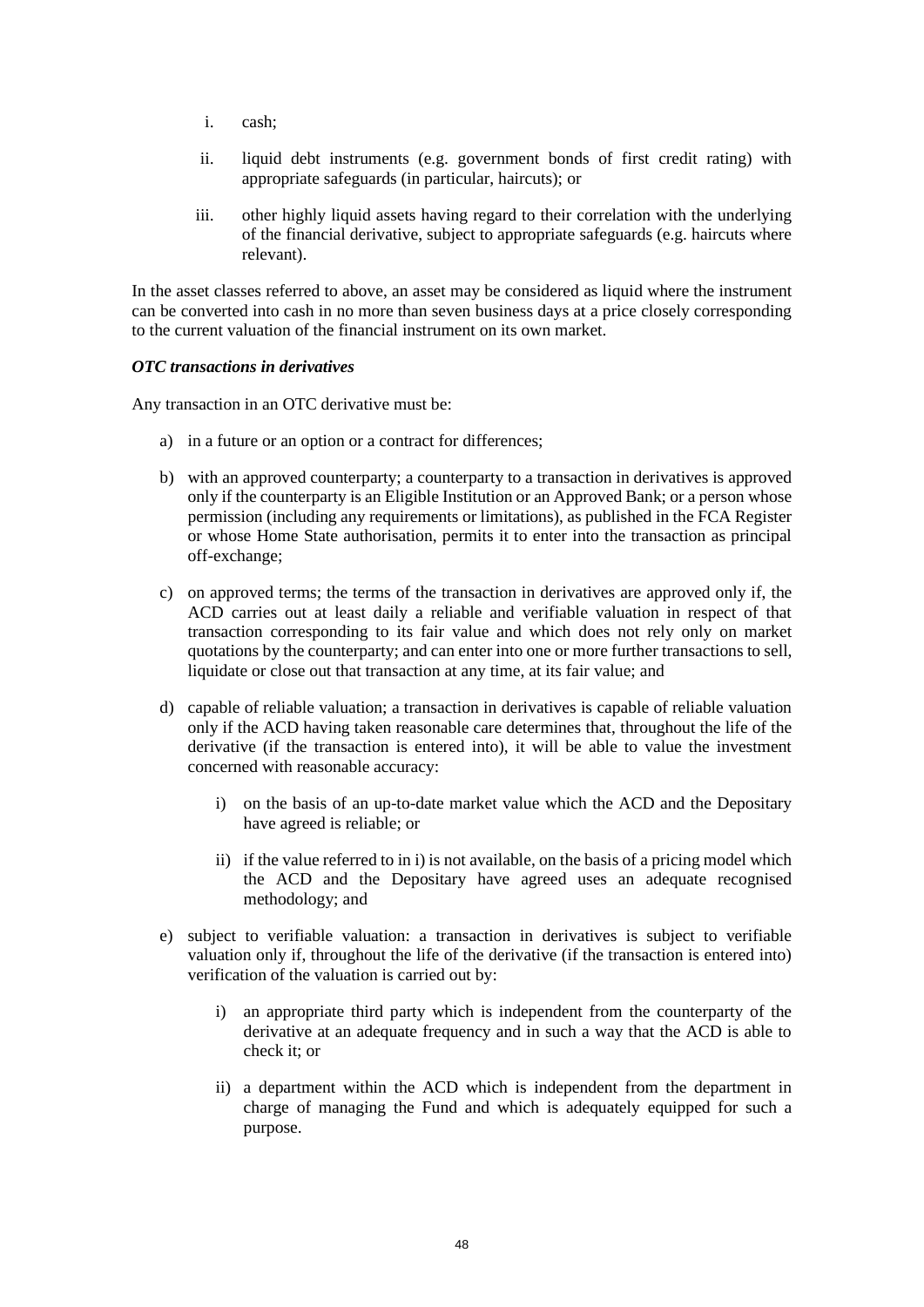i. cash;

ii. liquid debt instruments (e.g. government bonds of first credit rating) with appropriate safeguards (in particular, haircuts); or

iii. other highly liquid assets having regard to their correlation with the underlying of the financial derivative, subject to appropriate safeguards (e.g. haircuts where relevant).

In the asset classes referred to above, an asset may be considered as liquid where the instrument can be converted into cash in no more than seven business days at a price closely corresponding to the current valuation of the financial instrument on its own market.

***OTC transactions in derivatives***

Any transaction in an OTC derivative must be:

a) in a future or an option or a contract for differences;

b) with an approved counterparty; a counterparty to a transaction in derivatives is approved only if the counterparty is an Eligible Institution or an Approved Bank; or a person whose permission (including any requirements or limitations), as published in the FCA Register or whose Home State authorisation, permits it to enter into the transaction as principal off-exchange;

c) on approved terms; the terms of the transaction in derivatives are approved only if, the ACD carries out at least daily a reliable and verifiable valuation in respect of that transaction corresponding to its fair value and which does not rely only on market quotations by the counterparty; and can enter into one or more further transactions to sell, liquidate or close out that transaction at any time, at its fair value; and

d) capable of reliable valuation; a transaction in derivatives is capable of reliable valuation only if the ACD having taken reasonable care determines that, throughout the life of the derivative (if the transaction is entered into), it will be able to value the investment concerned with reasonable accuracy:

   i) on the basis of an up-to-date market value which the ACD and the Depositary have agreed is reliable; or

   ii) if the value referred to in i) is not available, on the basis of a pricing model which the ACD and the Depositary have agreed uses an adequate recognised methodology; and

e) subject to verifiable valuation: a transaction in derivatives is subject to verifiable valuation only if, throughout the life of the derivative (if the transaction is entered into) verification of the valuation is carried out by:

   i) an appropriate third party which is independent from the counterparty of the derivative at an adequate frequency and in such a way that the ACD is able to check it; or

   ii) a department within the ACD which is independent from the department in charge of managing the Fund and which is adequately equipped for such a purpose.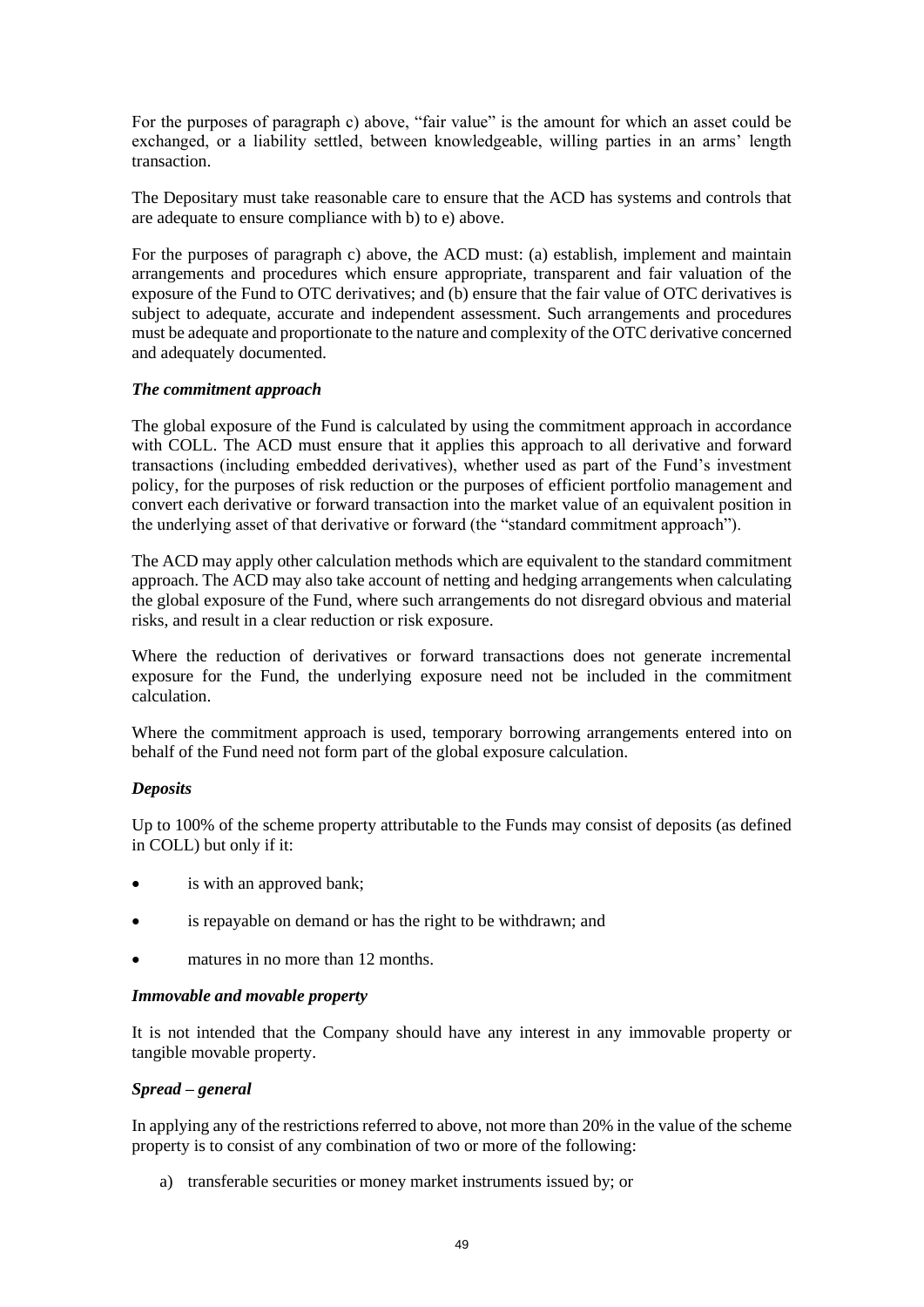For the purposes of paragraph c) above, "fair value" is the amount for which an asset could be exchanged, or a liability settled, between knowledgeable, willing parties in an arms' length transaction.

The Depositary must take reasonable care to ensure that the ACD has systems and controls that are adequate to ensure compliance with b) to e) above.

For the purposes of paragraph c) above, the ACD must: (a) establish, implement and maintain arrangements and procedures which ensure appropriate, transparent and fair valuation of the exposure of the Fund to OTC derivatives; and (b) ensure that the fair value of OTC derivatives is subject to adequate, accurate and independent assessment. Such arrangements and procedures must be adequate and proportionate to the nature and complexity of the OTC derivative concerned and adequately documented.

***The commitment approach***

The global exposure of the Fund is calculated by using the commitment approach in accordance with COLL. The ACD must ensure that it applies this approach to all derivative and forward transactions (including embedded derivatives), whether used as part of the Fund's investment policy, for the purposes of risk reduction or the purposes of efficient portfolio management and convert each derivative or forward transaction into the market value of an equivalent position in the underlying asset of that derivative or forward (the "standard commitment approach").

The ACD may apply other calculation methods which are equivalent to the standard commitment approach. The ACD may also take account of netting and hedging arrangements when calculating the global exposure of the Fund, where such arrangements do not disregard obvious and material risks, and result in a clear reduction or risk exposure.

Where the reduction of derivatives or forward transactions does not generate incremental exposure for the Fund, the underlying exposure need not be included in the commitment calculation.

Where the commitment approach is used, temporary borrowing arrangements entered into on behalf of the Fund need not form part of the global exposure calculation.

***Deposits***

Up to 100% of the scheme property attributable to the Funds may consist of deposits (as defined in COLL) but only if it:

- is with an approved bank;
- is repayable on demand or has the right to be withdrawn; and
- matures in no more than 12 months.

***Immovable and movable property***

It is not intended that the Company should have any interest in any immovable property or tangible movable property.

***Spread – general***

In applying any of the restrictions referred to above, not more than 20% in the value of the scheme property is to consist of any combination of two or more of the following:

a) transferable securities or money market instruments issued by; or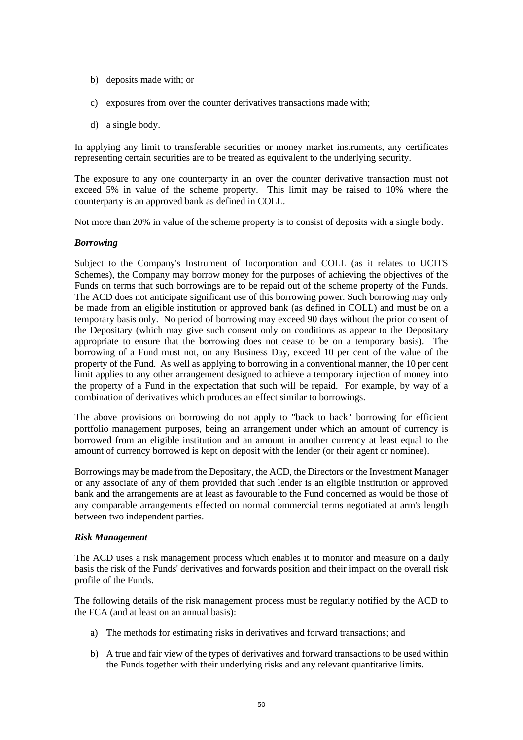b) deposits made with; or

c) exposures from over the counter derivatives transactions made with;

d) a single body.

In applying any limit to transferable securities or money market instruments, any certificates representing certain securities are to be treated as equivalent to the underlying security.

The exposure to any one counterparty in an over the counter derivative transaction must not exceed 5% in value of the scheme property. This limit may be raised to 10% where the counterparty is an approved bank as defined in COLL.

Not more than 20% in value of the scheme property is to consist of deposits with a single body.

***Borrowing***

Subject to the Company's Instrument of Incorporation and COLL (as it relates to UCITS Schemes), the Company may borrow money for the purposes of achieving the objectives of the Funds on terms that such borrowings are to be repaid out of the scheme property of the Funds. The ACD does not anticipate significant use of this borrowing power. Such borrowing may only be made from an eligible institution or approved bank (as defined in COLL) and must be on a temporary basis only. No period of borrowing may exceed 90 days without the prior consent of the Depositary (which may give such consent only on conditions as appear to the Depositary appropriate to ensure that the borrowing does not cease to be on a temporary basis). The borrowing of a Fund must not, on any Business Day, exceed 10 per cent of the value of the property of the Fund. As well as applying to borrowing in a conventional manner, the 10 per cent limit applies to any other arrangement designed to achieve a temporary injection of money into the property of a Fund in the expectation that such will be repaid. For example, by way of a combination of derivatives which produces an effect similar to borrowings.

The above provisions on borrowing do not apply to "back to back" borrowing for efficient portfolio management purposes, being an arrangement under which an amount of currency is borrowed from an eligible institution and an amount in another currency at least equal to the amount of currency borrowed is kept on deposit with the lender (or their agent or nominee).

Borrowings may be made from the Depositary, the ACD, the Directors or the Investment Manager or any associate of any of them provided that such lender is an eligible institution or approved bank and the arrangements are at least as favourable to the Fund concerned as would be those of any comparable arrangements effected on normal commercial terms negotiated at arm's length between two independent parties.

***Risk Management***

The ACD uses a risk management process which enables it to monitor and measure on a daily basis the risk of the Funds' derivatives and forwards position and their impact on the overall risk profile of the Funds.

The following details of the risk management process must be regularly notified by the ACD to the FCA (and at least on an annual basis):

a) The methods for estimating risks in derivatives and forward transactions; and

b) A true and fair view of the types of derivatives and forward transactions to be used within the Funds together with their underlying risks and any relevant quantitative limits.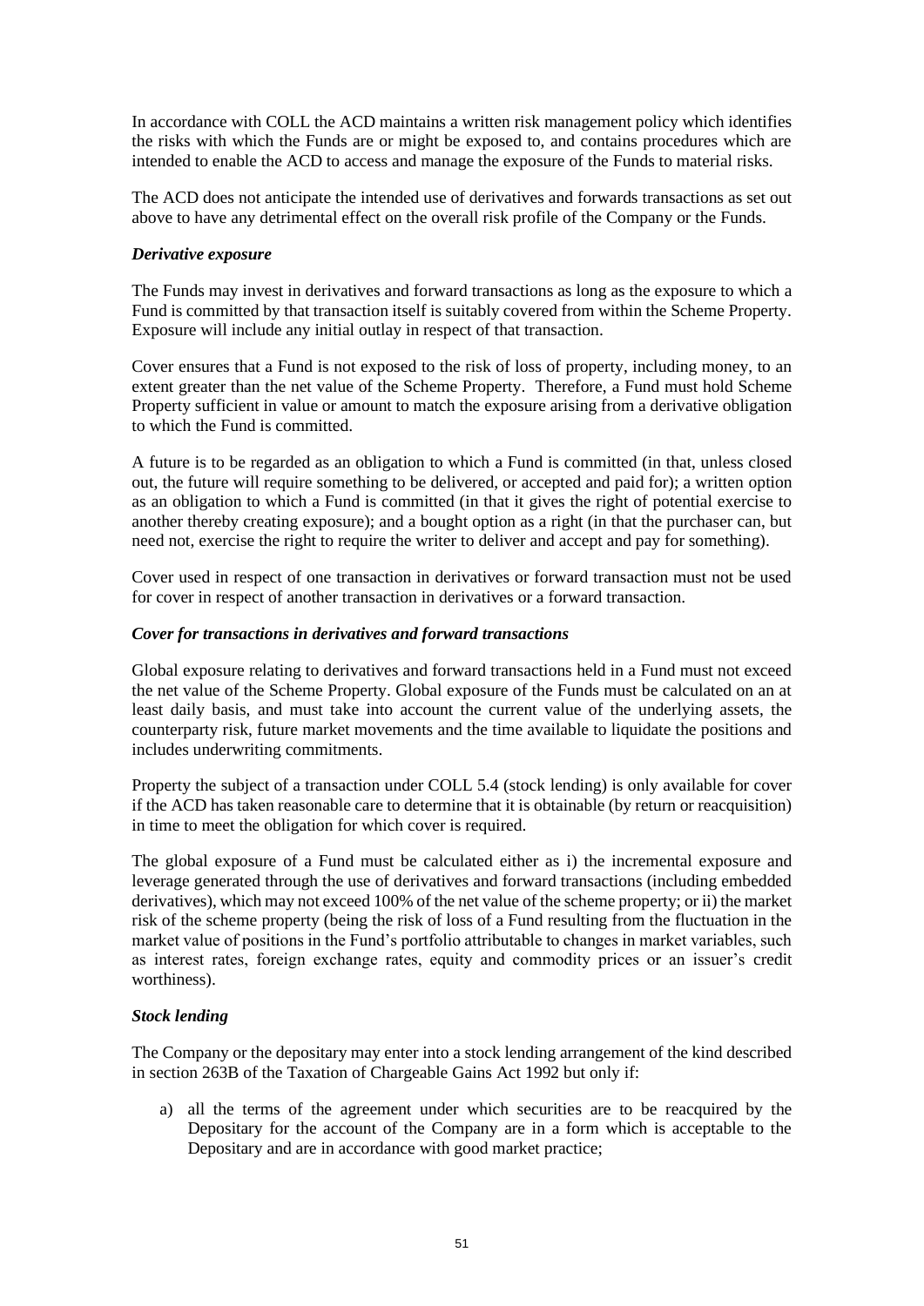In accordance with COLL the ACD maintains a written risk management policy which identifies the risks with which the Funds are or might be exposed to, and contains procedures which are intended to enable the ACD to access and manage the exposure of the Funds to material risks.

The ACD does not anticipate the intended use of derivatives and forwards transactions as set out above to have any detrimental effect on the overall risk profile of the Company or the Funds.

***Derivative exposure***

The Funds may invest in derivatives and forward transactions as long as the exposure to which a Fund is committed by that transaction itself is suitably covered from within the Scheme Property. Exposure will include any initial outlay in respect of that transaction.

Cover ensures that a Fund is not exposed to the risk of loss of property, including money, to an extent greater than the net value of the Scheme Property. Therefore, a Fund must hold Scheme Property sufficient in value or amount to match the exposure arising from a derivative obligation to which the Fund is committed.

A future is to be regarded as an obligation to which a Fund is committed (in that, unless closed out, the future will require something to be delivered, or accepted and paid for); a written option as an obligation to which a Fund is committed (in that it gives the right of potential exercise to another thereby creating exposure); and a bought option as a right (in that the purchaser can, but need not, exercise the right to require the writer to deliver and accept and pay for something).

Cover used in respect of one transaction in derivatives or forward transaction must not be used for cover in respect of another transaction in derivatives or a forward transaction.

***Cover for transactions in derivatives and forward transactions***

Global exposure relating to derivatives and forward transactions held in a Fund must not exceed the net value of the Scheme Property. Global exposure of the Funds must be calculated on an at least daily basis, and must take into account the current value of the underlying assets, the counterparty risk, future market movements and the time available to liquidate the positions and includes underwriting commitments.

Property the subject of a transaction under COLL 5.4 (stock lending) is only available for cover if the ACD has taken reasonable care to determine that it is obtainable (by return or reacquisition) in time to meet the obligation for which cover is required.

The global exposure of a Fund must be calculated either as i) the incremental exposure and leverage generated through the use of derivatives and forward transactions (including embedded derivatives), which may not exceed 100% of the net value of the scheme property; or ii) the market risk of the scheme property (being the risk of loss of a Fund resulting from the fluctuation in the market value of positions in the Fund's portfolio attributable to changes in market variables, such as interest rates, foreign exchange rates, equity and commodity prices or an issuer's credit worthiness).

***Stock lending***

The Company or the depositary may enter into a stock lending arrangement of the kind described in section 263B of the Taxation of Chargeable Gains Act 1992 but only if:

a) all the terms of the agreement under which securities are to be reacquired by the Depositary for the account of the Company are in a form which is acceptable to the Depositary and are in accordance with good market practice;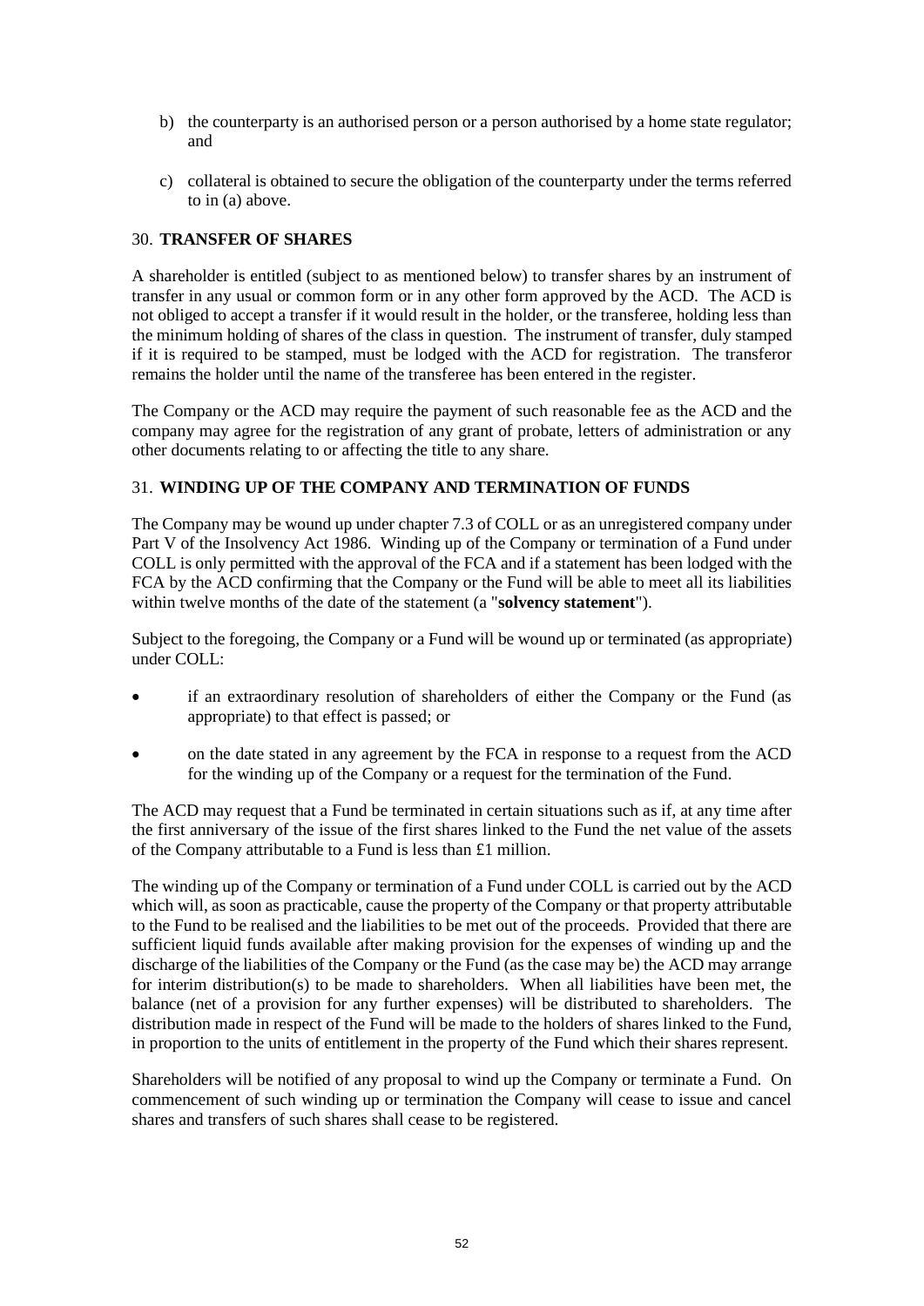b) the counterparty is an authorised person or a person authorised by a home state regulator; and

c) collateral is obtained to secure the obligation of the counterparty under the terms referred to in (a) above.

## 30. **TRANSFER OF SHARES**

A shareholder is entitled (subject to as mentioned below) to transfer shares by an instrument of transfer in any usual or common form or in any other form approved by the ACD. The ACD is not obliged to accept a transfer if it would result in the holder, or the transferee, holding less than the minimum holding of shares of the class in question. The instrument of transfer, duly stamped if it is required to be stamped, must be lodged with the ACD for registration. The transferor remains the holder until the name of the transferee has been entered in the register.

The Company or the ACD may require the payment of such reasonable fee as the ACD and the company may agree for the registration of any grant of probate, letters of administration or any other documents relating to or affecting the title to any share.

## 31. **WINDING UP OF THE COMPANY AND TERMINATION OF FUNDS**

The Company may be wound up under chapter 7.3 of COLL or as an unregistered company under Part V of the Insolvency Act 1986. Winding up of the Company or termination of a Fund under COLL is only permitted with the approval of the FCA and if a statement has been lodged with the FCA by the ACD confirming that the Company or the Fund will be able to meet all its liabilities within twelve months of the date of the statement (a "**solvency statement**").

Subject to the foregoing, the Company or a Fund will be wound up or terminated (as appropriate) under COLL:

- if an extraordinary resolution of shareholders of either the Company or the Fund (as appropriate) to that effect is passed; or
- on the date stated in any agreement by the FCA in response to a request from the ACD for the winding up of the Company or a request for the termination of the Fund.

The ACD may request that a Fund be terminated in certain situations such as if, at any time after the first anniversary of the issue of the first shares linked to the Fund the net value of the assets of the Company attributable to a Fund is less than £1 million.

The winding up of the Company or termination of a Fund under COLL is carried out by the ACD which will, as soon as practicable, cause the property of the Company or that property attributable to the Fund to be realised and the liabilities to be met out of the proceeds. Provided that there are sufficient liquid funds available after making provision for the expenses of winding up and the discharge of the liabilities of the Company or the Fund (as the case may be) the ACD may arrange for interim distribution(s) to be made to shareholders. When all liabilities have been met, the balance (net of a provision for any further expenses) will be distributed to shareholders. The distribution made in respect of the Fund will be made to the holders of shares linked to the Fund, in proportion to the units of entitlement in the property of the Fund which their shares represent.

Shareholders will be notified of any proposal to wind up the Company or terminate a Fund. On commencement of such winding up or termination the Company will cease to issue and cancel shares and transfers of such shares shall cease to be registered.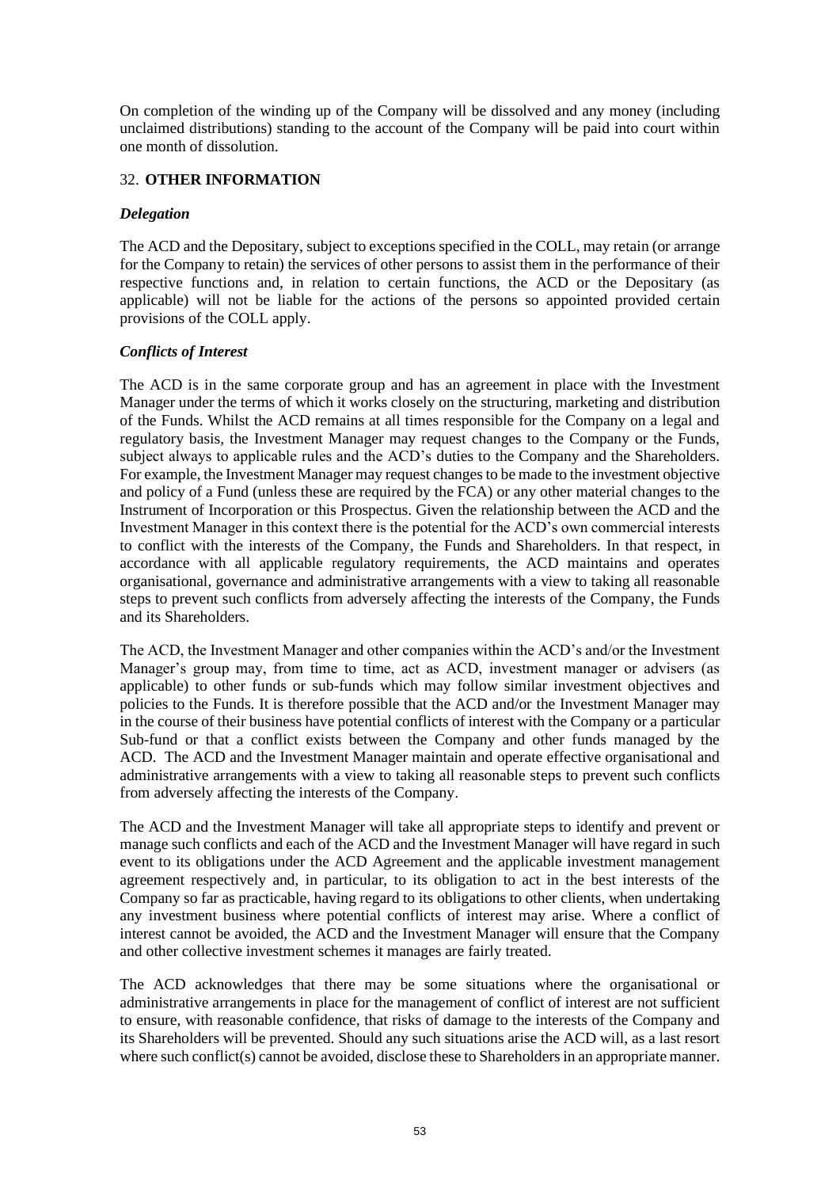On completion of the winding up of the Company will be dissolved and any money (including unclaimed distributions) standing to the account of the Company will be paid into court within one month of dissolution.

## 32. OTHER INFORMATION

### *Delegation*

The ACD and the Depositary, subject to exceptions specified in the COLL, may retain (or arrange for the Company to retain) the services of other persons to assist them in the performance of their respective functions and, in relation to certain functions, the ACD or the Depositary (as applicable) will not be liable for the actions of the persons so appointed provided certain provisions of the COLL apply.

### *Conflicts of Interest*

The ACD is in the same corporate group and has an agreement in place with the Investment Manager under the terms of which it works closely on the structuring, marketing and distribution of the Funds. Whilst the ACD remains at all times responsible for the Company on a legal and regulatory basis, the Investment Manager may request changes to the Company or the Funds, subject always to applicable rules and the ACD's duties to the Company and the Shareholders. For example, the Investment Manager may request changes to be made to the investment objective and policy of a Fund (unless these are required by the FCA) or any other material changes to the Instrument of Incorporation or this Prospectus. Given the relationship between the ACD and the Investment Manager in this context there is the potential for the ACD's own commercial interests to conflict with the interests of the Company, the Funds and Shareholders. In that respect, in accordance with all applicable regulatory requirements, the ACD maintains and operates organisational, governance and administrative arrangements with a view to taking all reasonable steps to prevent such conflicts from adversely affecting the interests of the Company, the Funds and its Shareholders.

The ACD, the Investment Manager and other companies within the ACD's and/or the Investment Manager's group may, from time to time, act as ACD, investment manager or advisers (as applicable) to other funds or sub-funds which may follow similar investment objectives and policies to the Funds. It is therefore possible that the ACD and/or the Investment Manager may in the course of their business have potential conflicts of interest with the Company or a particular Sub-fund or that a conflict exists between the Company and other funds managed by the ACD. The ACD and the Investment Manager maintain and operate effective organisational and administrative arrangements with a view to taking all reasonable steps to prevent such conflicts from adversely affecting the interests of the Company.

The ACD and the Investment Manager will take all appropriate steps to identify and prevent or manage such conflicts and each of the ACD and the Investment Manager will have regard in such event to its obligations under the ACD Agreement and the applicable investment management agreement respectively and, in particular, to its obligation to act in the best interests of the Company so far as practicable, having regard to its obligations to other clients, when undertaking any investment business where potential conflicts of interest may arise. Where a conflict of interest cannot be avoided, the ACD and the Investment Manager will ensure that the Company and other collective investment schemes it manages are fairly treated.

The ACD acknowledges that there may be some situations where the organisational or administrative arrangements in place for the management of conflict of interest are not sufficient to ensure, with reasonable confidence, that risks of damage to the interests of the Company and its Shareholders will be prevented. Should any such situations arise the ACD will, as a last resort where such conflict(s) cannot be avoided, disclose these to Shareholders in an appropriate manner.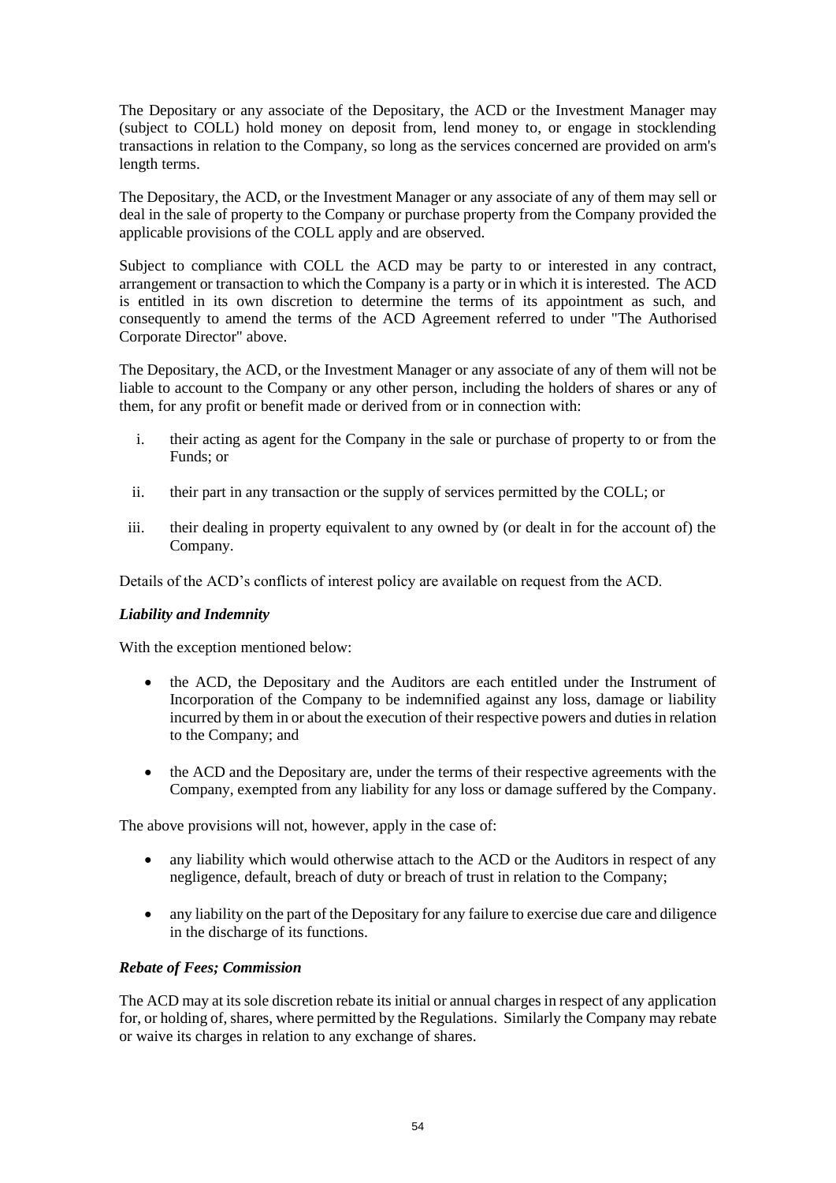The Depositary or any associate of the Depositary, the ACD or the Investment Manager may (subject to COLL) hold money on deposit from, lend money to, or engage in stocklending transactions in relation to the Company, so long as the services concerned are provided on arm's length terms.

The Depositary, the ACD, or the Investment Manager or any associate of any of them may sell or deal in the sale of property to the Company or purchase property from the Company provided the applicable provisions of the COLL apply and are observed.

Subject to compliance with COLL the ACD may be party to or interested in any contract, arrangement or transaction to which the Company is a party or in which it is interested. The ACD is entitled in its own discretion to determine the terms of its appointment as such, and consequently to amend the terms of the ACD Agreement referred to under "The Authorised Corporate Director" above.

The Depositary, the ACD, or the Investment Manager or any associate of any of them will not be liable to account to the Company or any other person, including the holders of shares or any of them, for any profit or benefit made or derived from or in connection with:

i. their acting as agent for the Company in the sale or purchase of property to or from the Funds; or

ii. their part in any transaction or the supply of services permitted by the COLL; or

iii. their dealing in property equivalent to any owned by (or dealt in for the account of) the Company.

Details of the ACD's conflicts of interest policy are available on request from the ACD.

***Liability and Indemnity***

With the exception mentioned below:

- the ACD, the Depositary and the Auditors are each entitled under the Instrument of Incorporation of the Company to be indemnified against any loss, damage or liability incurred by them in or about the execution of their respective powers and duties in relation to the Company; and
- the ACD and the Depositary are, under the terms of their respective agreements with the Company, exempted from any liability for any loss or damage suffered by the Company.

The above provisions will not, however, apply in the case of:

- any liability which would otherwise attach to the ACD or the Auditors in respect of any negligence, default, breach of duty or breach of trust in relation to the Company;
- any liability on the part of the Depositary for any failure to exercise due care and diligence in the discharge of its functions.

***Rebate of Fees; Commission***

The ACD may at its sole discretion rebate its initial or annual charges in respect of any application for, or holding of, shares, where permitted by the Regulations. Similarly the Company may rebate or waive its charges in relation to any exchange of shares.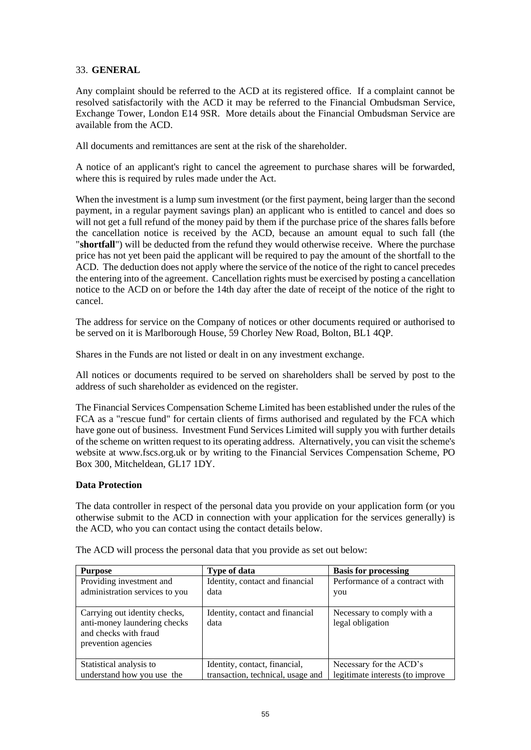## 33. GENERAL

Any complaint should be referred to the ACD at its registered office. If a complaint cannot be resolved satisfactorily with the ACD it may be referred to the Financial Ombudsman Service, Exchange Tower, London E14 9SR. More details about the Financial Ombudsman Service are available from the ACD.

All documents and remittances are sent at the risk of the shareholder.

A notice of an applicant's right to cancel the agreement to purchase shares will be forwarded, where this is required by rules made under the Act.

When the investment is a lump sum investment (or the first payment, being larger than the second payment, in a regular payment savings plan) an applicant who is entitled to cancel and does so will not get a full refund of the money paid by them if the purchase price of the shares falls before the cancellation notice is received by the ACD, because an amount equal to such fall (the "**shortfall**") will be deducted from the refund they would otherwise receive. Where the purchase price has not yet been paid the applicant will be required to pay the amount of the shortfall to the ACD. The deduction does not apply where the service of the notice of the right to cancel precedes the entering into of the agreement. Cancellation rights must be exercised by posting a cancellation notice to the ACD on or before the 14th day after the date of receipt of the notice of the right to cancel.

The address for service on the Company of notices or other documents required or authorised to be served on it is Marlborough House, 59 Chorley New Road, Bolton, BL1 4QP.

Shares in the Funds are not listed or dealt in on any investment exchange.

All notices or documents required to be served on shareholders shall be served by post to the address of such shareholder as evidenced on the register.

The Financial Services Compensation Scheme Limited has been established under the rules of the FCA as a "rescue fund" for certain clients of firms authorised and regulated by the FCA which have gone out of business. Investment Fund Services Limited will supply you with further details of the scheme on written request to its operating address. Alternatively, you can visit the scheme's website at www.fscs.org.uk or by writing to the Financial Services Compensation Scheme, PO Box 300, Mitcheldean, GL17 1DY.

### Data Protection

The data controller in respect of the personal data you provide on your application form (or you otherwise submit to the ACD in connection with your application for the services generally) is the ACD, who you can contact using the contact details below.

The ACD will process the personal data that you provide as set out below:

| Purpose | Type of data | Basis for processing |
|---|---|---|
| Providing investment and administration services to you | Identity, contact and financial data | Performance of a contract with you |
| Carrying out identity checks, anti-money laundering checks and checks with fraud prevention agencies | Identity, contact and financial data | Necessary to comply with a legal obligation |
| Statistical analysis to understand how you use the | Identity, contact, financial, transaction, technical, usage and | Necessary for the ACD's legitimate interests (to improve |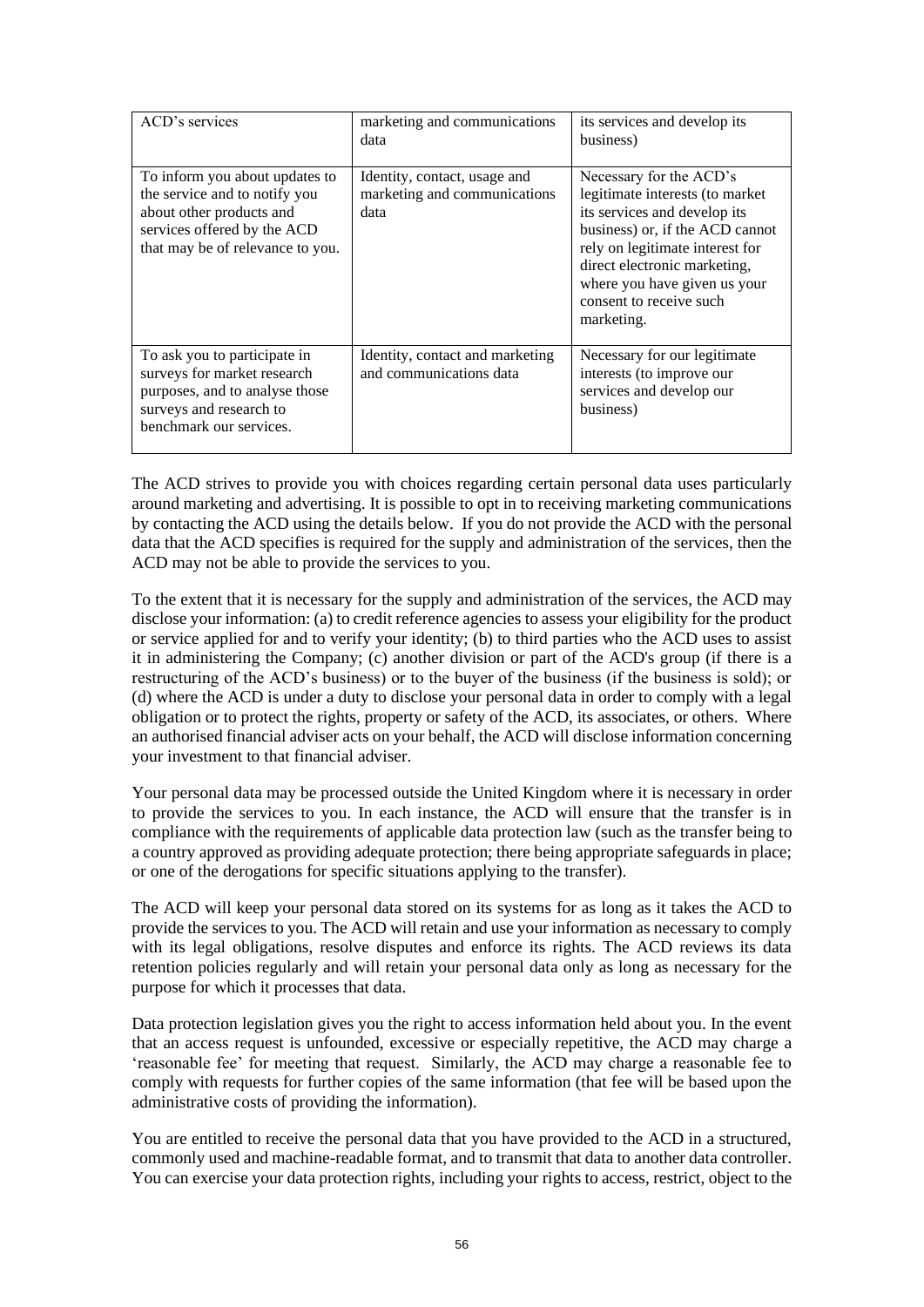| ACD's services | marketing and communications data | its services and develop its business) |
|---|---|---|
| To inform you about updates to the service and to notify you about other products and services offered by the ACD that may be of relevance to you. | Identity, contact, usage and marketing and communications data | Necessary for the ACD's legitimate interests (to market its services and develop its business) or, if the ACD cannot rely on legitimate interest for direct electronic marketing, where you have given us your consent to receive such marketing. |
| To ask you to participate in surveys for market research purposes, and to analyse those surveys and research to benchmark our services. | Identity, contact and marketing and communications data | Necessary for our legitimate interests (to improve our services and develop our business) |

The ACD strives to provide you with choices regarding certain personal data uses particularly around marketing and advertising. It is possible to opt in to receiving marketing communications by contacting the ACD using the details below. If you do not provide the ACD with the personal data that the ACD specifies is required for the supply and administration of the services, then the ACD may not be able to provide the services to you.

To the extent that it is necessary for the supply and administration of the services, the ACD may disclose your information: (a) to credit reference agencies to assess your eligibility for the product or service applied for and to verify your identity; (b) to third parties who the ACD uses to assist it in administering the Company; (c) another division or part of the ACD's group (if there is a restructuring of the ACD's business) or to the buyer of the business (if the business is sold); or (d) where the ACD is under a duty to disclose your personal data in order to comply with a legal obligation or to protect the rights, property or safety of the ACD, its associates, or others. Where an authorised financial adviser acts on your behalf, the ACD will disclose information concerning your investment to that financial adviser.

Your personal data may be processed outside the United Kingdom where it is necessary in order to provide the services to you. In each instance, the ACD will ensure that the transfer is in compliance with the requirements of applicable data protection law (such as the transfer being to a country approved as providing adequate protection; there being appropriate safeguards in place; or one of the derogations for specific situations applying to the transfer).

The ACD will keep your personal data stored on its systems for as long as it takes the ACD to provide the services to you. The ACD will retain and use your information as necessary to comply with its legal obligations, resolve disputes and enforce its rights. The ACD reviews its data retention policies regularly and will retain your personal data only as long as necessary for the purpose for which it processes that data.

Data protection legislation gives you the right to access information held about you. In the event that an access request is unfounded, excessive or especially repetitive, the ACD may charge a 'reasonable fee' for meeting that request. Similarly, the ACD may charge a reasonable fee to comply with requests for further copies of the same information (that fee will be based upon the administrative costs of providing the information).

You are entitled to receive the personal data that you have provided to the ACD in a structured, commonly used and machine-readable format, and to transmit that data to another data controller. You can exercise your data protection rights, including your rights to access, restrict, object to the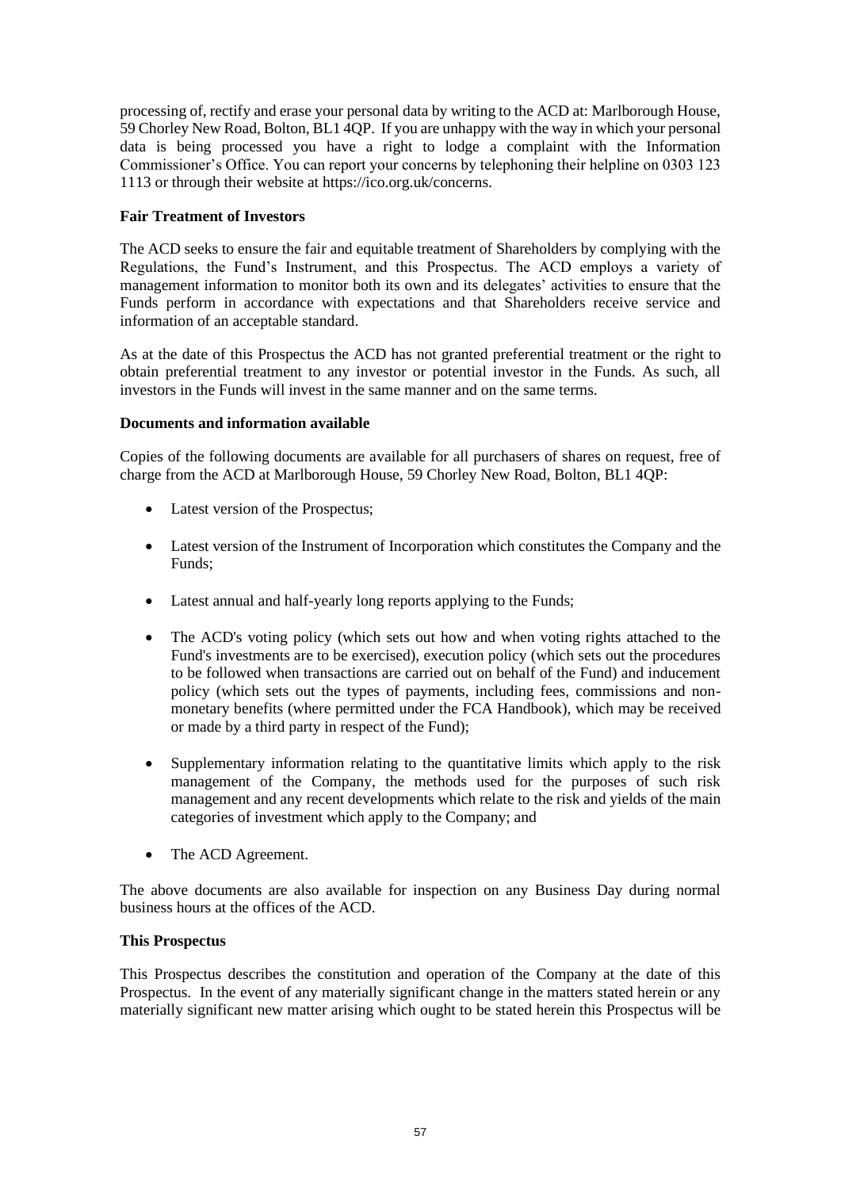processing of, rectify and erase your personal data by writing to the ACD at: Marlborough House, 59 Chorley New Road, Bolton, BL1 4QP. If you are unhappy with the way in which your personal data is being processed you have a right to lodge a complaint with the Information Commissioner's Office. You can report your concerns by telephoning their helpline on 0303 123 1113 or through their website at https://ico.org.uk/concerns.

**Fair Treatment of Investors**

The ACD seeks to ensure the fair and equitable treatment of Shareholders by complying with the Regulations, the Fund's Instrument, and this Prospectus. The ACD employs a variety of management information to monitor both its own and its delegates' activities to ensure that the Funds perform in accordance with expectations and that Shareholders receive service and information of an acceptable standard.

As at the date of this Prospectus the ACD has not granted preferential treatment or the right to obtain preferential treatment to any investor or potential investor in the Funds. As such, all investors in the Funds will invest in the same manner and on the same terms.

**Documents and information available**

Copies of the following documents are available for all purchasers of shares on request, free of charge from the ACD at Marlborough House, 59 Chorley New Road, Bolton, BL1 4QP:

- Latest version of the Prospectus;
- Latest version of the Instrument of Incorporation which constitutes the Company and the Funds;
- Latest annual and half-yearly long reports applying to the Funds;
- The ACD's voting policy (which sets out how and when voting rights attached to the Fund's investments are to be exercised), execution policy (which sets out the procedures to be followed when transactions are carried out on behalf of the Fund) and inducement policy (which sets out the types of payments, including fees, commissions and non-monetary benefits (where permitted under the FCA Handbook), which may be received or made by a third party in respect of the Fund);
- Supplementary information relating to the quantitative limits which apply to the risk management of the Company, the methods used for the purposes of such risk management and any recent developments which relate to the risk and yields of the main categories of investment which apply to the Company; and
- The ACD Agreement.

The above documents are also available for inspection on any Business Day during normal business hours at the offices of the ACD.

**This Prospectus**

This Prospectus describes the constitution and operation of the Company at the date of this Prospectus. In the event of any materially significant change in the matters stated herein or any materially significant new matter arising which ought to be stated herein this Prospectus will be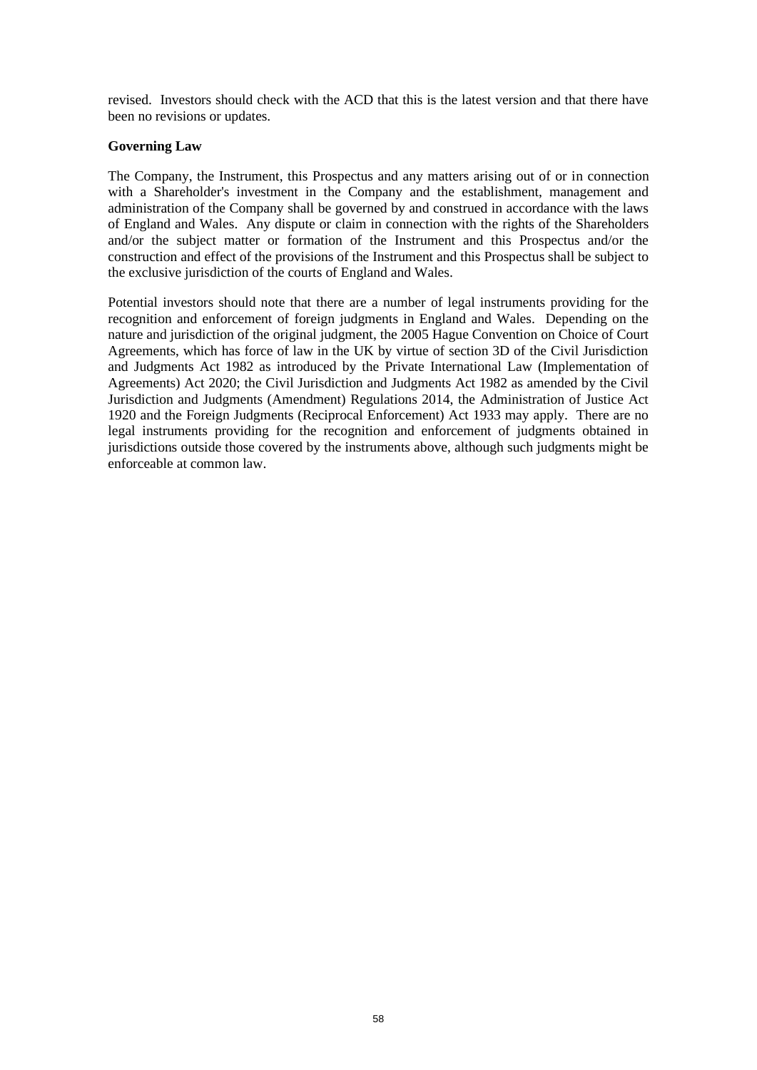revised. Investors should check with the ACD that this is the latest version and that there have been no revisions or updates.

**Governing Law**

The Company, the Instrument, this Prospectus and any matters arising out of or in connection with a Shareholder's investment in the Company and the establishment, management and administration of the Company shall be governed by and construed in accordance with the laws of England and Wales. Any dispute or claim in connection with the rights of the Shareholders and/or the subject matter or formation of the Instrument and this Prospectus and/or the construction and effect of the provisions of the Instrument and this Prospectus shall be subject to the exclusive jurisdiction of the courts of England and Wales.

Potential investors should note that there are a number of legal instruments providing for the recognition and enforcement of foreign judgments in England and Wales. Depending on the nature and jurisdiction of the original judgment, the 2005 Hague Convention on Choice of Court Agreements, which has force of law in the UK by virtue of section 3D of the Civil Jurisdiction and Judgments Act 1982 as introduced by the Private International Law (Implementation of Agreements) Act 2020; the Civil Jurisdiction and Judgments Act 1982 as amended by the Civil Jurisdiction and Judgments (Amendment) Regulations 2014, the Administration of Justice Act 1920 and the Foreign Judgments (Reciprocal Enforcement) Act 1933 may apply. There are no legal instruments providing for the recognition and enforcement of judgments obtained in jurisdictions outside those covered by the instruments above, although such judgments might be enforceable at common law.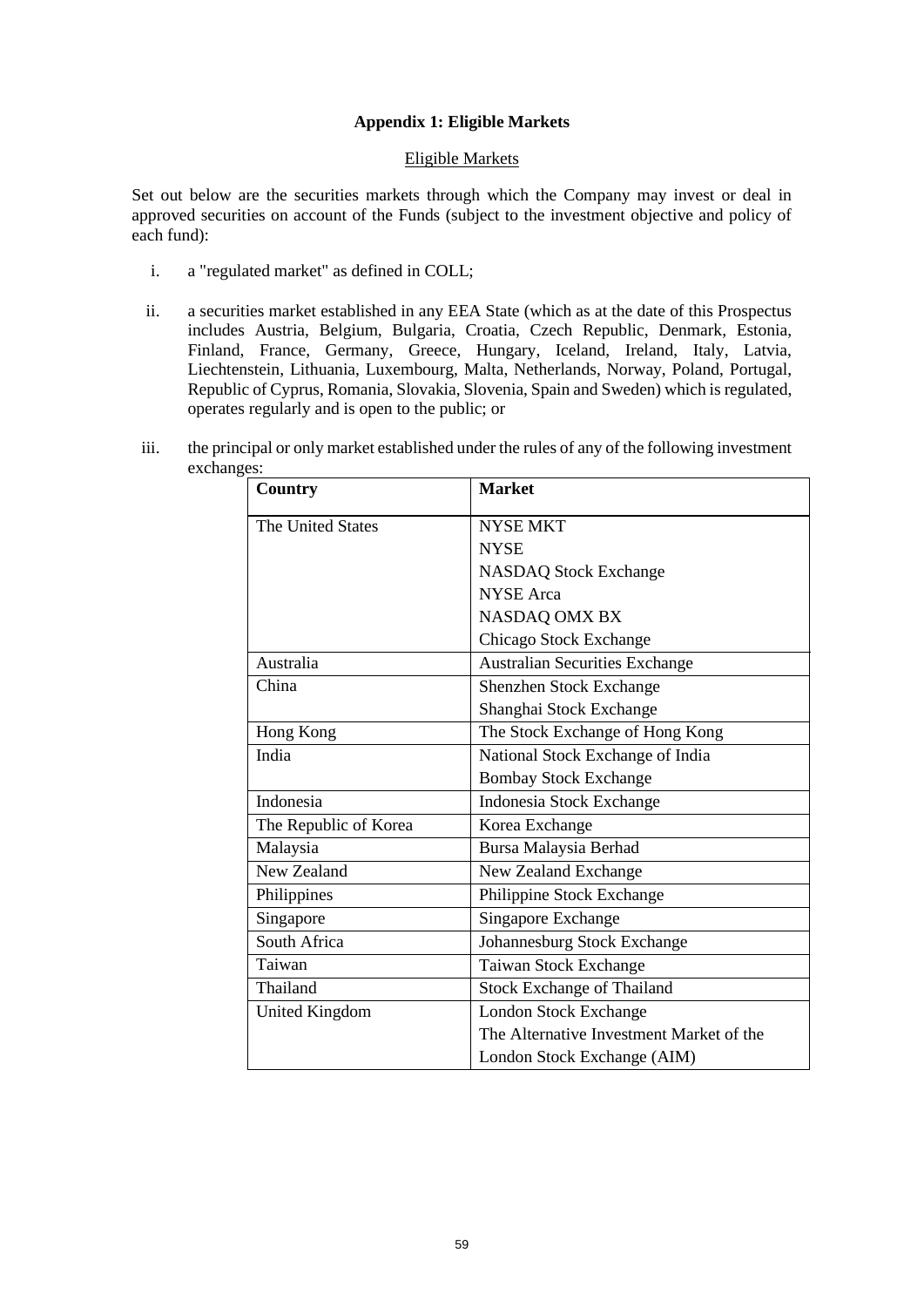## Appendix 1: Eligible Markets

Eligible Markets

Set out below are the securities markets through which the Company may invest or deal in approved securities on account of the Funds (subject to the investment objective and policy of each fund):

i. a "regulated market" as defined in COLL;

ii. a securities market established in any EEA State (which as at the date of this Prospectus includes Austria, Belgium, Bulgaria, Croatia, Czech Republic, Denmark, Estonia, Finland, France, Germany, Greece, Hungary, Iceland, Ireland, Italy, Latvia, Liechtenstein, Lithuania, Luxembourg, Malta, Netherlands, Norway, Poland, Portugal, Republic of Cyprus, Romania, Slovakia, Slovenia, Spain and Sweden) which is regulated, operates regularly and is open to the public; or

iii. the principal or only market established under the rules of any of the following investment exchanges:

| Country | Market |
|---|---|
| The United States | NYSE MKT |
| | NYSE |
| | NASDAQ Stock Exchange |
| | NYSE Arca |
| | NASDAQ OMX BX |
| | Chicago Stock Exchange |
| Australia | Australian Securities Exchange |
| China | Shenzhen Stock Exchange |
| | Shanghai Stock Exchange |
| Hong Kong | The Stock Exchange of Hong Kong |
| India | National Stock Exchange of India |
| | Bombay Stock Exchange |
| Indonesia | Indonesia Stock Exchange |
| The Republic of Korea | Korea Exchange |
| Malaysia | Bursa Malaysia Berhad |
| New Zealand | New Zealand Exchange |
| Philippines | Philippine Stock Exchange |
| Singapore | Singapore Exchange |
| South Africa | Johannesburg Stock Exchange |
| Taiwan | Taiwan Stock Exchange |
| Thailand | Stock Exchange of Thailand |
| United Kingdom | London Stock Exchange |
| | The Alternative Investment Market of the London Stock Exchange (AIM) |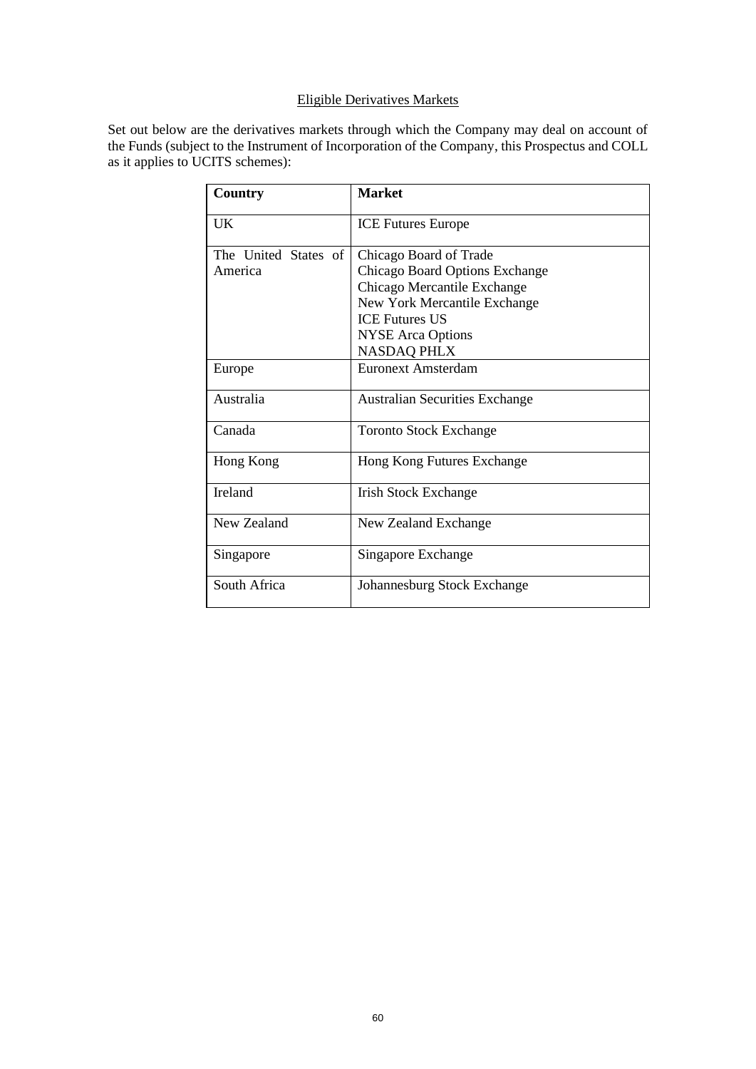## Eligible Derivatives Markets

Set out below are the derivatives markets through which the Company may deal on account of the Funds (subject to the Instrument of Incorporation of the Company, this Prospectus and COLL as it applies to UCITS schemes):

| Country | Market |
|---|---|
| UK | ICE Futures Europe |
| The United States of America | Chicago Board of Trade<br>Chicago Board Options Exchange<br>Chicago Mercantile Exchange<br>New York Mercantile Exchange<br>ICE Futures US<br>NYSE Arca Options<br>NASDAQ PHLX |
| Europe | Euronext Amsterdam |
| Australia | Australian Securities Exchange |
| Canada | Toronto Stock Exchange |
| Hong Kong | Hong Kong Futures Exchange |
| Ireland | Irish Stock Exchange |
| New Zealand | New Zealand Exchange |
| Singapore | Singapore Exchange |
| South Africa | Johannesburg Stock Exchange |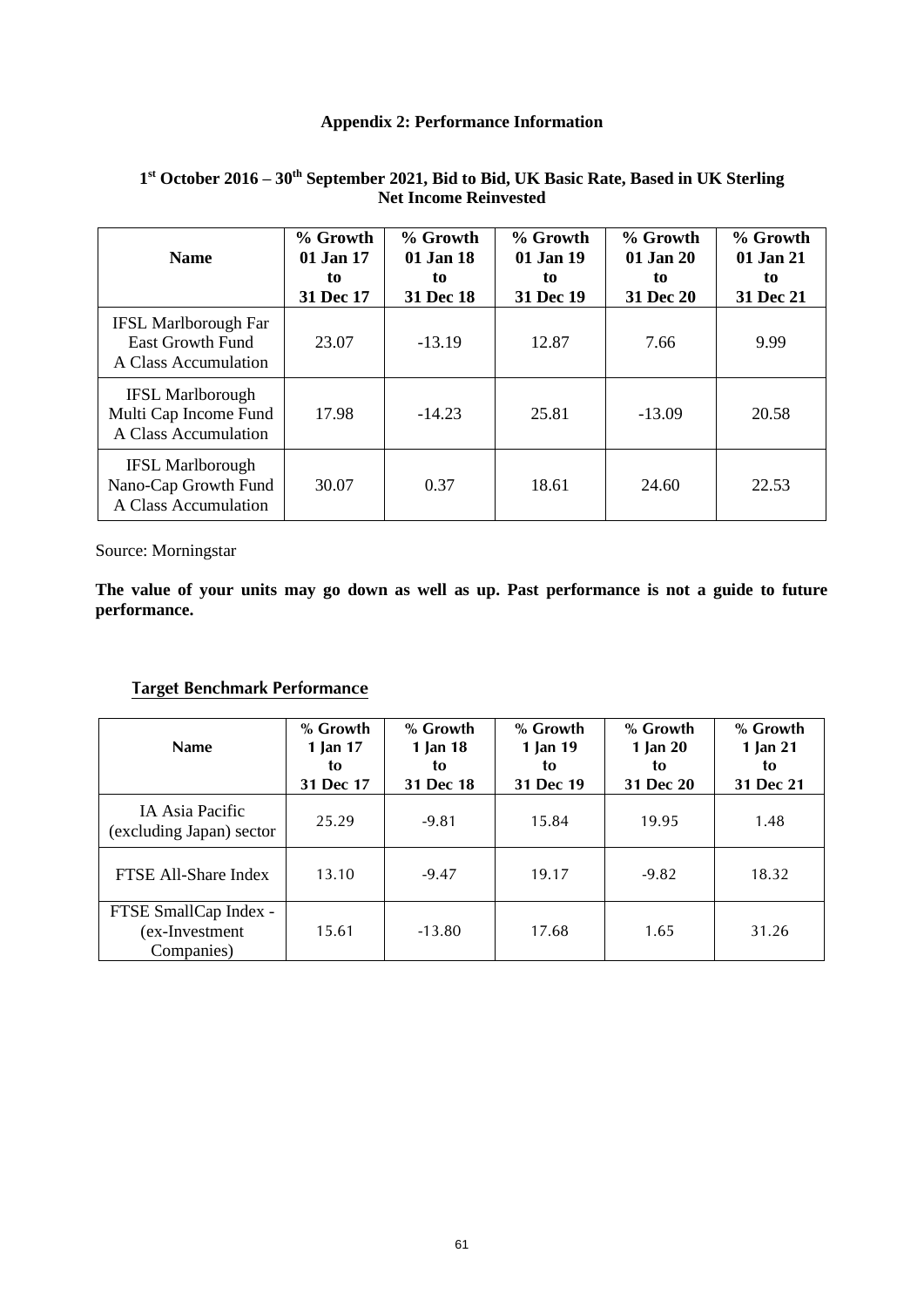## Appendix 2: Performance Information

**1st October 2016 – 30th September 2021, Bid to Bid, UK Basic Rate, Based in UK Sterling Net Income Reinvested**

| Name | % Growth 01 Jan 17 to 31 Dec 17 | % Growth 01 Jan 18 to 31 Dec 18 | % Growth 01 Jan 19 to 31 Dec 19 | % Growth 01 Jan 20 to 31 Dec 20 | % Growth 01 Jan 21 to 31 Dec 21 |
|---|---|---|---|---|---|
| IFSL Marlborough Far East Growth Fund A Class Accumulation | 23.07 | -13.19 | 12.87 | 7.66 | 9.99 |
| IFSL Marlborough Multi Cap Income Fund A Class Accumulation | 17.98 | -14.23 | 25.81 | -13.09 | 20.58 |
| IFSL Marlborough Nano-Cap Growth Fund A Class Accumulation | 30.07 | 0.37 | 18.61 | 24.60 | 22.53 |

Source: Morningstar

**The value of your units may go down as well as up. Past performance is not a guide to future performance.**

### Target Benchmark Performance

| Name | % Growth 1 Jan 17 to 31 Dec 17 | % Growth 1 Jan 18 to 31 Dec 18 | % Growth 1 Jan 19 to 31 Dec 19 | % Growth 1 Jan 20 to 31 Dec 20 | % Growth 1 Jan 21 to 31 Dec 21 |
|---|---|---|---|---|---|
| IA Asia Pacific (excluding Japan) sector | 25.29 | -9.81 | 15.84 | 19.95 | 1.48 |
| FTSE All-Share Index | 13.10 | -9.47 | 19.17 | -9.82 | 18.32 |
| FTSE SmallCap Index - (ex-Investment Companies) | 15.61 | -13.80 | 17.68 | 1.65 | 31.26 |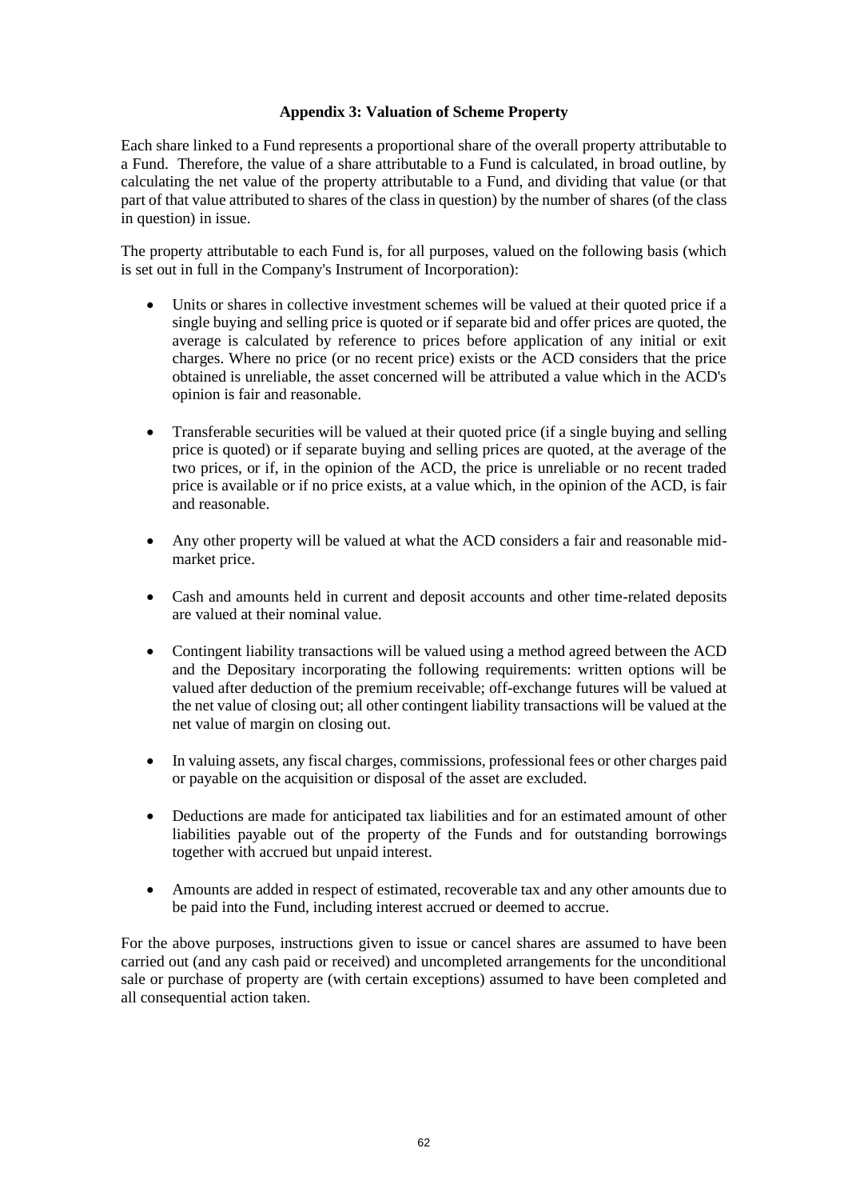## Appendix 3: Valuation of Scheme Property

Each share linked to a Fund represents a proportional share of the overall property attributable to a Fund. Therefore, the value of a share attributable to a Fund is calculated, in broad outline, by calculating the net value of the property attributable to a Fund, and dividing that value (or that part of that value attributed to shares of the class in question) by the number of shares (of the class in question) in issue.

The property attributable to each Fund is, for all purposes, valued on the following basis (which is set out in full in the Company's Instrument of Incorporation):

- Units or shares in collective investment schemes will be valued at their quoted price if a single buying and selling price is quoted or if separate bid and offer prices are quoted, the average is calculated by reference to prices before application of any initial or exit charges. Where no price (or no recent price) exists or the ACD considers that the price obtained is unreliable, the asset concerned will be attributed a value which in the ACD's opinion is fair and reasonable.
- Transferable securities will be valued at their quoted price (if a single buying and selling price is quoted) or if separate buying and selling prices are quoted, at the average of the two prices, or if, in the opinion of the ACD, the price is unreliable or no recent traded price is available or if no price exists, at a value which, in the opinion of the ACD, is fair and reasonable.
- Any other property will be valued at what the ACD considers a fair and reasonable mid-market price.
- Cash and amounts held in current and deposit accounts and other time-related deposits are valued at their nominal value.
- Contingent liability transactions will be valued using a method agreed between the ACD and the Depositary incorporating the following requirements: written options will be valued after deduction of the premium receivable; off-exchange futures will be valued at the net value of closing out; all other contingent liability transactions will be valued at the net value of margin on closing out.
- In valuing assets, any fiscal charges, commissions, professional fees or other charges paid or payable on the acquisition or disposal of the asset are excluded.
- Deductions are made for anticipated tax liabilities and for an estimated amount of other liabilities payable out of the property of the Funds and for outstanding borrowings together with accrued but unpaid interest.
- Amounts are added in respect of estimated, recoverable tax and any other amounts due to be paid into the Fund, including interest accrued or deemed to accrue.

For the above purposes, instructions given to issue or cancel shares are assumed to have been carried out (and any cash paid or received) and uncompleted arrangements for the unconditional sale or purchase of property are (with certain exceptions) assumed to have been completed and all consequential action taken.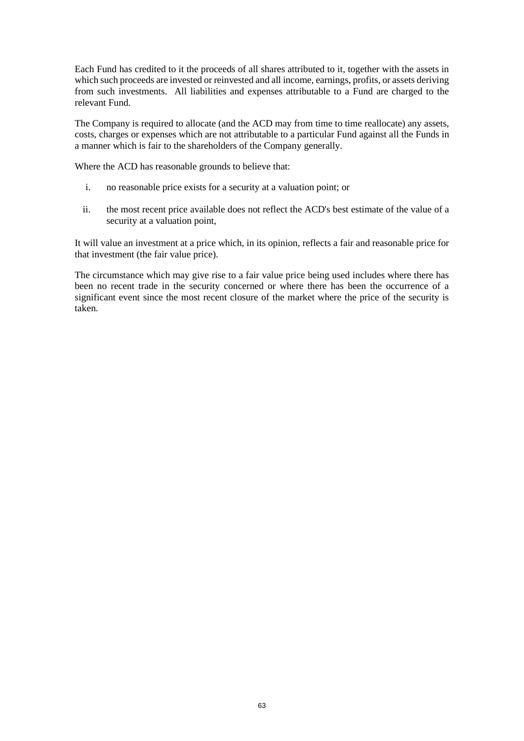Each Fund has credited to it the proceeds of all shares attributed to it, together with the assets in which such proceeds are invested or reinvested and all income, earnings, profits, or assets deriving from such investments. All liabilities and expenses attributable to a Fund are charged to the relevant Fund.

The Company is required to allocate (and the ACD may from time to time reallocate) any assets, costs, charges or expenses which are not attributable to a particular Fund against all the Funds in a manner which is fair to the shareholders of the Company generally.

Where the ACD has reasonable grounds to believe that:

i. no reasonable price exists for a security at a valuation point; or

ii. the most recent price available does not reflect the ACD's best estimate of the value of a security at a valuation point,

It will value an investment at a price which, in its opinion, reflects a fair and reasonable price for that investment (the fair value price).

The circumstance which may give rise to a fair value price being used includes where there has been no recent trade in the security concerned or where there has been the occurrence of a significant event since the most recent closure of the market where the price of the security is taken.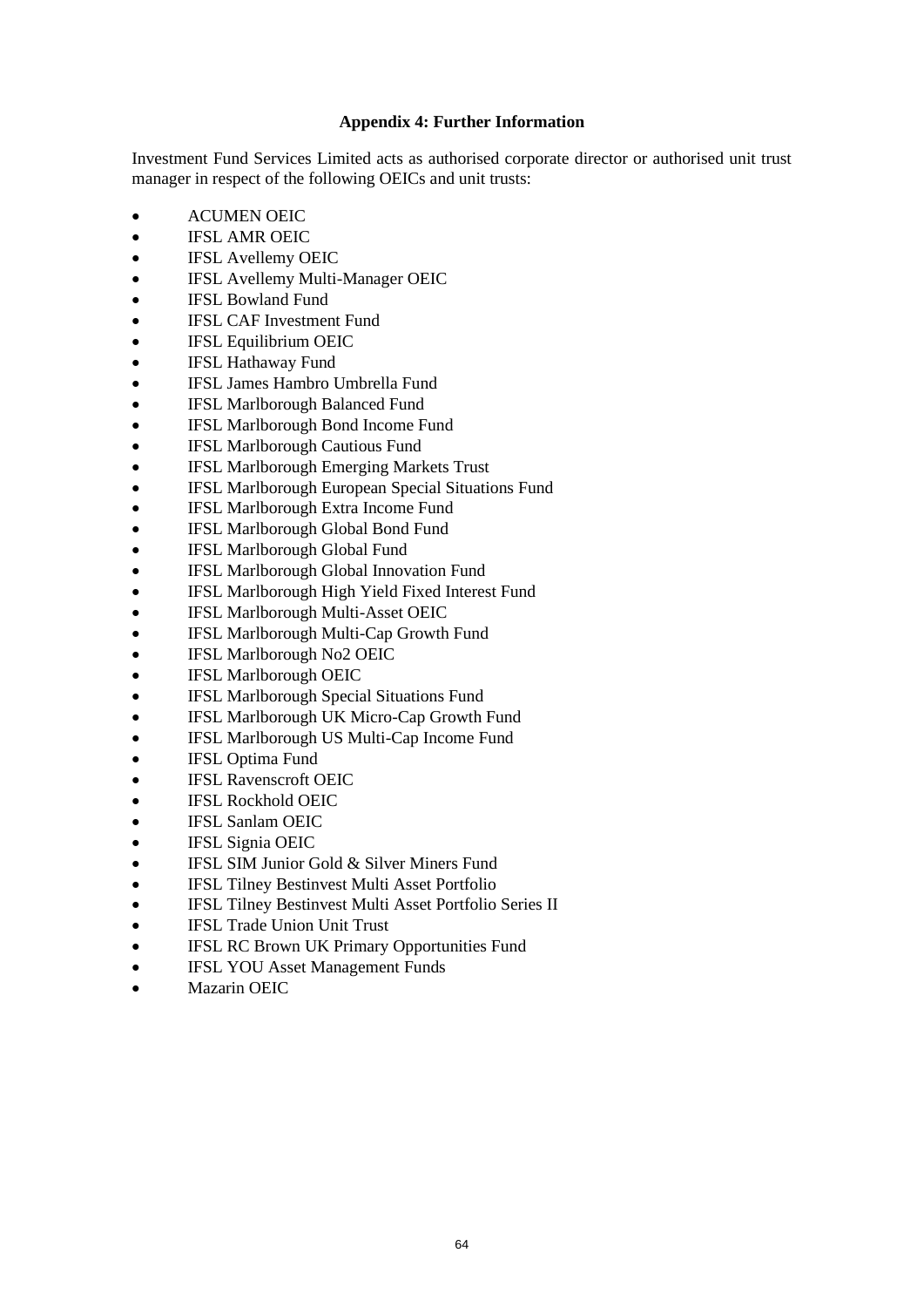## Appendix 4: Further Information

Investment Fund Services Limited acts as authorised corporate director or authorised unit trust manager in respect of the following OEICs and unit trusts:

- ACUMEN OEIC
- IFSL AMR OEIC
- IFSL Avellemy OEIC
- IFSL Avellemy Multi-Manager OEIC
- IFSL Bowland Fund
- IFSL CAF Investment Fund
- IFSL Equilibrium OEIC
- IFSL Hathaway Fund
- IFSL James Hambro Umbrella Fund
- IFSL Marlborough Balanced Fund
- IFSL Marlborough Bond Income Fund
- IFSL Marlborough Cautious Fund
- IFSL Marlborough Emerging Markets Trust
- IFSL Marlborough European Special Situations Fund
- IFSL Marlborough Extra Income Fund
- IFSL Marlborough Global Bond Fund
- IFSL Marlborough Global Fund
- IFSL Marlborough Global Innovation Fund
- IFSL Marlborough High Yield Fixed Interest Fund
- IFSL Marlborough Multi-Asset OEIC
- IFSL Marlborough Multi-Cap Growth Fund
- IFSL Marlborough No2 OEIC
- IFSL Marlborough OEIC
- IFSL Marlborough Special Situations Fund
- IFSL Marlborough UK Micro-Cap Growth Fund
- IFSL Marlborough US Multi-Cap Income Fund
- IFSL Optima Fund
- IFSL Ravenscroft OEIC
- IFSL Rockhold OEIC
- IFSL Sanlam OEIC
- IFSL Signia OEIC
- IFSL SIM Junior Gold & Silver Miners Fund
- IFSL Tilney Bestinvest Multi Asset Portfolio
- IFSL Tilney Bestinvest Multi Asset Portfolio Series II
- IFSL Trade Union Unit Trust
- IFSL RC Brown UK Primary Opportunities Fund
- IFSL YOU Asset Management Funds
- Mazarin OEIC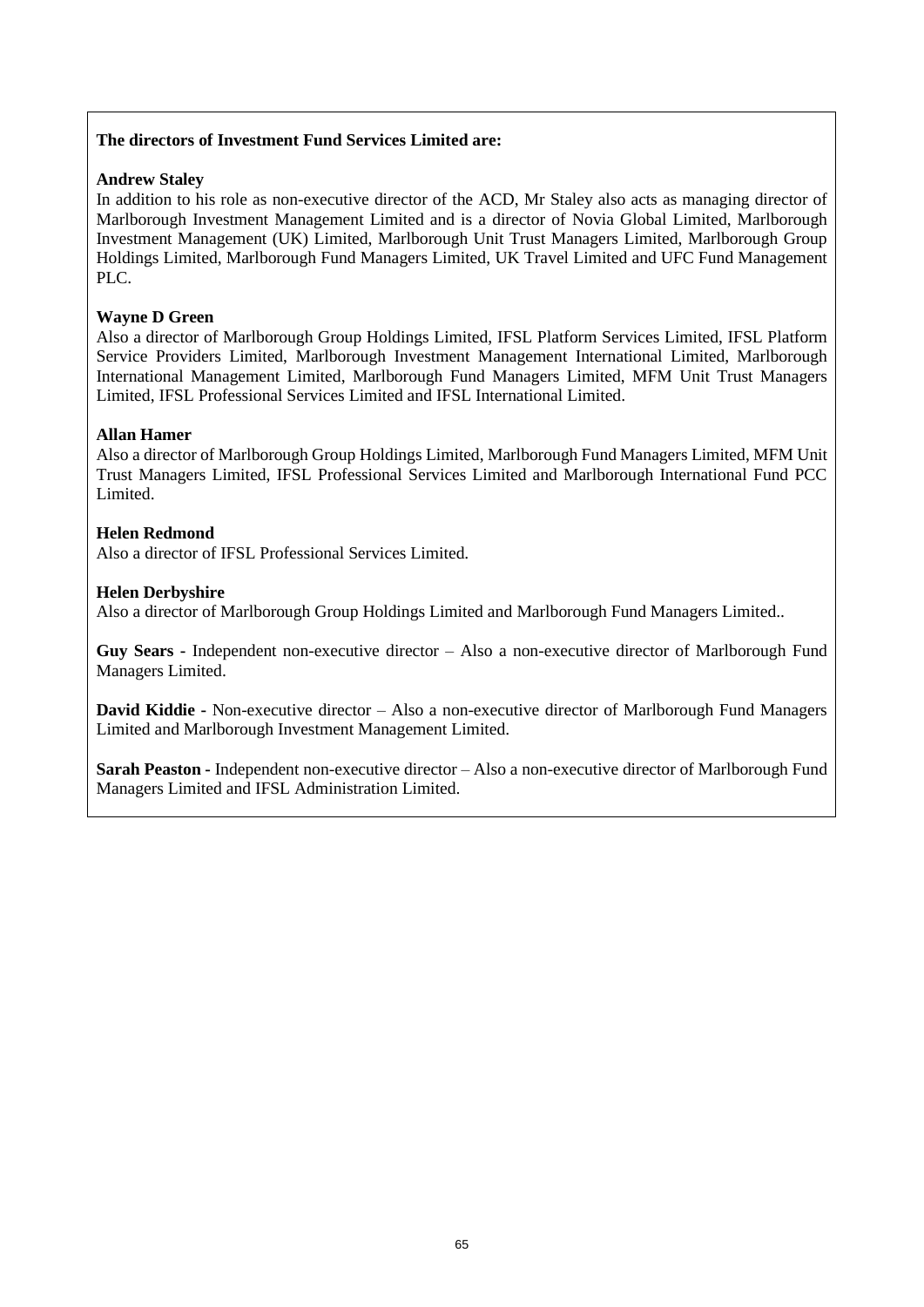**The directors of Investment Fund Services Limited are:**

**Andrew Staley**

In addition to his role as non-executive director of the ACD, Mr Staley also acts as managing director of Marlborough Investment Management Limited and is a director of Novia Global Limited, Marlborough Investment Management (UK) Limited, Marlborough Unit Trust Managers Limited, Marlborough Group Holdings Limited, Marlborough Fund Managers Limited, UK Travel Limited and UFC Fund Management PLC.

**Wayne D Green**

Also a director of Marlborough Group Holdings Limited, IFSL Platform Services Limited, IFSL Platform Service Providers Limited, Marlborough Investment Management International Limited, Marlborough International Management Limited, Marlborough Fund Managers Limited, MFM Unit Trust Managers Limited, IFSL Professional Services Limited and IFSL International Limited.

**Allan Hamer**

Also a director of Marlborough Group Holdings Limited, Marlborough Fund Managers Limited, MFM Unit Trust Managers Limited, IFSL Professional Services Limited and Marlborough International Fund PCC Limited.

**Helen Redmond**

Also a director of IFSL Professional Services Limited.

**Helen Derbyshire**

Also a director of Marlborough Group Holdings Limited and Marlborough Fund Managers Limited..

**Guy Sears -** Independent non-executive director – Also a non-executive director of Marlborough Fund Managers Limited.

**David Kiddie -** Non-executive director – Also a non-executive director of Marlborough Fund Managers Limited and Marlborough Investment Management Limited.

**Sarah Peaston -** Independent non-executive director – Also a non-executive director of Marlborough Fund Managers Limited and IFSL Administration Limited.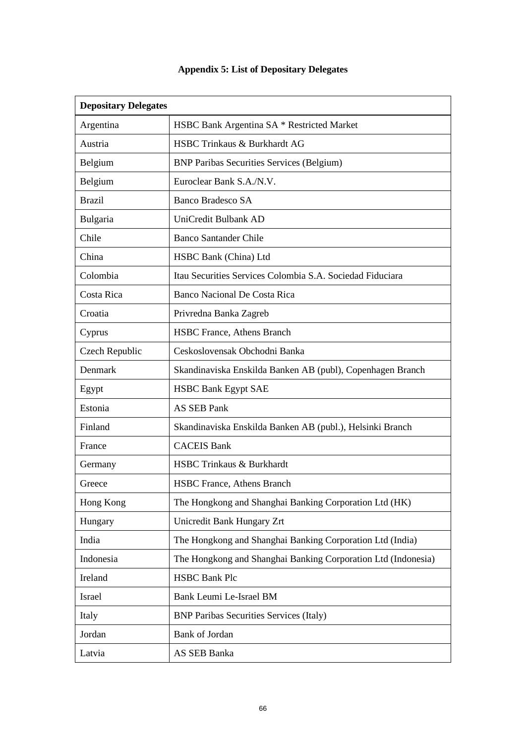**Appendix 5: List of Depositary Delegates**

| Depositary Delegates | |
|---|---|
| Argentina | HSBC Bank Argentina SA * Restricted Market |
| Austria | HSBC Trinkaus & Burkhardt AG |
| Belgium | BNP Paribas Securities Services (Belgium) |
| Belgium | Euroclear Bank S.A./N.V. |
| Brazil | Banco Bradesco SA |
| Bulgaria | UniCredit Bulbank AD |
| Chile | Banco Santander Chile |
| China | HSBC Bank (China) Ltd |
| Colombia | Itau Securities Services Colombia S.A. Sociedad Fiduciara |
| Costa Rica | Banco Nacional De Costa Rica |
| Croatia | Privredna Banka Zagreb |
| Cyprus | HSBC France, Athens Branch |
| Czech Republic | Ceskoslovensak Obchodni Banka |
| Denmark | Skandinaviska Enskilda Banken AB (publ), Copenhagen Branch |
| Egypt | HSBC Bank Egypt SAE |
| Estonia | AS SEB Pank |
| Finland | Skandinaviska Enskilda Banken AB (publ.), Helsinki Branch |
| France | CACEIS Bank |
| Germany | HSBC Trinkaus & Burkhardt |
| Greece | HSBC France, Athens Branch |
| Hong Kong | The Hongkong and Shanghai Banking Corporation Ltd (HK) |
| Hungary | Unicredit Bank Hungary Zrt |
| India | The Hongkong and Shanghai Banking Corporation Ltd (India) |
| Indonesia | The Hongkong and Shanghai Banking Corporation Ltd (Indonesia) |
| Ireland | HSBC Bank Plc |
| Israel | Bank Leumi Le-Israel BM |
| Italy | BNP Paribas Securities Services (Italy) |
| Jordan | Bank of Jordan |
| Latvia | AS SEB Banka |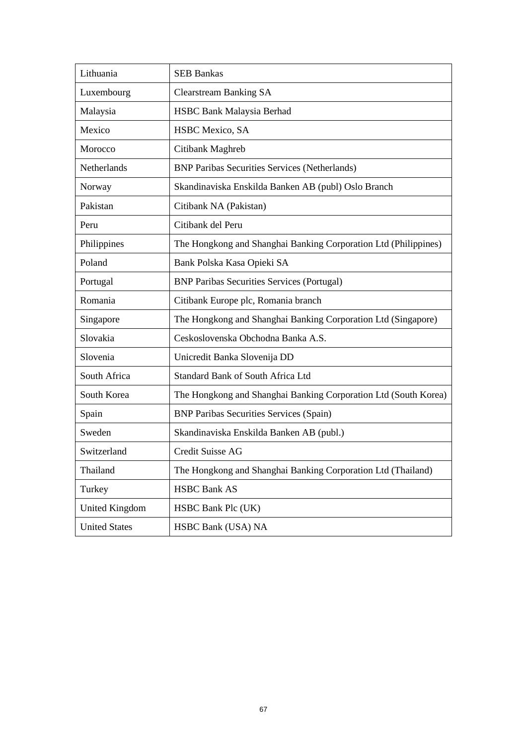| | |
|---|---|
| Lithuania | SEB Bankas |
| Luxembourg | Clearstream Banking SA |
| Malaysia | HSBC Bank Malaysia Berhad |
| Mexico | HSBC Mexico, SA |
| Morocco | Citibank Maghreb |
| Netherlands | BNP Paribas Securities Services (Netherlands) |
| Norway | Skandinaviska Enskilda Banken AB (publ) Oslo Branch |
| Pakistan | Citibank NA (Pakistan) |
| Peru | Citibank del Peru |
| Philippines | The Hongkong and Shanghai Banking Corporation Ltd (Philippines) |
| Poland | Bank Polska Kasa Opieki SA |
| Portugal | BNP Paribas Securities Services (Portugal) |
| Romania | Citibank Europe plc, Romania branch |
| Singapore | The Hongkong and Shanghai Banking Corporation Ltd (Singapore) |
| Slovakia | Ceskoslovenska Obchodna Banka A.S. |
| Slovenia | Unicredit Banka Slovenija DD |
| South Africa | Standard Bank of South Africa Ltd |
| South Korea | The Hongkong and Shanghai Banking Corporation Ltd (South Korea) |
| Spain | BNP Paribas Securities Services (Spain) |
| Sweden | Skandinaviska Enskilda Banken AB (publ.) |
| Switzerland | Credit Suisse AG |
| Thailand | The Hongkong and Shanghai Banking Corporation Ltd (Thailand) |
| Turkey | HSBC Bank AS |
| United Kingdom | HSBC Bank Plc (UK) |
| United States | HSBC Bank (USA) NA |